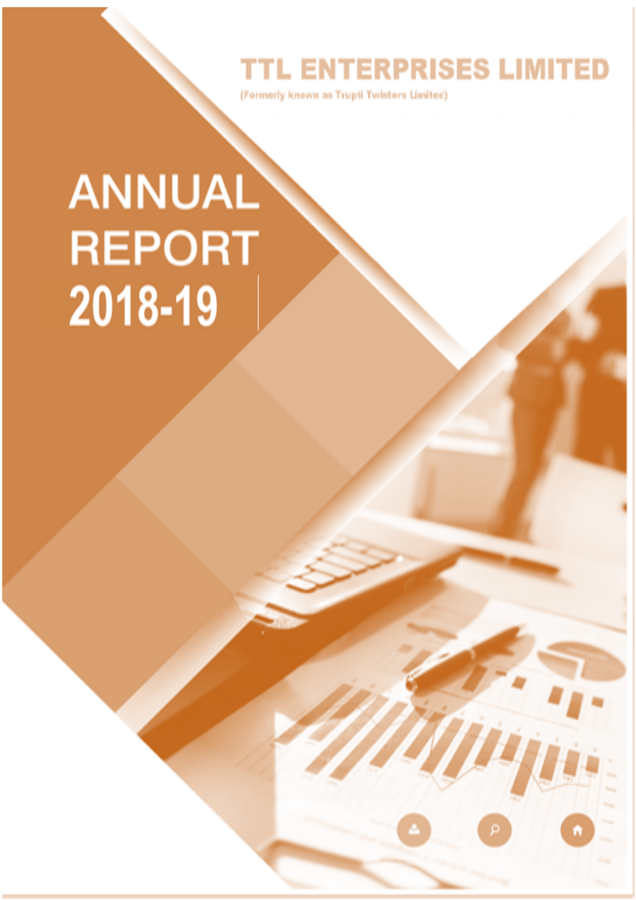# TTL ENTERPRISES LIMITED

(Formerly known as Trupti Twisters Limited)

# ANNUAL REPORT 2018-19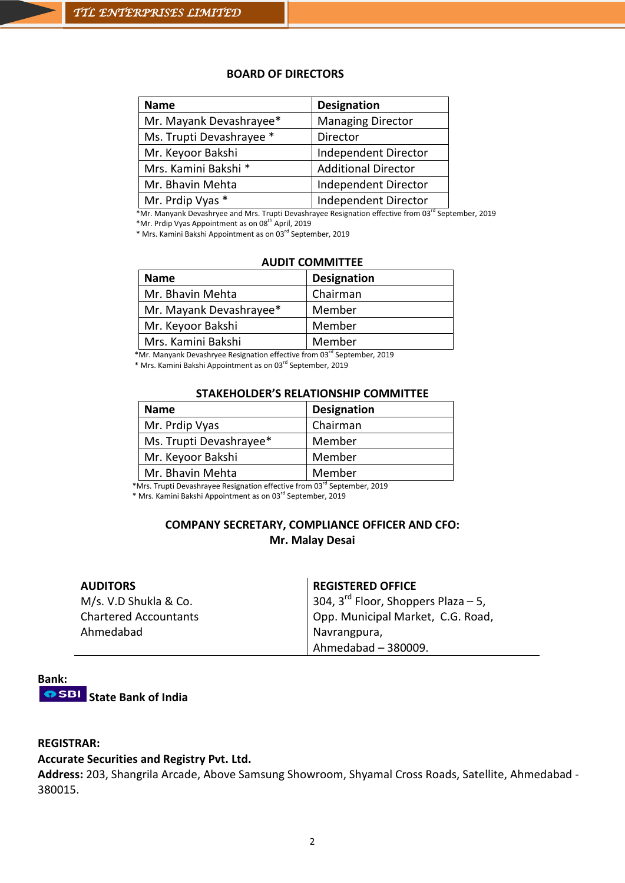## BOARD OF DIRECTORS

| Name | Designation |
|---|---|
| Mr. Mayank Devashrayee* | Managing Director |
| Ms. Trupti Devashrayee * | Director |
| Mr. Keyoor Bakshi | Independent Director |
| Mrs. Kamini Bakshi * | Additional Director |
| Mr. Bhavin Mehta | Independent Director |
| Mr. Prdip Vyas * | Independent Director |

*Mr. Manyank Devashryee and Mrs. Trupti Devashrayee Resignation effective from 03rd September, 2019
*Mr. Prdip Vyas Appointment as on 08th April, 2019
* Mrs. Kamini Bakshi Appointment as on 03rd September, 2019

## AUDIT COMMITTEE

| Name | Designation |
|---|---|
| Mr. Bhavin Mehta | Chairman |
| Mr. Mayank Devashrayee* | Member |
| Mr. Keyoor Bakshi | Member |
| Mrs. Kamini Bakshi | Member |

*Mr. Manyank Devashryee Resignation effective from 03rd September, 2019
* Mrs. Kamini Bakshi Appointment as on 03rd September, 2019

## STAKEHOLDER'S RELATIONSHIP COMMITTEE

| Name | Designation |
|---|---|
| Mr. Prdip Vyas | Chairman |
| Ms. Trupti Devashrayee* | Member |
| Mr. Keyoor Bakshi | Member |
| Mr. Bhavin Mehta | Member |

*Mrs. Trupti Devashrayee Resignation effective from 03rd September, 2019
* Mrs. Kamini Bakshi Appointment as on 03rd September, 2019

## COMPANY SECRETARY, COMPLIANCE OFFICER AND CFO:
**Mr. Malay Desai**

**AUDITORS**
M/s. V.D Shukla & Co.
Chartered Accountants
Ahmedabad

**REGISTERED OFFICE**
304, 3rd Floor, Shoppers Plaza – 5,
Opp. Municipal Market, C.G. Road,
Navrangpura,
Ahmedabad – 380009.

**Bank:**
SBI **State Bank of India**

**REGISTRAR:**
**Accurate Securities and Registry Pvt. Ltd.**
**Address:** 203, Shangrila Arcade, Above Samsung Showroom, Shyamal Cross Roads, Satellite, Ahmedabad - 380015.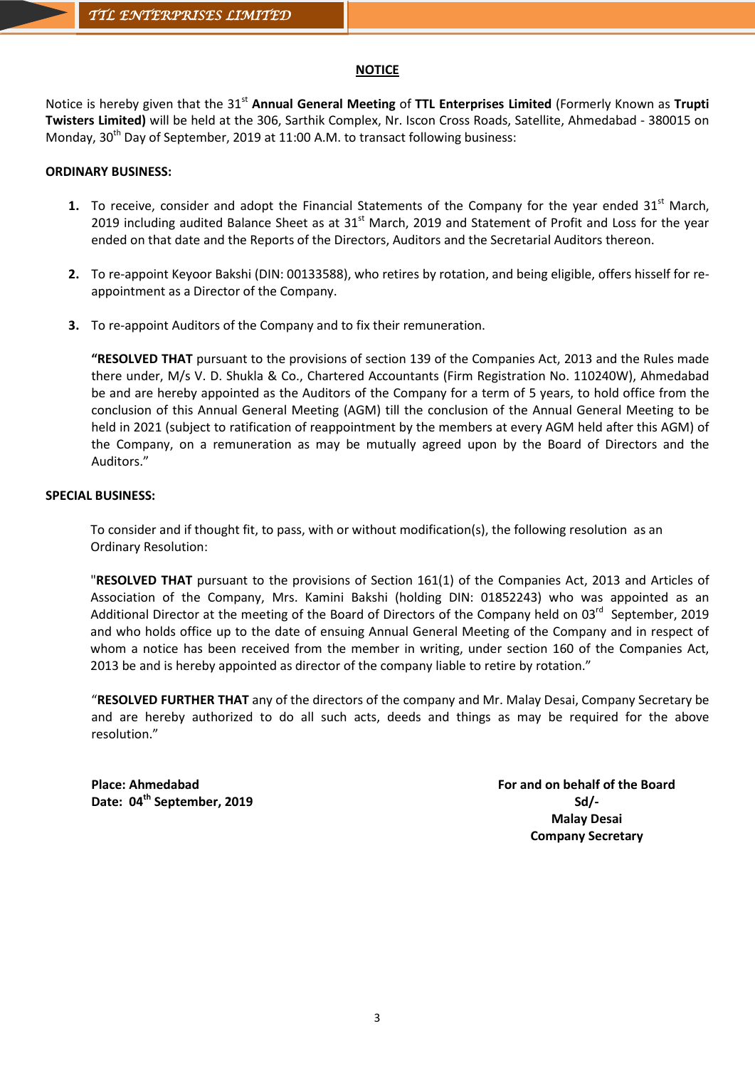## NOTICE

Notice is hereby given that the 31st **Annual General Meeting** of **TTL Enterprises Limited** (Formerly Known as **Trupti Twisters Limited)** will be held at the 306, Sarthik Complex, Nr. Iscon Cross Roads, Satellite, Ahmedabad - 380015 on Monday, 30th Day of September, 2019 at 11:00 A.M. to transact following business:

**ORDINARY BUSINESS:**

1. To receive, consider and adopt the Financial Statements of the Company for the year ended 31st March, 2019 including audited Balance Sheet as at 31st March, 2019 and Statement of Profit and Loss for the year ended on that date and the Reports of the Directors, Auditors and the Secretarial Auditors thereon.

2. To re-appoint Keyoor Bakshi (DIN: 00133588), who retires by rotation, and being eligible, offers hisself for re-appointment as a Director of the Company.

3. To re-appoint Auditors of the Company and to fix their remuneration.

   **"RESOLVED THAT** pursuant to the provisions of section 139 of the Companies Act, 2013 and the Rules made there under, M/s V. D. Shukla & Co., Chartered Accountants (Firm Registration No. 110240W), Ahmedabad be and are hereby appointed as the Auditors of the Company for a term of 5 years, to hold office from the conclusion of this Annual General Meeting (AGM) till the conclusion of the Annual General Meeting to be held in 2021 (subject to ratification of reappointment by the members at every AGM held after this AGM) of the Company, on a remuneration as may be mutually agreed upon by the Board of Directors and the Auditors."

**SPECIAL BUSINESS:**

To consider and if thought fit, to pass, with or without modification(s), the following resolution as an Ordinary Resolution:

"**RESOLVED THAT** pursuant to the provisions of Section 161(1) of the Companies Act, 2013 and Articles of Association of the Company, Mrs. Kamini Bakshi (holding DIN: 01852243) who was appointed as an Additional Director at the meeting of the Board of Directors of the Company held on 03rd September, 2019 and who holds office up to the date of ensuing Annual General Meeting of the Company and in respect of whom a notice has been received from the member in writing, under section 160 of the Companies Act, 2013 be and is hereby appointed as director of the company liable to retire by rotation."

"**RESOLVED FURTHER THAT** any of the directors of the company and Mr. Malay Desai, Company Secretary be and are hereby authorized to do all such acts, deeds and things as may be required for the above resolution."

**Place: Ahmedabad**
**Date: 04th September, 2019**

**For and on behalf of the Board**
**Sd/-**
**Malay Desai**
**Company Secretary**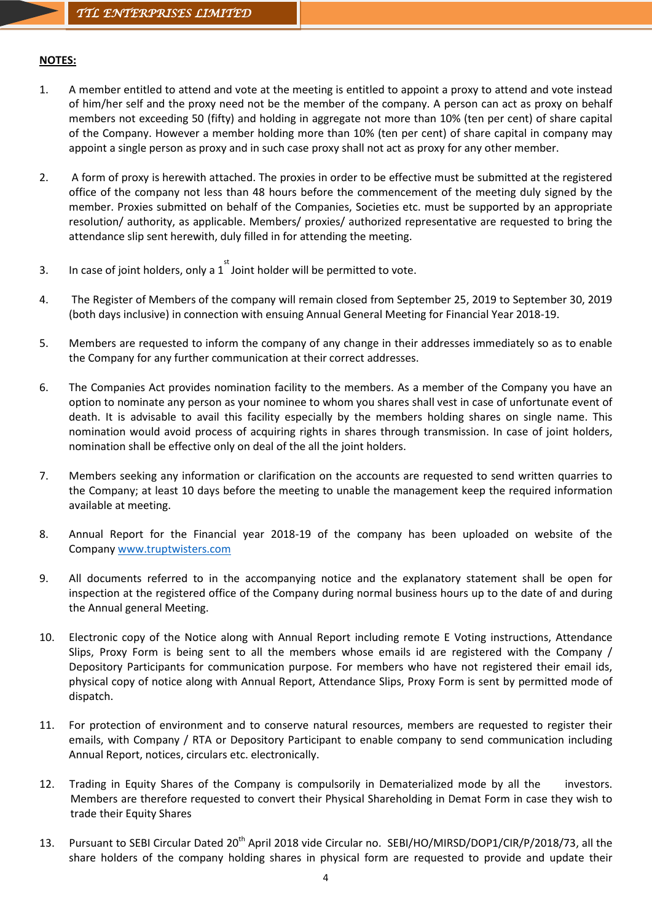**NOTES:**

1. A member entitled to attend and vote at the meeting is entitled to appoint a proxy to attend and vote instead of him/her self and the proxy need not be the member of the company. A person can act as proxy on behalf members not exceeding 50 (fifty) and holding in aggregate not more than 10% (ten per cent) of share capital of the Company. However a member holding more than 10% (ten per cent) of share capital in company may appoint a single person as proxy and in such case proxy shall not act as proxy for any other member.

2. A form of proxy is herewith attached. The proxies in order to be effective must be submitted at the registered office of the company not less than 48 hours before the commencement of the meeting duly signed by the member. Proxies submitted on behalf of the Companies, Societies etc. must be supported by an appropriate resolution/ authority, as applicable. Members/ proxies/ authorized representative are requested to bring the attendance slip sent herewith, duly filled in for attending the meeting.

3. In case of joint holders, only a 1st Joint holder will be permitted to vote.

4. The Register of Members of the company will remain closed from September 25, 2019 to September 30, 2019 (both days inclusive) in connection with ensuing Annual General Meeting for Financial Year 2018-19.

5. Members are requested to inform the company of any change in their addresses immediately so as to enable the Company for any further communication at their correct addresses.

6. The Companies Act provides nomination facility to the members. As a member of the Company you have an option to nominate any person as your nominee to whom you shares shall vest in case of unfortunate event of death. It is advisable to avail this facility especially by the members holding shares on single name. This nomination would avoid process of acquiring rights in shares through transmission. In case of joint holders, nomination shall be effective only on deal of the all the joint holders.

7. Members seeking any information or clarification on the accounts are requested to send written quarries to the Company; at least 10 days before the meeting to unable the management keep the required information available at meeting.

8. Annual Report for the Financial year 2018-19 of the company has been uploaded on website of the Company [www.truptwisters.com](www.truptwisters.com)

9. All documents referred to in the accompanying notice and the explanatory statement shall be open for inspection at the registered office of the Company during normal business hours up to the date of and during the Annual general Meeting.

10. Electronic copy of the Notice along with Annual Report including remote E Voting instructions, Attendance Slips, Proxy Form is being sent to all the members whose emails id are registered with the Company / Depository Participants for communication purpose. For members who have not registered their email ids, physical copy of notice along with Annual Report, Attendance Slips, Proxy Form is sent by permitted mode of dispatch.

11. For protection of environment and to conserve natural resources, members are requested to register their emails, with Company / RTA or Depository Participant to enable company to send communication including Annual Report, notices, circulars etc. electronically.

12. Trading in Equity Shares of the Company is compulsorily in Dematerialized mode by all the investors. Members are therefore requested to convert their Physical Shareholding in Demat Form in case they wish to trade their Equity Shares

13. Pursuant to SEBI Circular Dated 20th April 2018 vide Circular no. SEBI/HO/MIRSD/DOP1/CIR/P/2018/73, all the share holders of the company holding shares in physical form are requested to provide and update their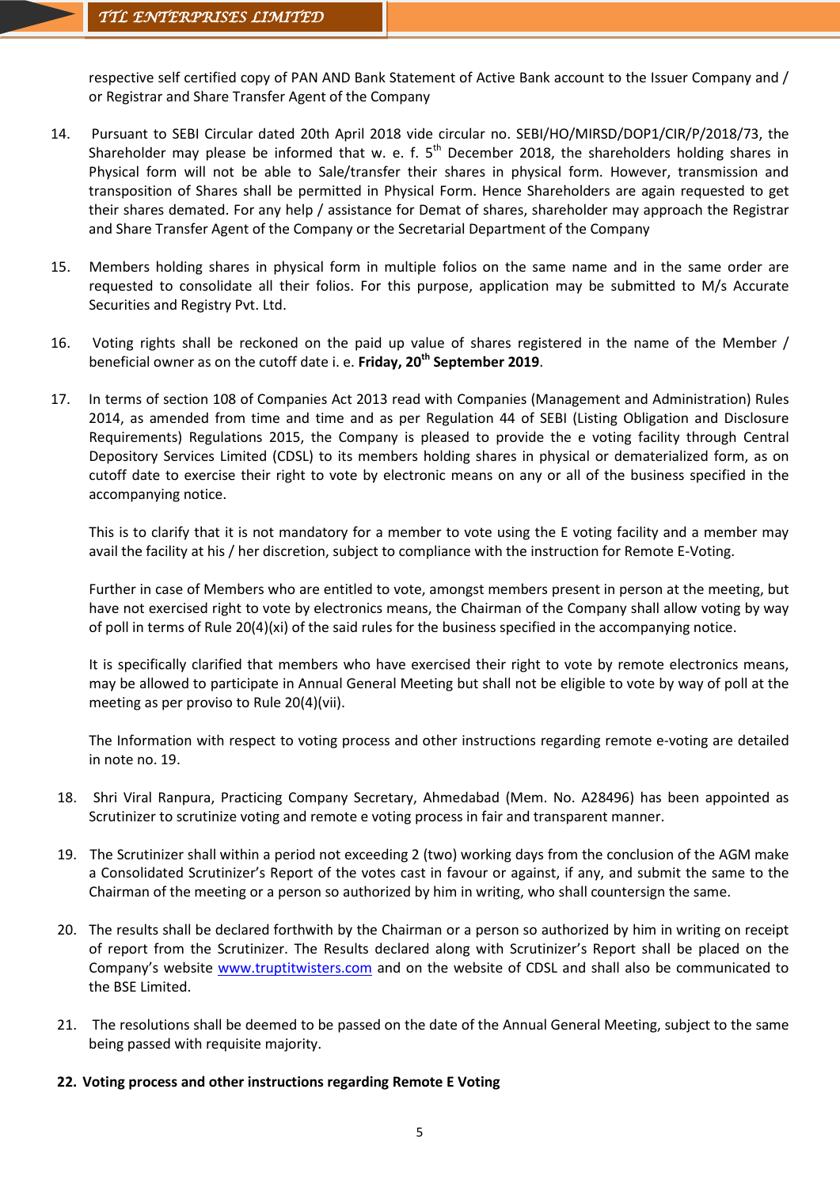respective self certified copy of PAN AND Bank Statement of Active Bank account to the Issuer Company and / or Registrar and Share Transfer Agent of the Company

14. Pursuant to SEBI Circular dated 20th April 2018 vide circular no. SEBI/HO/MIRSD/DOP1/CIR/P/2018/73, the Shareholder may please be informed that w. e. f. 5th December 2018, the shareholders holding shares in Physical form will not be able to Sale/transfer their shares in physical form. However, transmission and transposition of Shares shall be permitted in Physical Form. Hence Shareholders are again requested to get their shares demated. For any help / assistance for Demat of shares, shareholder may approach the Registrar and Share Transfer Agent of the Company or the Secretarial Department of the Company

15. Members holding shares in physical form in multiple folios on the same name and in the same order are requested to consolidate all their folios. For this purpose, application may be submitted to M/s Accurate Securities and Registry Pvt. Ltd.

16. Voting rights shall be reckoned on the paid up value of shares registered in the name of the Member / beneficial owner as on the cutoff date i. e. **Friday, 20th September 2019**.

17. In terms of section 108 of Companies Act 2013 read with Companies (Management and Administration) Rules 2014, as amended from time and time and as per Regulation 44 of SEBI (Listing Obligation and Disclosure Requirements) Regulations 2015, the Company is pleased to provide the e voting facility through Central Depository Services Limited (CDSL) to its members holding shares in physical or dematerialized form, as on cutoff date to exercise their right to vote by electronic means on any or all of the business specified in the accompanying notice.

    This is to clarify that it is not mandatory for a member to vote using the E voting facility and a member may avail the facility at his / her discretion, subject to compliance with the instruction for Remote E-Voting.

    Further in case of Members who are entitled to vote, amongst members present in person at the meeting, but have not exercised right to vote by electronics means, the Chairman of the Company shall allow voting by way of poll in terms of Rule 20(4)(xi) of the said rules for the business specified in the accompanying notice.

    It is specifically clarified that members who have exercised their right to vote by remote electronics means, may be allowed to participate in Annual General Meeting but shall not be eligible to vote by way of poll at the meeting as per proviso to Rule 20(4)(vii).

    The Information with respect to voting process and other instructions regarding remote e-voting are detailed in note no. 19.

18. Shri Viral Ranpura, Practicing Company Secretary, Ahmedabad (Mem. No. A28496) has been appointed as Scrutinizer to scrutinize voting and remote e voting process in fair and transparent manner.

19. The Scrutinizer shall within a period not exceeding 2 (two) working days from the conclusion of the AGM make a Consolidated Scrutinizer's Report of the votes cast in favour or against, if any, and submit the same to the Chairman of the meeting or a person so authorized by him in writing, who shall countersign the same.

20. The results shall be declared forthwith by the Chairman or a person so authorized by him in writing on receipt of report from the Scrutinizer. The Results declared along with Scrutinizer's Report shall be placed on the Company's website www.truptitwisters.com and on the website of CDSL and shall also be communicated to the BSE Limited.

21. The resolutions shall be deemed to be passed on the date of the Annual General Meeting, subject to the same being passed with requisite majority.

**22. Voting process and other instructions regarding Remote E Voting**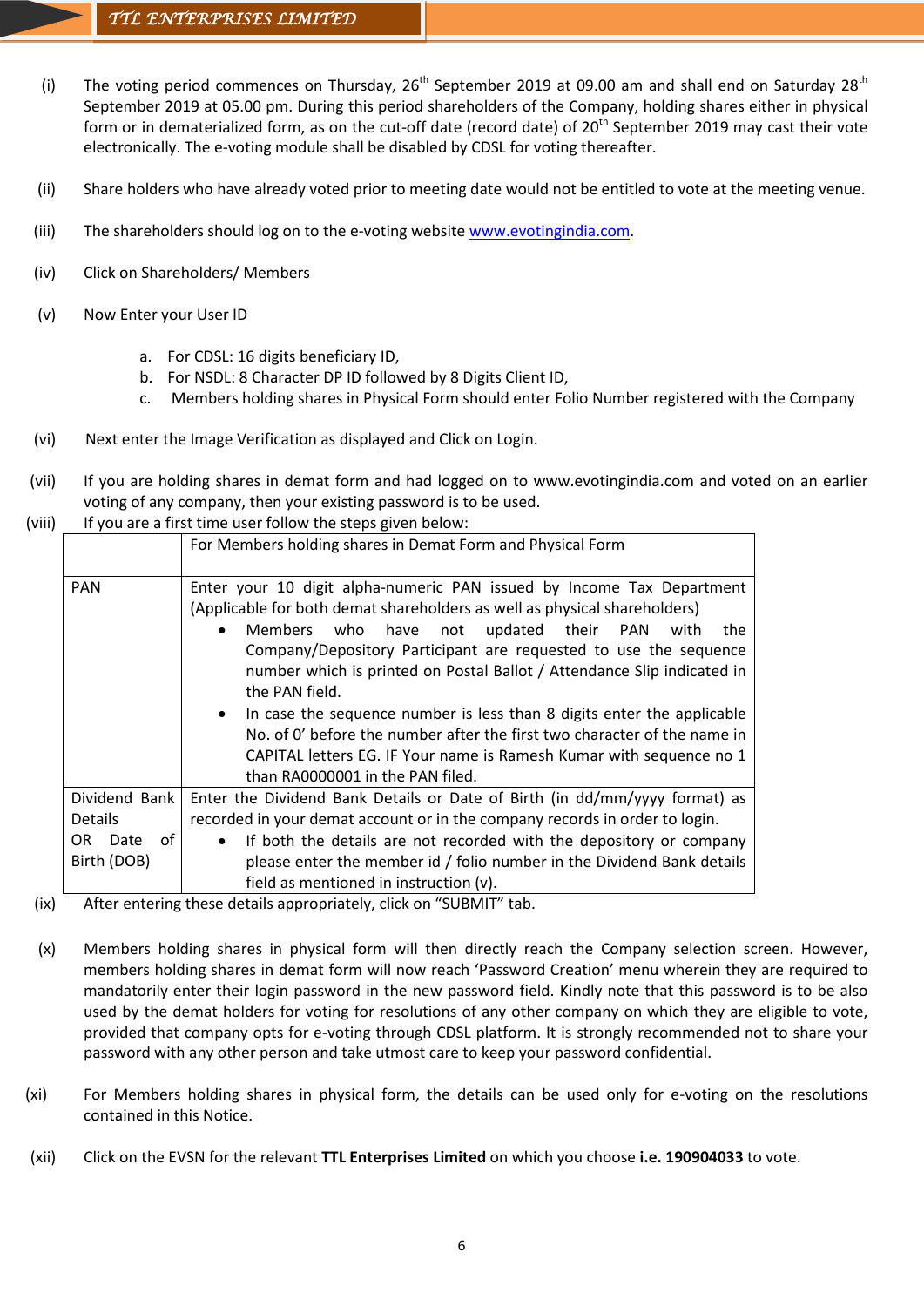(i) The voting period commences on Thursday, 26th September 2019 at 09.00 am and shall end on Saturday 28th September 2019 at 05.00 pm. During this period shareholders of the Company, holding shares either in physical form or in dematerialized form, as on the cut-off date (record date) of 20th September 2019 may cast their vote electronically. The e-voting module shall be disabled by CDSL for voting thereafter.

(ii) Share holders who have already voted prior to meeting date would not be entitled to vote at the meeting venue.

(iii) The shareholders should log on to the e-voting website www.evotingindia.com.

(iv) Click on Shareholders/ Members

(v) Now Enter your User ID

   a. For CDSL: 16 digits beneficiary ID,
   b. For NSDL: 8 Character DP ID followed by 8 Digits Client ID,
   c. Members holding shares in Physical Form should enter Folio Number registered with the Company

(vi) Next enter the Image Verification as displayed and Click on Login.

(vii) If you are holding shares in demat form and had logged on to www.evotingindia.com and voted on an earlier voting of any company, then your existing password is to be used.

(viii) If you are a first time user follow the steps given below:

| | For Members holding shares in Demat Form and Physical Form |
|---|---|
| PAN | Enter your 10 digit alpha-numeric PAN issued by Income Tax Department (Applicable for both demat shareholders as well as physical shareholders)<br>• Members who have not updated their PAN with the Company/Depository Participant are requested to use the sequence number which is printed on Postal Ballot / Attendance Slip indicated in the PAN field.<br>• In case the sequence number is less than 8 digits enter the applicable No. of 0' before the number after the first two character of the name in CAPITAL letters EG. IF Your name is Ramesh Kumar with sequence no 1 than RA0000001 in the PAN filed. |
| Dividend Bank Details OR Date of Birth (DOB) | Enter the Dividend Bank Details or Date of Birth (in dd/mm/yyyy format) as recorded in your demat account or in the company records in order to login.<br>• If both the details are not recorded with the depository or company please enter the member id / folio number in the Dividend Bank details field as mentioned in instruction (v). |

(ix) After entering these details appropriately, click on "SUBMIT" tab.

(x) Members holding shares in physical form will then directly reach the Company selection screen. However, members holding shares in demat form will now reach 'Password Creation' menu wherein they are required to mandatorily enter their login password in the new password field. Kindly note that this password is to be also used by the demat holders for voting for resolutions of any other company on which they are eligible to vote, provided that company opts for e-voting through CDSL platform. It is strongly recommended not to share your password with any other person and take utmost care to keep your password confidential.

(xi) For Members holding shares in physical form, the details can be used only for e-voting on the resolutions contained in this Notice.

(xii) Click on the EVSN for the relevant **TTL Enterprises Limited** on which you choose **i.e. 190904033** to vote.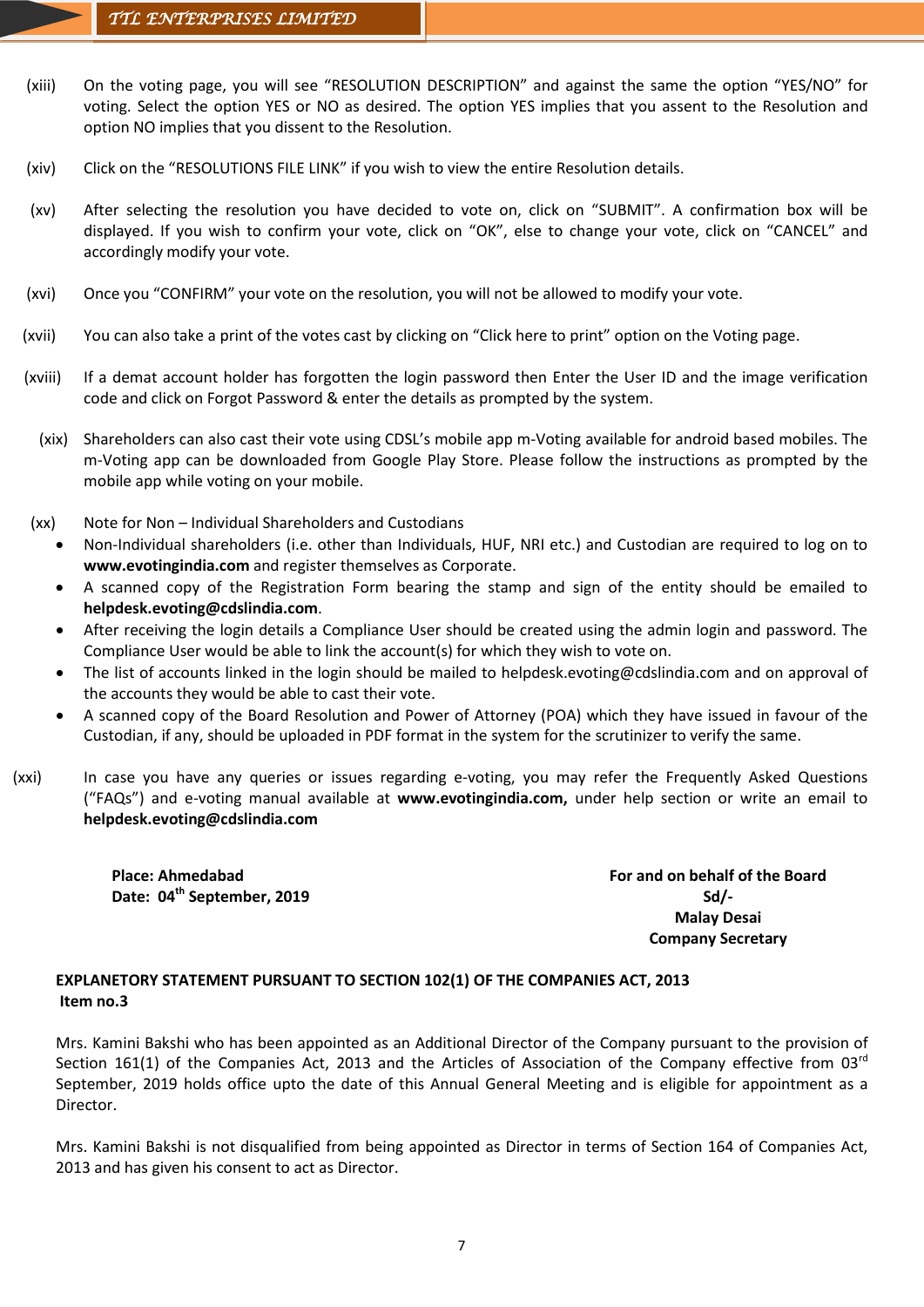(xiii) On the voting page, you will see "RESOLUTION DESCRIPTION" and against the same the option "YES/NO" for voting. Select the option YES or NO as desired. The option YES implies that you assent to the Resolution and option NO implies that you dissent to the Resolution.

(xiv) Click on the "RESOLUTIONS FILE LINK" if you wish to view the entire Resolution details.

(xv) After selecting the resolution you have decided to vote on, click on "SUBMIT". A confirmation box will be displayed. If you wish to confirm your vote, click on "OK", else to change your vote, click on "CANCEL" and accordingly modify your vote.

(xvi) Once you "CONFIRM" your vote on the resolution, you will not be allowed to modify your vote.

(xvii) You can also take a print of the votes cast by clicking on "Click here to print" option on the Voting page.

(xviii) If a demat account holder has forgotten the login password then Enter the User ID and the image verification code and click on Forgot Password & enter the details as prompted by the system.

(xix) Shareholders can also cast their vote using CDSL's mobile app m-Voting available for android based mobiles. The m-Voting app can be downloaded from Google Play Store. Please follow the instructions as prompted by the mobile app while voting on your mobile.

(xx) Note for Non – Individual Shareholders and Custodians

- Non-Individual shareholders (i.e. other than Individuals, HUF, NRI etc.) and Custodian are required to log on to **www.evotingindia.com** and register themselves as Corporate.
- A scanned copy of the Registration Form bearing the stamp and sign of the entity should be emailed to **helpdesk.evoting@cdslindia.com**.
- After receiving the login details a Compliance User should be created using the admin login and password. The Compliance User would be able to link the account(s) for which they wish to vote on.
- The list of accounts linked in the login should be mailed to helpdesk.evoting@cdslindia.com and on approval of the accounts they would be able to cast their vote.
- A scanned copy of the Board Resolution and Power of Attorney (POA) which they have issued in favour of the Custodian, if any, should be uploaded in PDF format in the system for the scrutinizer to verify the same.

(xxi) In case you have any queries or issues regarding e-voting, you may refer the Frequently Asked Questions ("FAQs") and e-voting manual available at **www.evotingindia.com,** under help section or write an email to **helpdesk.evoting@cdslindia.com**

**Place: Ahmedabad**
**Date: 04th September, 2019**

**For and on behalf of the Board**
**Sd/-**
**Malay Desai**
**Company Secretary**

**EXPLANETORY STATEMENT PURSUANT TO SECTION 102(1) OF THE COMPANIES ACT, 2013**
**Item no.3**

Mrs. Kamini Bakshi who has been appointed as an Additional Director of the Company pursuant to the provision of Section 161(1) of the Companies Act, 2013 and the Articles of Association of the Company effective from 03rd September, 2019 holds office upto the date of this Annual General Meeting and is eligible for appointment as a Director.

Mrs. Kamini Bakshi is not disqualified from being appointed as Director in terms of Section 164 of Companies Act, 2013 and has given his consent to act as Director.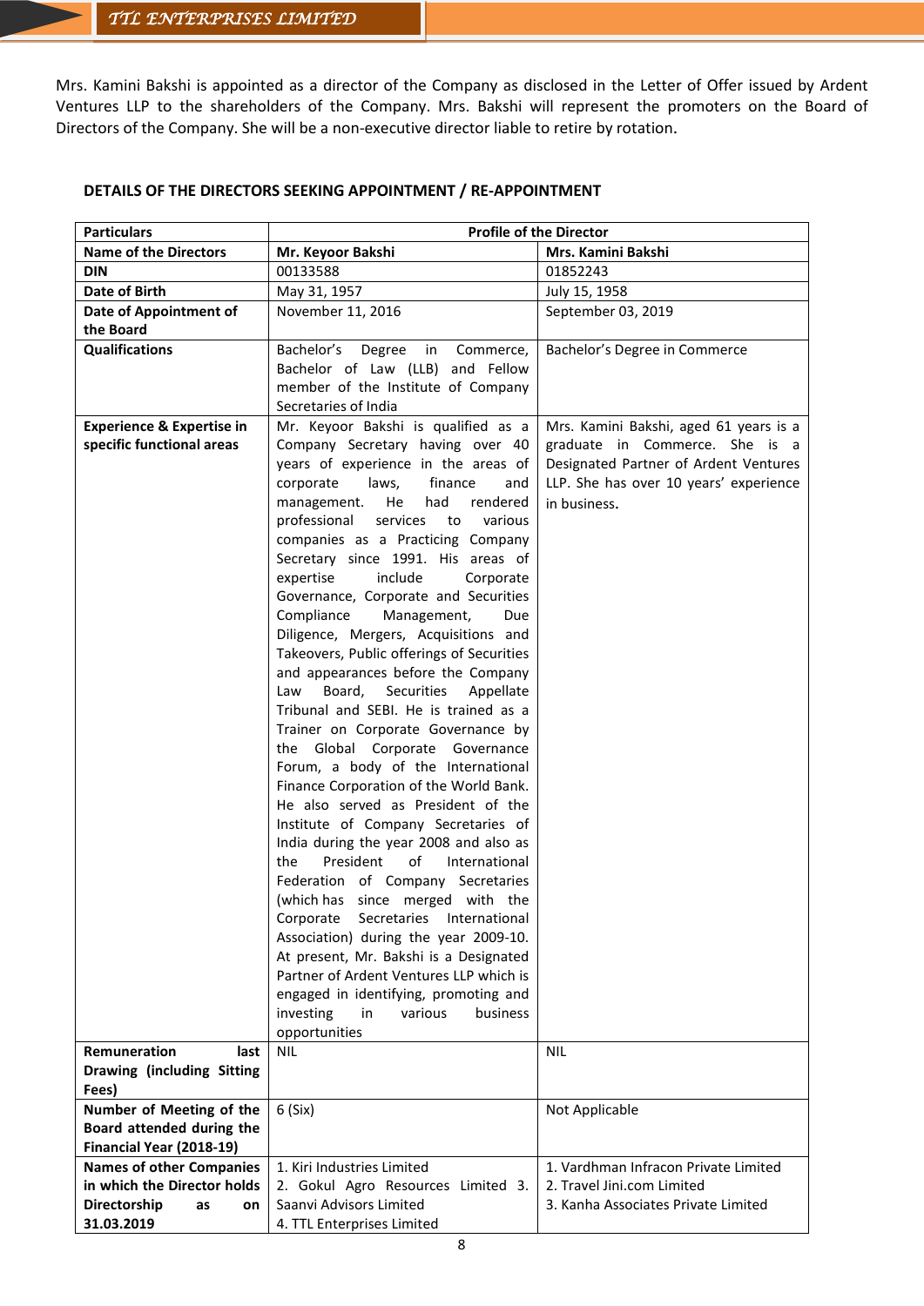Mrs. Kamini Bakshi is appointed as a director of the Company as disclosed in the Letter of Offer issued by Ardent Ventures LLP to the shareholders of the Company. Mrs. Bakshi will represent the promoters on the Board of Directors of the Company. She will be a non-executive director liable to retire by rotation.

**DETAILS OF THE DIRECTORS SEEKING APPOINTMENT / RE-APPOINTMENT**

| **Particulars** | **Profile of the Director** | |
|---|---|---|
| **Name of the Directors** | **Mr. Keyoor Bakshi** | **Mrs. Kamini Bakshi** |
| **DIN** | 00133588 | 01852243 |
| **Date of Birth** | May 31, 1957 | July 15, 1958 |
| **Date of Appointment of the Board** | November 11, 2016 | September 03, 2019 |
| **Qualifications** | Bachelor's Degree in Commerce, Bachelor of Law (LLB) and Fellow member of the Institute of Company Secretaries of India | Bachelor's Degree in Commerce |
| **Experience & Expertise in specific functional areas** | Mr. Keyoor Bakshi is qualified as a Company Secretary having over 40 years of experience in the areas of corporate laws, finance and management. He had rendered professional services to various companies as a Practicing Company Secretary since 1991. His areas of expertise include Corporate Governance, Corporate and Securities Compliance Management, Due Diligence, Mergers, Acquisitions and Takeovers, Public offerings of Securities and appearances before the Company Law Board, Securities Appellate Tribunal and SEBI. He is trained as a Trainer on Corporate Governance by the Global Corporate Governance Forum, a body of the International Finance Corporation of the World Bank. He also served as President of the Institute of Company Secretaries of India during the year 2008 and also as the President of International Federation of Company Secretaries (which has since merged with the Corporate Secretaries International Association) during the year 2009-10. At present, Mr. Bakshi is a Designated Partner of Ardent Ventures LLP which is engaged in identifying, promoting and investing in various business opportunities | Mrs. Kamini Bakshi, aged 61 years is a graduate in Commerce. She is a Designated Partner of Ardent Ventures LLP. She has over 10 years' experience in business. |
| **Remuneration last Drawing (including Sitting Fees)** | NIL | NIL |
| **Number of Meeting of the Board attended during the Financial Year (2018-19)** | 6 (Six) | Not Applicable |
| **Names of other Companies in which the Director holds Directorship as on 31.03.2019** | 1. Kiri Industries Limited<br>2. Gokul Agro Resources Limited<br>3. Saanvi Advisors Limited<br>4. TTL Enterprises Limited | 1. Vardhman Infracon Private Limited<br>2. Travel Jini.com Limited<br>3. Kanha Associates Private Limited |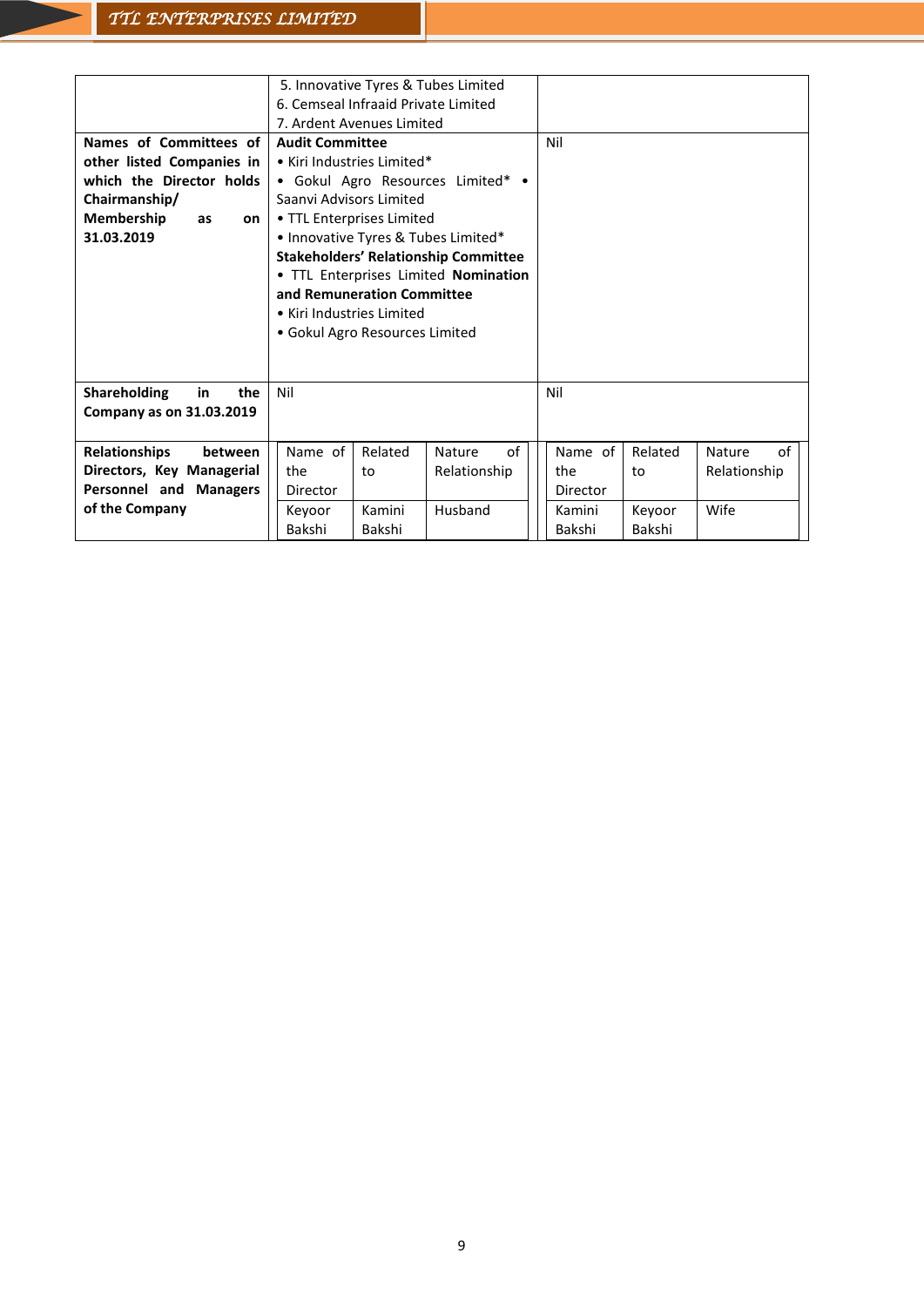| | | |
|---|---|---|
| | 5. Innovative Tyres & Tubes Limited<br>6. Cemseal Infraaid Private Limited<br>7. Ardent Avenues Limited | |
| **Names of Committees of other listed Companies in which the Director holds Chairmanship/ Membership as on 31.03.2019** | **Audit Committee**<br>• Kiri Industries Limited*<br>• Gokul Agro Resources Limited* • Saanvi Advisors Limited<br>• TTL Enterprises Limited<br>• Innovative Tyres & Tubes Limited*<br>**Stakeholders' Relationship Committee**<br>• TTL Enterprises Limited **Nomination and Remuneration Committee**<br>• Kiri Industries Limited<br>• Gokul Agro Resources Limited | Nil |
| **Shareholding in the Company as on 31.03.2019** | Nil | Nil |
| **Relationships between Directors, Key Managerial Personnel and Managers of the Company** | Name of the Director: Keyoor Bakshi; Related to: Kamini Bakshi; Nature of Relationship: Husband | Name of the Director: Kamini Bakshi; Related to: Keyoor Bakshi; Nature of Relationship: Wife |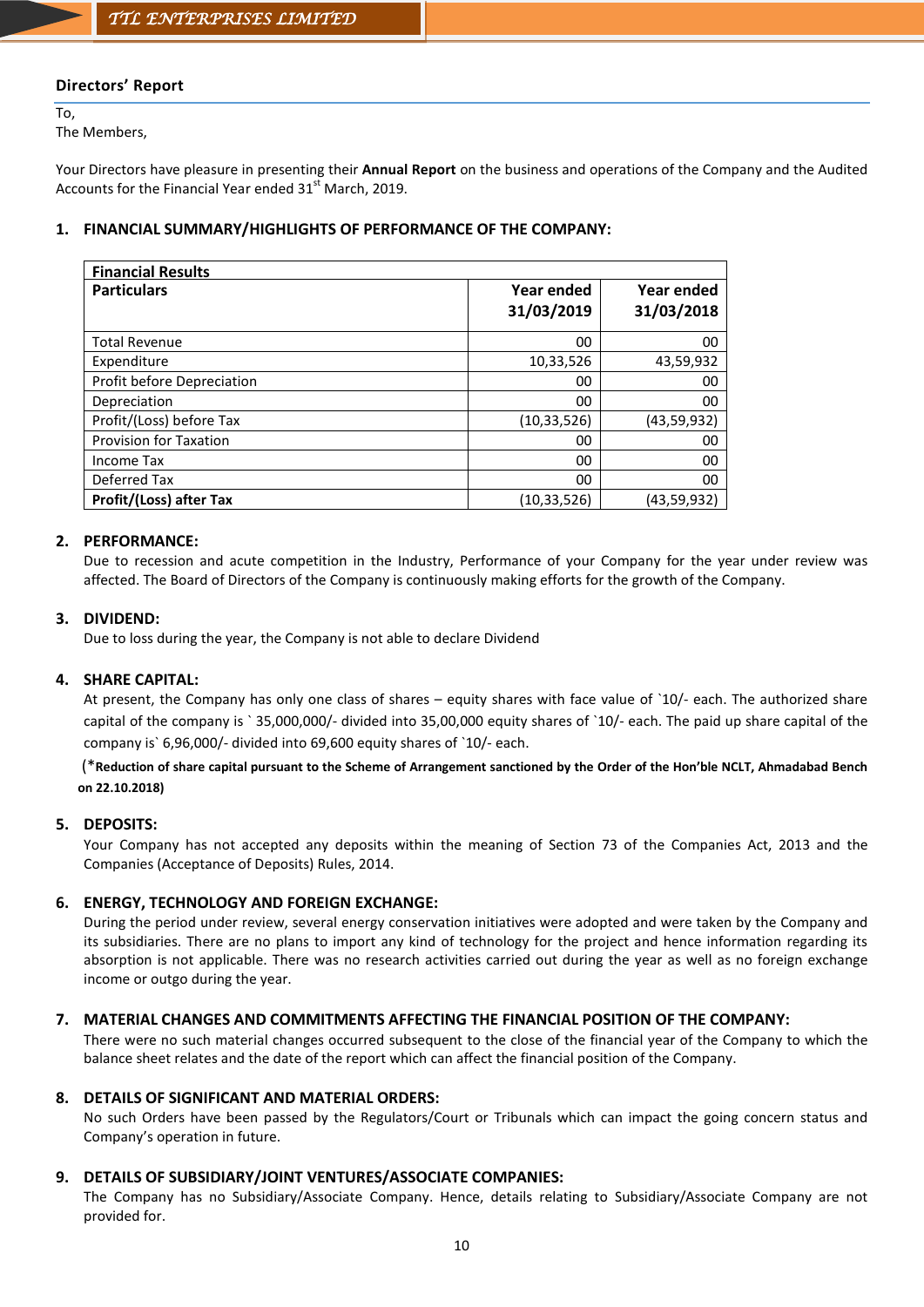## Directors' Report

To,
The Members,

Your Directors have pleasure in presenting their **Annual Report** on the business and operations of the Company and the Audited Accounts for the Financial Year ended 31st March, 2019.

### 1. FINANCIAL SUMMARY/HIGHLIGHTS OF PERFORMANCE OF THE COMPANY:

| Financial Results | | |
|---|---|---|
| **Particulars** | **Year ended 31/03/2019** | **Year ended 31/03/2018** |
| Total Revenue | 00 | 00 |
| Expenditure | 10,33,526 | 43,59,932 |
| Profit before Depreciation | 00 | 00 |
| Depreciation | 00 | 00 |
| Profit/(Loss) before Tax | (10,33,526) | (43,59,932) |
| Provision for Taxation | 00 | 00 |
| Income Tax | 00 | 00 |
| Deferred Tax | 00 | 00 |
| **Profit/(Loss) after Tax** | (10,33,526) | (43,59,932) |

### 2. PERFORMANCE:

Due to recession and acute competition in the Industry, Performance of your Company for the year under review was affected. The Board of Directors of the Company is continuously making efforts for the growth of the Company.

### 3. DIVIDEND:

Due to loss during the year, the Company is not able to declare Dividend

### 4. SHARE CAPITAL:

At present, the Company has only one class of shares – equity shares with face value of `10/- each. The authorized share capital of the company is ` 35,000,000/- divided into 35,00,000 equity shares of `10/- each. The paid up share capital of the company is` 6,96,000/- divided into 69,600 equity shares of `10/- each.

(***Reduction of share capital pursuant to the Scheme of Arrangement sanctioned by the Order of the Hon'ble NCLT, Ahmadabad Bench on 22.10.2018)**

### 5. DEPOSITS:

Your Company has not accepted any deposits within the meaning of Section 73 of the Companies Act, 2013 and the Companies (Acceptance of Deposits) Rules, 2014.

### 6. ENERGY, TECHNOLOGY AND FOREIGN EXCHANGE:

During the period under review, several energy conservation initiatives were adopted and were taken by the Company and its subsidiaries. There are no plans to import any kind of technology for the project and hence information regarding its absorption is not applicable. There was no research activities carried out during the year as well as no foreign exchange income or outgo during the year.

### 7. MATERIAL CHANGES AND COMMITMENTS AFFECTING THE FINANCIAL POSITION OF THE COMPANY:

There were no such material changes occurred subsequent to the close of the financial year of the Company to which the balance sheet relates and the date of the report which can affect the financial position of the Company.

### 8. DETAILS OF SIGNIFICANT AND MATERIAL ORDERS:

No such Orders have been passed by the Regulators/Court or Tribunals which can impact the going concern status and Company's operation in future.

### 9. DETAILS OF SUBSIDIARY/JOINT VENTURES/ASSOCIATE COMPANIES:

The Company has no Subsidiary/Associate Company. Hence, details relating to Subsidiary/Associate Company are not provided for.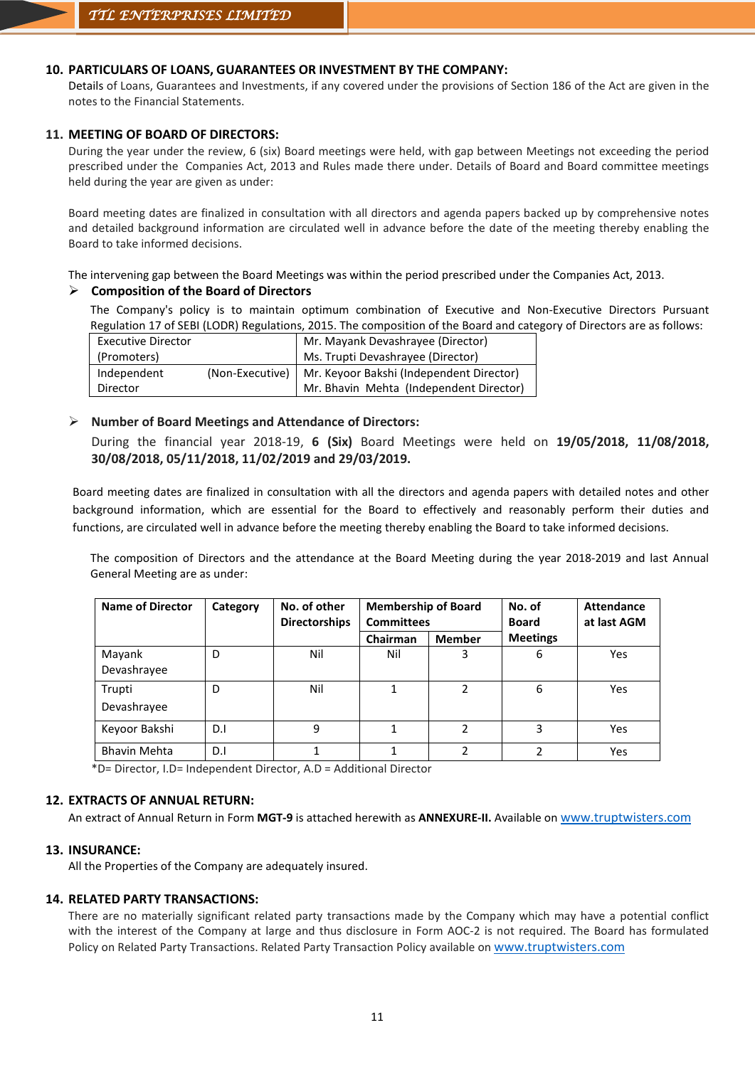## 10. PARTICULARS OF LOANS, GUARANTEES OR INVESTMENT BY THE COMPANY:

Details of Loans, Guarantees and Investments, if any covered under the provisions of Section 186 of the Act are given in the notes to the Financial Statements.

## 11. MEETING OF BOARD OF DIRECTORS:

During the year under the review, 6 (six) Board meetings were held, with gap between Meetings not exceeding the period prescribed under the Companies Act, 2013 and Rules made there under. Details of Board and Board committee meetings held during the year are given as under:

Board meeting dates are finalized in consultation with all directors and agenda papers backed up by comprehensive notes and detailed background information are circulated well in advance before the date of the meeting thereby enabling the Board to take informed decisions.

The intervening gap between the Board Meetings was within the period prescribed under the Companies Act, 2013.

➢ **Composition of the Board of Directors**

The Company's policy is to maintain optimum combination of Executive and Non-Executive Directors Pursuant Regulation 17 of SEBI (LODR) Regulations, 2015. The composition of the Board and category of Directors are as follows:

| | |
|---|---|
| Executive Director (Promoters) | Mr. Mayank Devashrayee (Director)<br>Ms. Trupti Devashrayee (Director) |
| Independent (Non-Executive) Director | Mr. Keyoor Bakshi (Independent Director)<br>Mr. Bhavin Mehta (Independent Director) |

➢ **Number of Board Meetings and Attendance of Directors:**

During the financial year 2018-19, **6 (Six)** Board Meetings were held on **19/05/2018, 11/08/2018, 30/08/2018, 05/11/2018, 11/02/2019 and 29/03/2019.**

Board meeting dates are finalized in consultation with all the directors and agenda papers with detailed notes and other background information, which are essential for the Board to effectively and reasonably perform their duties and functions, are circulated well in advance before the meeting thereby enabling the Board to take informed decisions.

The composition of Directors and the attendance at the Board Meeting during the year 2018-2019 and last Annual General Meeting are as under:

| Name of Director | Category | No. of other Directorships | Membership of Board Committees | | No. of Board Meetings | Attendance at last AGM |
|---|---|---|---|---|---|---|
| | | | Chairman | Member | | |
| Mayank Devashrayee | D | Nil | Nil | 3 | 6 | Yes |
| Trupti Devashrayee | D | Nil | 1 | 2 | 6 | Yes |
| Keyoor Bakshi | D.I | 9 | 1 | 2 | 3 | Yes |
| Bhavin Mehta | D.I | 1 | 1 | 2 | 2 | Yes |

*D= Director, I.D= Independent Director, A.D = Additional Director

## 12. EXTRACTS OF ANNUAL RETURN:

An extract of Annual Return in Form **MGT-9** is attached herewith as **ANNEXURE-II.** Available on www.truptwisters.com

## 13. INSURANCE:

All the Properties of the Company are adequately insured.

## 14. RELATED PARTY TRANSACTIONS:

There are no materially significant related party transactions made by the Company which may have a potential conflict with the interest of the Company at large and thus disclosure in Form AOC-2 is not required. The Board has formulated Policy on Related Party Transactions. Related Party Transaction Policy available on www.truptwisters.com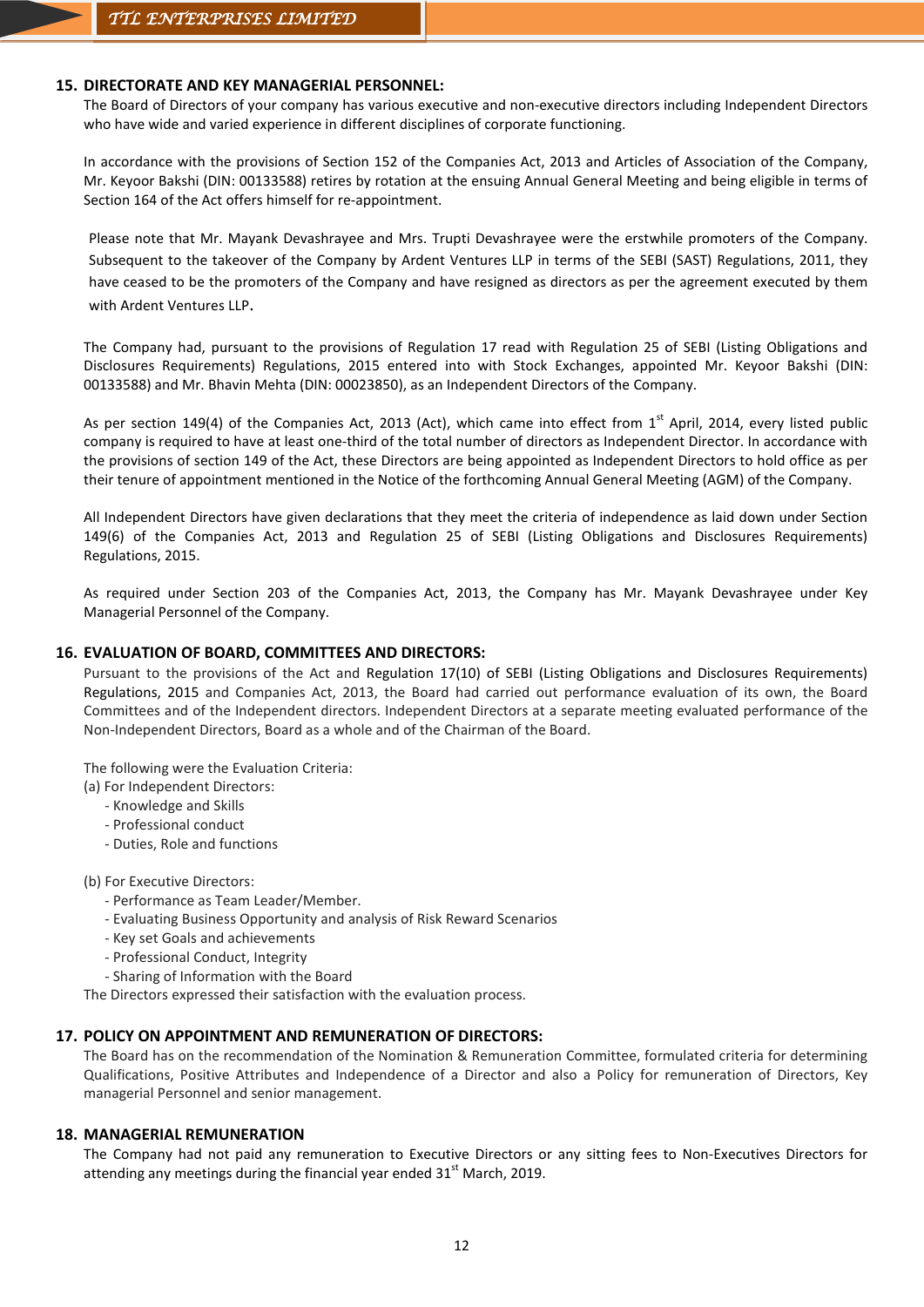## 15. DIRECTORATE AND KEY MANAGERIAL PERSONNEL:

The Board of Directors of your company has various executive and non-executive directors including Independent Directors who have wide and varied experience in different disciplines of corporate functioning.

In accordance with the provisions of Section 152 of the Companies Act, 2013 and Articles of Association of the Company, Mr. Keyoor Bakshi (DIN: 00133588) retires by rotation at the ensuing Annual General Meeting and being eligible in terms of Section 164 of the Act offers himself for re-appointment.

Please note that Mr. Mayank Devashrayee and Mrs. Trupti Devashrayee were the erstwhile promoters of the Company. Subsequent to the takeover of the Company by Ardent Ventures LLP in terms of the SEBI (SAST) Regulations, 2011, they have ceased to be the promoters of the Company and have resigned as directors as per the agreement executed by them with Ardent Ventures LLP.

The Company had, pursuant to the provisions of Regulation 17 read with Regulation 25 of SEBI (Listing Obligations and Disclosures Requirements) Regulations, 2015 entered into with Stock Exchanges, appointed Mr. Keyoor Bakshi (DIN: 00133588) and Mr. Bhavin Mehta (DIN: 00023850), as an Independent Directors of the Company.

As per section 149(4) of the Companies Act, 2013 (Act), which came into effect from 1st April, 2014, every listed public company is required to have at least one-third of the total number of directors as Independent Director. In accordance with the provisions of section 149 of the Act, these Directors are being appointed as Independent Directors to hold office as per their tenure of appointment mentioned in the Notice of the forthcoming Annual General Meeting (AGM) of the Company.

All Independent Directors have given declarations that they meet the criteria of independence as laid down under Section 149(6) of the Companies Act, 2013 and Regulation 25 of SEBI (Listing Obligations and Disclosures Requirements) Regulations, 2015.

As required under Section 203 of the Companies Act, 2013, the Company has Mr. Mayank Devashrayee under Key Managerial Personnel of the Company.

## 16. EVALUATION OF BOARD, COMMITTEES AND DIRECTORS:

Pursuant to the provisions of the Act and Regulation 17(10) of SEBI (Listing Obligations and Disclosures Requirements) Regulations, 2015 and Companies Act, 2013, the Board had carried out performance evaluation of its own, the Board Committees and of the Independent directors. Independent Directors at a separate meeting evaluated performance of the Non-Independent Directors, Board as a whole and of the Chairman of the Board.

The following were the Evaluation Criteria:

(a) For Independent Directors:
- Knowledge and Skills
- Professional conduct
- Duties, Role and functions

(b) For Executive Directors:
- Performance as Team Leader/Member.
- Evaluating Business Opportunity and analysis of Risk Reward Scenarios
- Key set Goals and achievements
- Professional Conduct, Integrity
- Sharing of Information with the Board

The Directors expressed their satisfaction with the evaluation process.

## 17. POLICY ON APPOINTMENT AND REMUNERATION OF DIRECTORS:

The Board has on the recommendation of the Nomination & Remuneration Committee, formulated criteria for determining Qualifications, Positive Attributes and Independence of a Director and also a Policy for remuneration of Directors, Key managerial Personnel and senior management.

## 18. MANAGERIAL REMUNERATION

The Company had not paid any remuneration to Executive Directors or any sitting fees to Non-Executives Directors for attending any meetings during the financial year ended 31st March, 2019.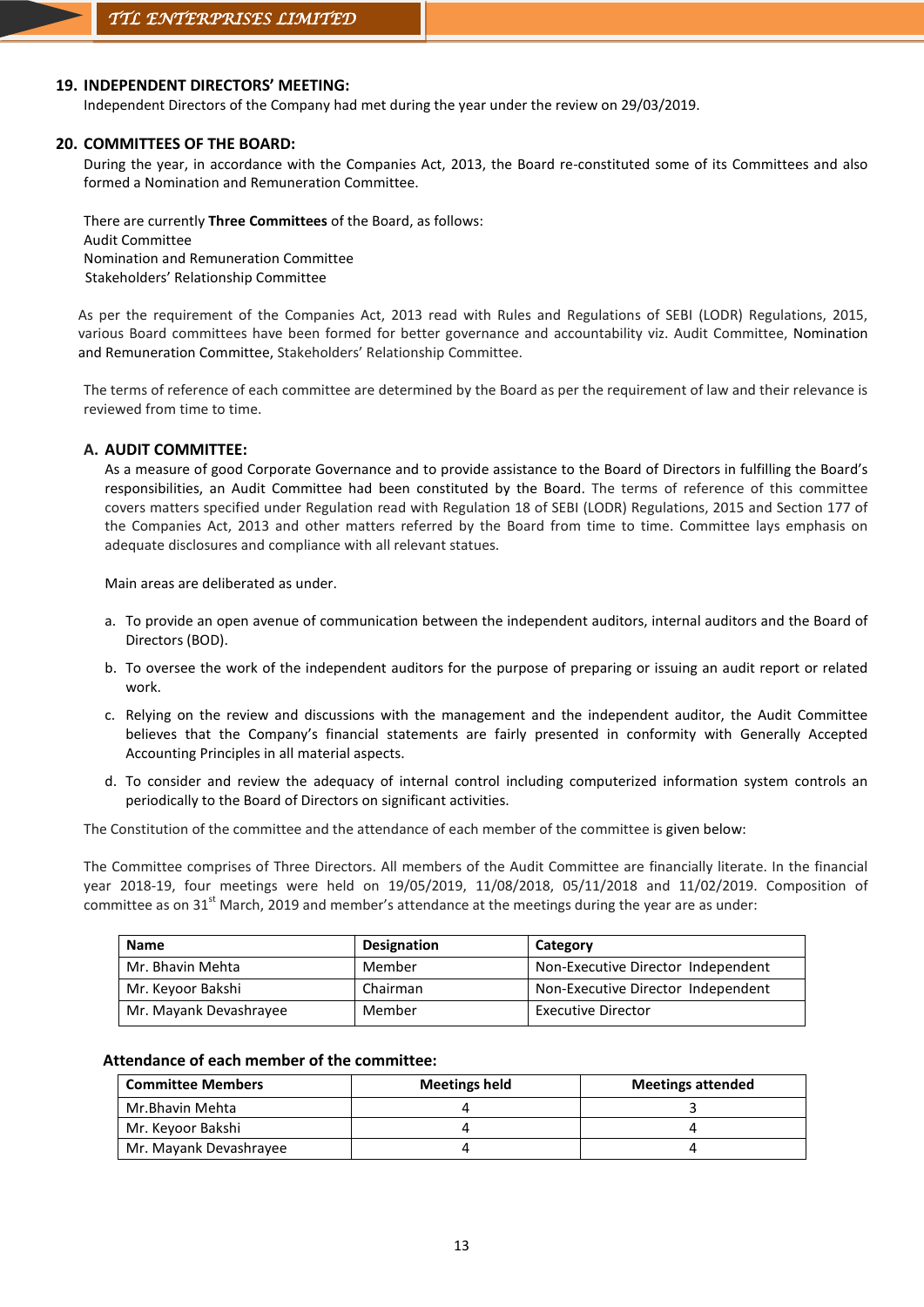## 19. INDEPENDENT DIRECTORS' MEETING:

Independent Directors of the Company had met during the year under the review on 29/03/2019.

## 20. COMMITTEES OF THE BOARD:

During the year, in accordance with the Companies Act, 2013, the Board re-constituted some of its Committees and also formed a Nomination and Remuneration Committee.

There are currently **Three Committees** of the Board, as follows:
Audit Committee
Nomination and Remuneration Committee
Stakeholders' Relationship Committee

As per the requirement of the Companies Act, 2013 read with Rules and Regulations of SEBI (LODR) Regulations, 2015, various Board committees have been formed for better governance and accountability viz. Audit Committee, Nomination and Remuneration Committee, Stakeholders' Relationship Committee.

The terms of reference of each committee are determined by the Board as per the requirement of law and their relevance is reviewed from time to time.

### A. AUDIT COMMITTEE:

As a measure of good Corporate Governance and to provide assistance to the Board of Directors in fulfilling the Board's responsibilities, an Audit Committee had been constituted by the Board. The terms of reference of this committee covers matters specified under Regulation read with Regulation 18 of SEBI (LODR) Regulations, 2015 and Section 177 of the Companies Act, 2013 and other matters referred by the Board from time to time. Committee lays emphasis on adequate disclosures and compliance with all relevant statues.

Main areas are deliberated as under.

a. To provide an open avenue of communication between the independent auditors, internal auditors and the Board of Directors (BOD).

b. To oversee the work of the independent auditors for the purpose of preparing or issuing an audit report or related work.

c. Relying on the review and discussions with the management and the independent auditor, the Audit Committee believes that the Company's financial statements are fairly presented in conformity with Generally Accepted Accounting Principles in all material aspects.

d. To consider and review the adequacy of internal control including computerized information system controls an periodically to the Board of Directors on significant activities.

The Constitution of the committee and the attendance of each member of the committee is given below:

The Committee comprises of Three Directors. All members of the Audit Committee are financially literate. In the financial year 2018-19, four meetings were held on 19/05/2019, 11/08/2018, 05/11/2018 and 11/02/2019. Composition of committee as on 31st March, 2019 and member's attendance at the meetings during the year are as under:

| Name | Designation | Category |
|---|---|---|
| Mr. Bhavin Mehta | Member | Non-Executive Director Independent |
| Mr. Keyoor Bakshi | Chairman | Non-Executive Director Independent |
| Mr. Mayank Devashrayee | Member | Executive Director |

**Attendance of each member of the committee:**

| Committee Members | Meetings held | Meetings attended |
|---|---|---|
| Mr.Bhavin Mehta | 4 | 3 |
| Mr. Keyoor Bakshi | 4 | 4 |
| Mr. Mayank Devashrayee | 4 | 4 |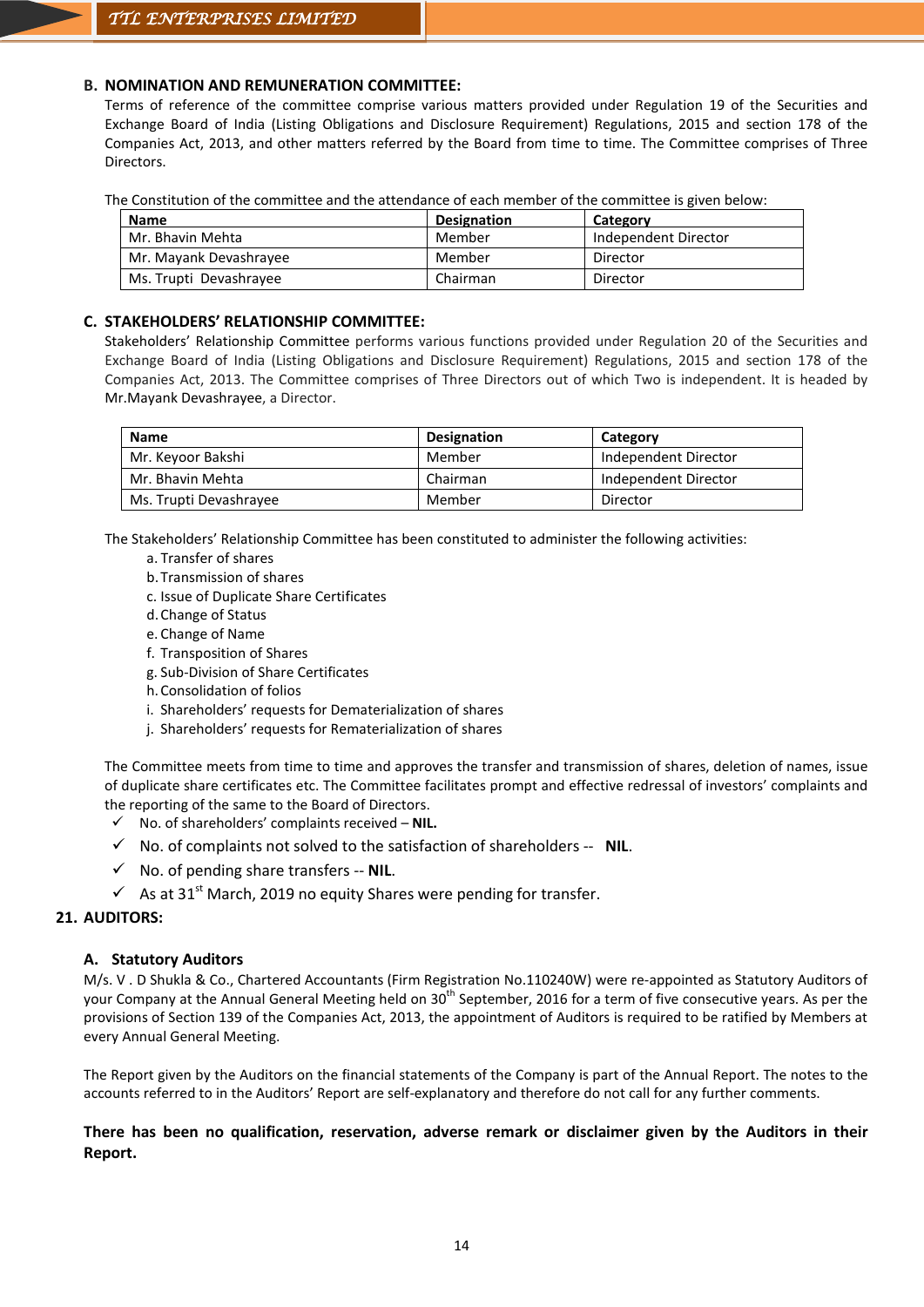**B. NOMINATION AND REMUNERATION COMMITTEE:**

Terms of reference of the committee comprise various matters provided under Regulation 19 of the Securities and Exchange Board of India (Listing Obligations and Disclosure Requirement) Regulations, 2015 and section 178 of the Companies Act, 2013, and other matters referred by the Board from time to time. The Committee comprises of Three Directors.

The Constitution of the committee and the attendance of each member of the committee is given below:

| Name | Designation | Category |
|---|---|---|
| Mr. Bhavin Mehta | Member | Independent Director |
| Mr. Mayank Devashrayee | Member | Director |
| Ms. Trupti Devashrayee | Chairman | Director |

**C. STAKEHOLDERS' RELATIONSHIP COMMITTEE:**

Stakeholders' Relationship Committee performs various functions provided under Regulation 20 of the Securities and Exchange Board of India (Listing Obligations and Disclosure Requirement) Regulations, 2015 and section 178 of the Companies Act, 2013. The Committee comprises of Three Directors out of which Two is independent. It is headed by Mr.Mayank Devashrayee, a Director.

| Name | Designation | Category |
|---|---|---|
| Mr. Keyoor Bakshi | Member | Independent Director |
| Mr. Bhavin Mehta | Chairman | Independent Director |
| Ms. Trupti Devashrayee | Member | Director |

The Stakeholders' Relationship Committee has been constituted to administer the following activities:

a. Transfer of shares
b. Transmission of shares
c. Issue of Duplicate Share Certificates
d. Change of Status
e. Change of Name
f. Transposition of Shares
g. Sub-Division of Share Certificates
h. Consolidation of folios
i. Shareholders' requests for Dematerialization of shares
j. Shareholders' requests for Rematerialization of shares

The Committee meets from time to time and approves the transfer and transmission of shares, deletion of names, issue of duplicate share certificates etc. The Committee facilitates prompt and effective redressal of investors' complaints and the reporting of the same to the Board of Directors.

- ✓ No. of shareholders' complaints received – **NIL.**
- ✓ No. of complaints not solved to the satisfaction of shareholders -- **NIL**.
- ✓ No. of pending share transfers -- **NIL**.
- ✓ As at 31st March, 2019 no equity Shares were pending for transfer.

**21. AUDITORS:**

**A. Statutory Auditors**

M/s. V . D Shukla & Co., Chartered Accountants (Firm Registration No.110240W) were re-appointed as Statutory Auditors of your Company at the Annual General Meeting held on 30th September, 2016 for a term of five consecutive years. As per the provisions of Section 139 of the Companies Act, 2013, the appointment of Auditors is required to be ratified by Members at every Annual General Meeting.

The Report given by the Auditors on the financial statements of the Company is part of the Annual Report. The notes to the accounts referred to in the Auditors' Report are self-explanatory and therefore do not call for any further comments.

**There has been no qualification, reservation, adverse remark or disclaimer given by the Auditors in their Report.**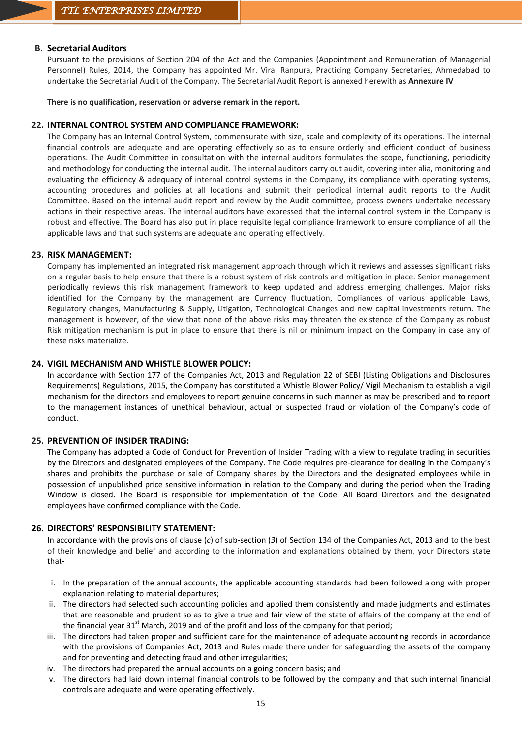### B. Secretarial Auditors

Pursuant to the provisions of Section 204 of the Act and the Companies (Appointment and Remuneration of Managerial Personnel) Rules, 2014, the Company has appointed Mr. Viral Ranpura, Practicing Company Secretaries, Ahmedabad to undertake the Secretarial Audit of the Company. The Secretarial Audit Report is annexed herewith as **Annexure IV**

**There is no qualification, reservation or adverse remark in the report.**

### 22. INTERNAL CONTROL SYSTEM AND COMPLIANCE FRAMEWORK:

The Company has an Internal Control System, commensurate with size, scale and complexity of its operations. The internal financial controls are adequate and are operating effectively so as to ensure orderly and efficient conduct of business operations. The Audit Committee in consultation with the internal auditors formulates the scope, functioning, periodicity and methodology for conducting the internal audit. The internal auditors carry out audit, covering inter alia, monitoring and evaluating the efficiency & adequacy of internal control systems in the Company, its compliance with operating systems, accounting procedures and policies at all locations and submit their periodical internal audit reports to the Audit Committee. Based on the internal audit report and review by the Audit committee, process owners undertake necessary actions in their respective areas. The internal auditors have expressed that the internal control system in the Company is robust and effective. The Board has also put in place requisite legal compliance framework to ensure compliance of all the applicable laws and that such systems are adequate and operating effectively.

### 23. RISK MANAGEMENT:

Company has implemented an integrated risk management approach through which it reviews and assesses significant risks on a regular basis to help ensure that there is a robust system of risk controls and mitigation in place. Senior management periodically reviews this risk management framework to keep updated and address emerging challenges. Major risks identified for the Company by the management are Currency fluctuation, Compliances of various applicable Laws, Regulatory changes, Manufacturing & Supply, Litigation, Technological Changes and new capital investments return. The management is however, of the view that none of the above risks may threaten the existence of the Company as robust Risk mitigation mechanism is put in place to ensure that there is nil or minimum impact on the Company in case any of these risks materialize.

### 24. VIGIL MECHANISM AND WHISTLE BLOWER POLICY:

In accordance with Section 177 of the Companies Act, 2013 and Regulation 22 of SEBI (Listing Obligations and Disclosures Requirements) Regulations, 2015, the Company has constituted a Whistle Blower Policy/ Vigil Mechanism to establish a vigil mechanism for the directors and employees to report genuine concerns in such manner as may be prescribed and to report to the management instances of unethical behaviour, actual or suspected fraud or violation of the Company's code of conduct.

### 25. PREVENTION OF INSIDER TRADING:

The Company has adopted a Code of Conduct for Prevention of Insider Trading with a view to regulate trading in securities by the Directors and designated employees of the Company. The Code requires pre-clearance for dealing in the Company's shares and prohibits the purchase or sale of Company shares by the Directors and the designated employees while in possession of unpublished price sensitive information in relation to the Company and during the period when the Trading Window is closed. The Board is responsible for implementation of the Code. All Board Directors and the designated employees have confirmed compliance with the Code.

### 26. DIRECTORS' RESPONSIBILITY STATEMENT:

In accordance with the provisions of clause (*c*) of sub-section (*3*) of Section 134 of the Companies Act, 2013 and to the best of their knowledge and belief and according to the information and explanations obtained by them, your Directors state that-

i. In the preparation of the annual accounts, the applicable accounting standards had been followed along with proper explanation relating to material departures;
ii. The directors had selected such accounting policies and applied them consistently and made judgments and estimates that are reasonable and prudent so as to give a true and fair view of the state of affairs of the company at the end of the financial year 31st March, 2019 and of the profit and loss of the company for that period;
iii. The directors had taken proper and sufficient care for the maintenance of adequate accounting records in accordance with the provisions of Companies Act, 2013 and Rules made there under for safeguarding the assets of the company and for preventing and detecting fraud and other irregularities;
iv. The directors had prepared the annual accounts on a going concern basis; and
v. The directors had laid down internal financial controls to be followed by the company and that such internal financial controls are adequate and were operating effectively.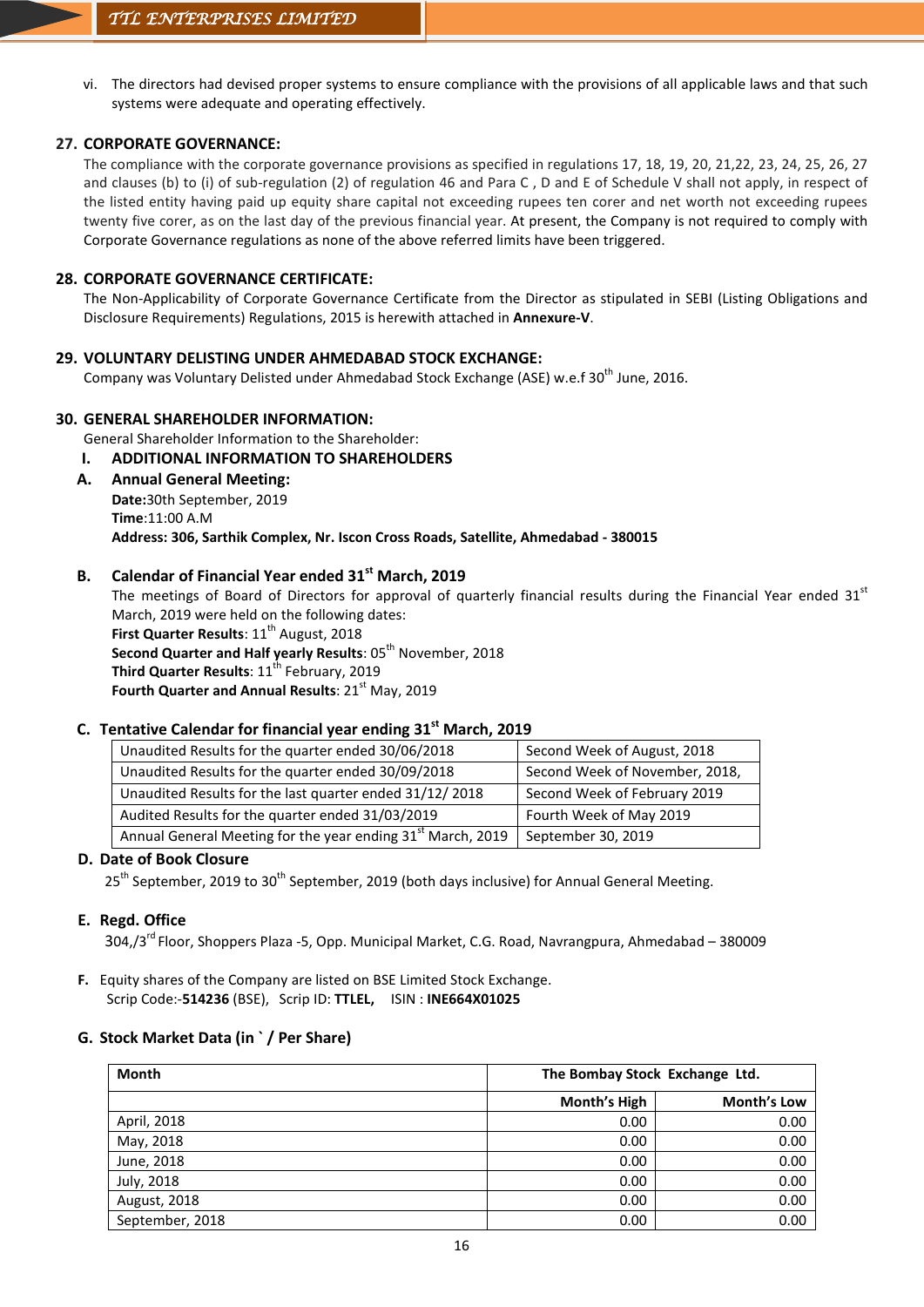vi. The directors had devised proper systems to ensure compliance with the provisions of all applicable laws and that such systems were adequate and operating effectively.

## 27. CORPORATE GOVERNANCE:

The compliance with the corporate governance provisions as specified in regulations 17, 18, 19, 20, 21,22, 23, 24, 25, 26, 27 and clauses (b) to (i) of sub-regulation (2) of regulation 46 and Para C , D and E of Schedule V shall not apply, in respect of the listed entity having paid up equity share capital not exceeding rupees ten corer and net worth not exceeding rupees twenty five corer, as on the last day of the previous financial year. At present, the Company is not required to comply with Corporate Governance regulations as none of the above referred limits have been triggered.

## 28. CORPORATE GOVERNANCE CERTIFICATE:

The Non-Applicability of Corporate Governance Certificate from the Director as stipulated in SEBI (Listing Obligations and Disclosure Requirements) Regulations, 2015 is herewith attached in **Annexure-V**.

## 29. VOLUNTARY DELISTING UNDER AHMEDABAD STOCK EXCHANGE:

Company was Voluntary Delisted under Ahmedabad Stock Exchange (ASE) w.e.f 30th June, 2016.

## 30. GENERAL SHAREHOLDER INFORMATION:

General Shareholder Information to the Shareholder:

### I. ADDITIONAL INFORMATION TO SHAREHOLDERS

### A. Annual General Meeting:

**Date:**30th September, 2019
**Time**:11:00 A.M
**Address: 306, Sarthik Complex, Nr. Iscon Cross Roads, Satellite, Ahmedabad - 380015**

### B. Calendar of Financial Year ended 31st March, 2019

The meetings of Board of Directors for approval of quarterly financial results during the Financial Year ended 31st March, 2019 were held on the following dates:

**First Quarter Results**: 11th August, 2018
**Second Quarter and Half yearly Results**: 05th November, 2018
**Third Quarter Results**: 11th February, 2019
**Fourth Quarter and Annual Results**: 21st May, 2019

### C. Tentative Calendar for financial year ending 31st March, 2019

| | |
|---|---|
| Unaudited Results for the quarter ended 30/06/2018 | Second Week of August, 2018 |
| Unaudited Results for the quarter ended 30/09/2018 | Second Week of November, 2018, |
| Unaudited Results for the last quarter ended 31/12/ 2018 | Second Week of February 2019 |
| Audited Results for the quarter ended 31/03/2019 | Fourth Week of May 2019 |
| Annual General Meeting for the year ending 31st March, 2019 | September 30, 2019 |

### D. Date of Book Closure

25th September, 2019 to 30th September, 2019 (both days inclusive) for Annual General Meeting.

### E. Regd. Office

304,/3rd Floor, Shoppers Plaza -5, Opp. Municipal Market, C.G. Road, Navrangpura, Ahmedabad – 380009

**F.** Equity shares of the Company are listed on BSE Limited Stock Exchange.
Scrip Code:-**514236** (BSE), Scrip ID: **TTLEL,** ISIN : **INE664X01025**

### G. Stock Market Data (in ` / Per Share)

| Month | The Bombay Stock Exchange Ltd. | |
|---|---|---|
| | Month's High | Month's Low |
| April, 2018 | 0.00 | 0.00 |
| May, 2018 | 0.00 | 0.00 |
| June, 2018 | 0.00 | 0.00 |
| July, 2018 | 0.00 | 0.00 |
| August, 2018 | 0.00 | 0.00 |
| September, 2018 | 0.00 | 0.00 |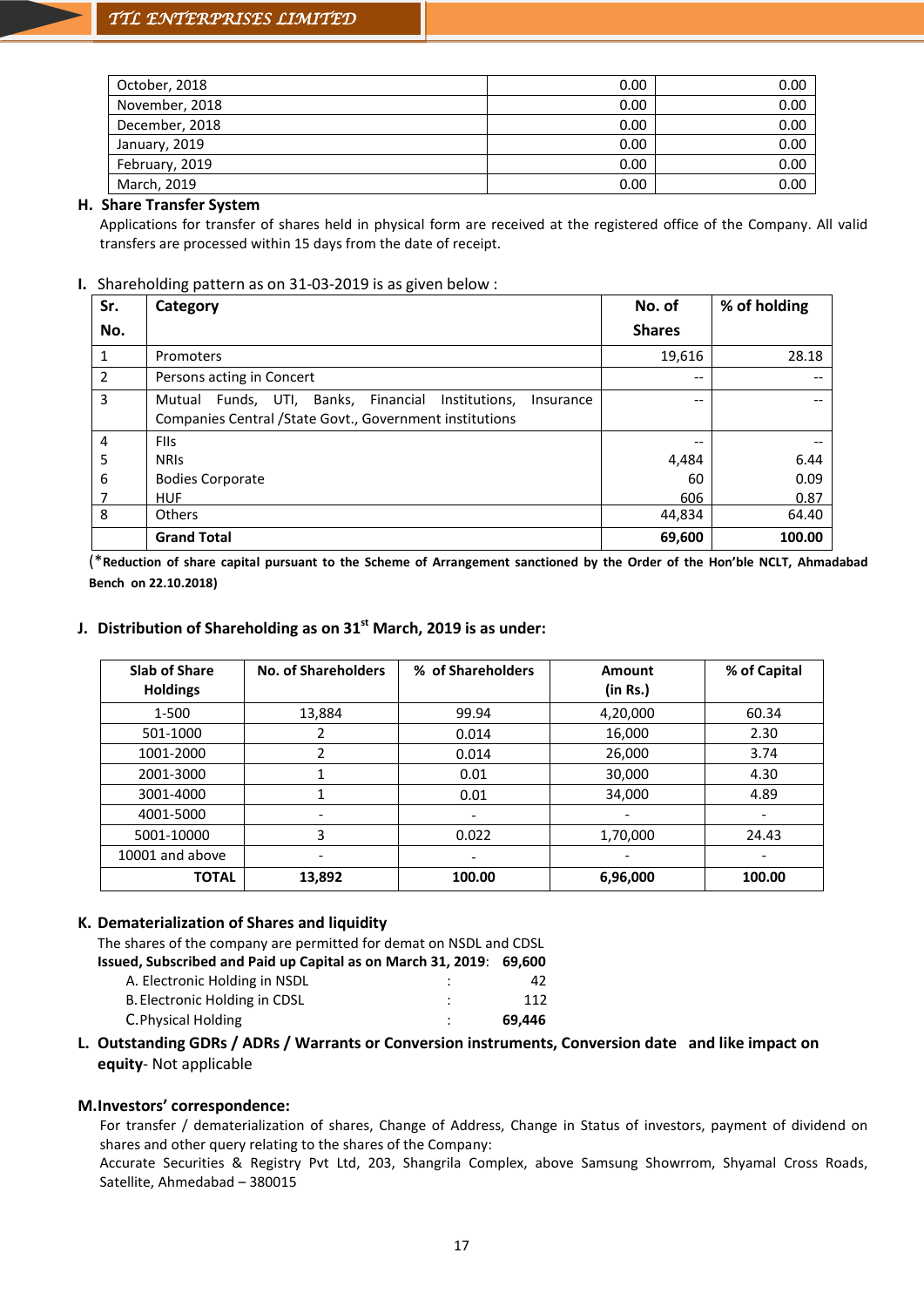| October, 2018 | 0.00 | 0.00 |
|---|---|---|
| November, 2018 | 0.00 | 0.00 |
| December, 2018 | 0.00 | 0.00 |
| January, 2019 | 0.00 | 0.00 |
| February, 2019 | 0.00 | 0.00 |
| March, 2019 | 0.00 | 0.00 |

### H. Share Transfer System

Applications for transfer of shares held in physical form are received at the registered office of the Company. All valid transfers are processed within 15 days from the date of receipt.

### I. Shareholding pattern as on 31-03-2019 is as given below :

| Sr. No. | Category | No. of Shares | % of holding |
|---|---|---|---|
| 1 | Promoters | 19,616 | 28.18 |
| 2 | Persons acting in Concert | -- | -- |
| 3 | Mutual Funds, UTI, Banks, Financial Institutions, Insurance Companies Central /State Govt., Government institutions | -- | -- |
| 4 | FIIs | -- | -- |
| 5 | NRIs | 4,484 | 6.44 |
| 6 | Bodies Corporate | 60 | 0.09 |
| 7 | HUF | 606 | 0.87 |
| 8 | Others | 44,834 | 64.40 |
| | **Grand Total** | **69,600** | **100.00** |

(***Reduction of share capital pursuant to the Scheme of Arrangement sanctioned by the Order of the Hon'ble NCLT, Ahmadabad Bench on 22.10.2018)**

### J. Distribution of Shareholding as on 31st March, 2019 is as under:

| Slab of Share Holdings | No. of Shareholders | % of Shareholders | Amount (in Rs.) | % of Capital |
|---|---|---|---|---|
| 1-500 | 13,884 | 99.94 | 4,20,000 | 60.34 |
| 501-1000 | 2 | 0.014 | 16,000 | 2.30 |
| 1001-2000 | 2 | 0.014 | 26,000 | 3.74 |
| 2001-3000 | 1 | 0.01 | 30,000 | 4.30 |
| 3001-4000 | 1 | 0.01 | 34,000 | 4.89 |
| 4001-5000 | - | - | - | - |
| 5001-10000 | 3 | 0.022 | 1,70,000 | 24.43 |
| 10001 and above | - | - | - | - |
| **TOTAL** | **13,892** | **100.00** | **6,96,000** | **100.00** |

### K. Dematerialization of Shares and liquidity

The shares of the company are permitted for demat on NSDL and CDSL

**Issued, Subscribed and Paid up Capital as on March 31, 2019: 69,600**

A. Electronic Holding in NSDL : 42

B. Electronic Holding in CDSL : 112

C. Physical Holding : **69,446**

### L. Outstanding GDRs / ADRs / Warrants or Conversion instruments, Conversion date and like impact on equity- Not applicable

### M. Investors' correspondence:

For transfer / dematerialization of shares, Change of Address, Change in Status of investors, payment of dividend on shares and other query relating to the shares of the Company:

Accurate Securities & Registry Pvt Ltd, 203, Shangrila Complex, above Samsung Showrrom, Shyamal Cross Roads, Satellite, Ahmedabad – 380015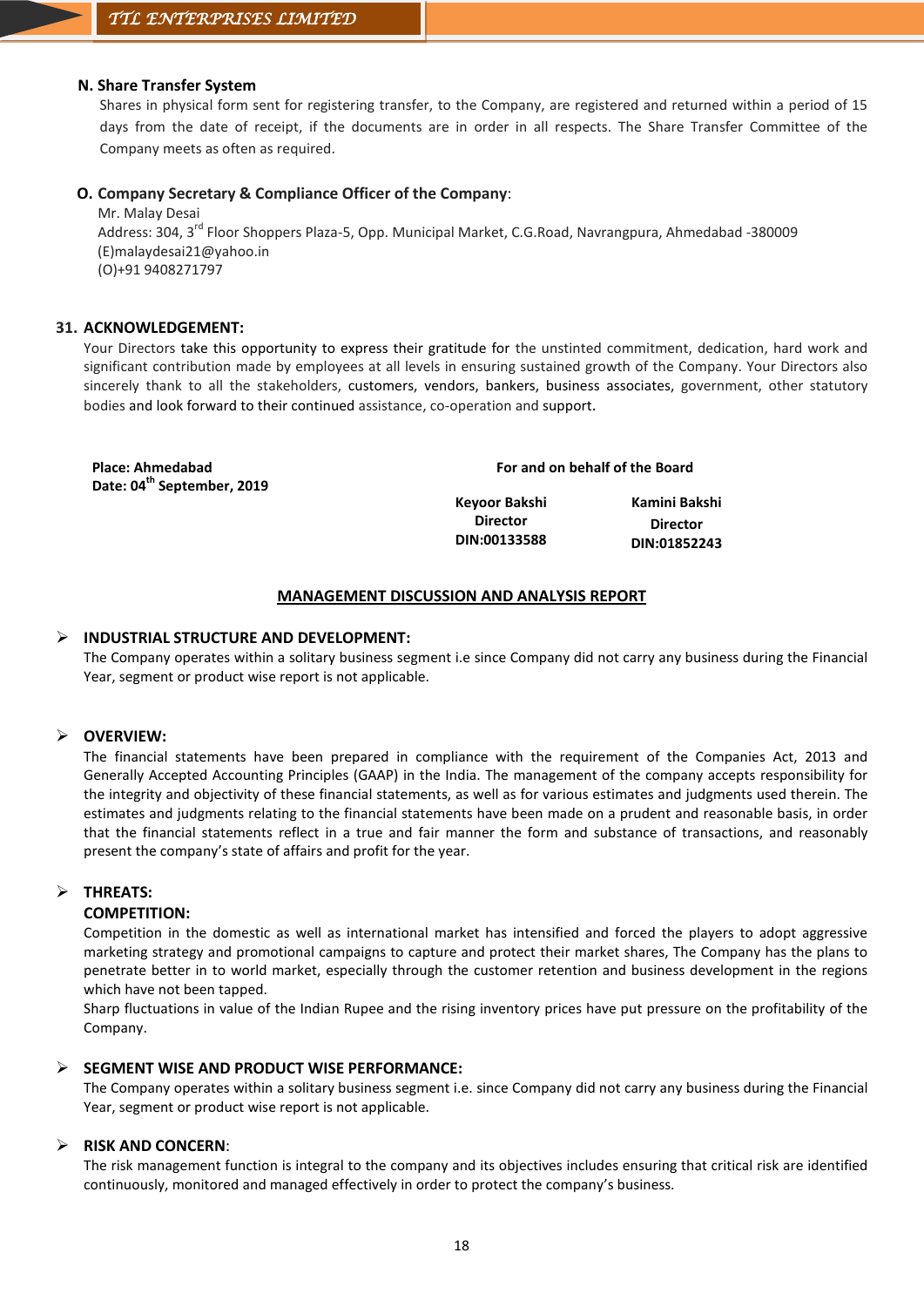### N. Share Transfer System

Shares in physical form sent for registering transfer, to the Company, are registered and returned within a period of 15 days from the date of receipt, if the documents are in order in all respects. The Share Transfer Committee of the Company meets as often as required.

### O. Company Secretary & Compliance Officer of the Company:

Mr. Malay Desai
Address: 304, 3rd Floor Shoppers Plaza-5, Opp. Municipal Market, C.G.Road, Navrangpura, Ahmedabad -380009
(E)malaydesai21@yahoo.in
(O)+91 9408271797

## 31. ACKNOWLEDGEMENT:

Your Directors take this opportunity to express their gratitude for the unstinted commitment, dedication, hard work and significant contribution made by employees at all levels in ensuring sustained growth of the Company. Your Directors also sincerely thank to all the stakeholders, customers, vendors, bankers, business associates, government, other statutory bodies and look forward to their continued assistance, co-operation and support.

**Place: Ahmedabad**
**Date: 04th September, 2019**

**For and on behalf of the Board**

| **Keyoor Bakshi** | **Kamini Bakshi** |
|---|---|
| **Director** | **Director** |
| **DIN:00133588** | **DIN:01852243** |

## MANAGEMENT DISCUSSION AND ANALYSIS REPORT

### INDUSTRIAL STRUCTURE AND DEVELOPMENT:

The Company operates within a solitary business segment i.e since Company did not carry any business during the Financial Year, segment or product wise report is not applicable.

### OVERVIEW:

The financial statements have been prepared in compliance with the requirement of the Companies Act, 2013 and Generally Accepted Accounting Principles (GAAP) in the India. The management of the company accepts responsibility for the integrity and objectivity of these financial statements, as well as for various estimates and judgments used therein. The estimates and judgments relating to the financial statements have been made on a prudent and reasonable basis, in order that the financial statements reflect in a true and fair manner the form and substance of transactions, and reasonably present the company's state of affairs and profit for the year.

### THREATS:

**COMPETITION:**

Competition in the domestic as well as international market has intensified and forced the players to adopt aggressive marketing strategy and promotional campaigns to capture and protect their market shares, The Company has the plans to penetrate better in to world market, especially through the customer retention and business development in the regions which have not been tapped.

Sharp fluctuations in value of the Indian Rupee and the rising inventory prices have put pressure on the profitability of the Company.

### SEGMENT WISE AND PRODUCT WISE PERFORMANCE:

The Company operates within a solitary business segment i.e. since Company did not carry any business during the Financial Year, segment or product wise report is not applicable.

### RISK AND CONCERN:

The risk management function is integral to the company and its objectives includes ensuring that critical risk are identified continuously, monitored and managed effectively in order to protect the company's business.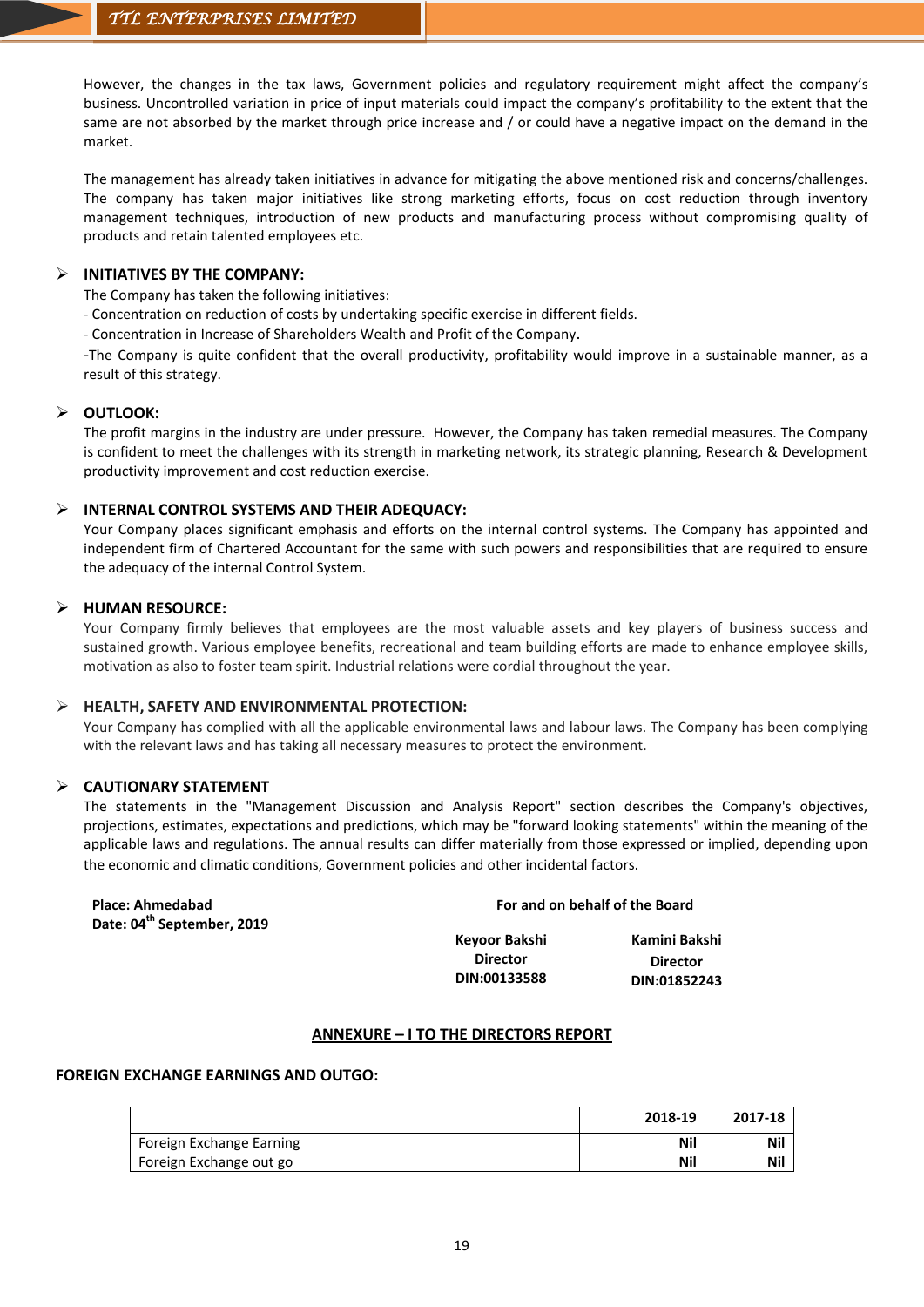However, the changes in the tax laws, Government policies and regulatory requirement might affect the company's business. Uncontrolled variation in price of input materials could impact the company's profitability to the extent that the same are not absorbed by the market through price increase and / or could have a negative impact on the demand in the market.

The management has already taken initiatives in advance for mitigating the above mentioned risk and concerns/challenges. The company has taken major initiatives like strong marketing efforts, focus on cost reduction through inventory management techniques, introduction of new products and manufacturing process without compromising quality of products and retain talented employees etc.

## INITIATIVES BY THE COMPANY:

The Company has taken the following initiatives:
- Concentration on reduction of costs by undertaking specific exercise in different fields.
- Concentration in Increase of Shareholders Wealth and Profit of the Company.
- The Company is quite confident that the overall productivity, profitability would improve in a sustainable manner, as a result of this strategy.

## OUTLOOK:

The profit margins in the industry are under pressure. However, the Company has taken remedial measures. The Company is confident to meet the challenges with its strength in marketing network, its strategic planning, Research & Development productivity improvement and cost reduction exercise.

## INTERNAL CONTROL SYSTEMS AND THEIR ADEQUACY:

Your Company places significant emphasis and efforts on the internal control systems. The Company has appointed and independent firm of Chartered Accountant for the same with such powers and responsibilities that are required to ensure the adequacy of the internal Control System.

## HUMAN RESOURCE:

Your Company firmly believes that employees are the most valuable assets and key players of business success and sustained growth. Various employee benefits, recreational and team building efforts are made to enhance employee skills, motivation as also to foster team spirit. Industrial relations were cordial throughout the year.

## HEALTH, SAFETY AND ENVIRONMENTAL PROTECTION:

Your Company has complied with all the applicable environmental laws and labour laws. The Company has been complying with the relevant laws and has taking all necessary measures to protect the environment.

## CAUTIONARY STATEMENT

The statements in the "Management Discussion and Analysis Report" section describes the Company's objectives, projections, estimates, expectations and predictions, which may be "forward looking statements" within the meaning of the applicable laws and regulations. The annual results can differ materially from those expressed or implied, depending upon the economic and climatic conditions, Government policies and other incidental factors.

**Place: Ahmedabad**
**Date: 04th September, 2019**

**For and on behalf of the Board**

**Keyoor Bakshi**
**Director**
**DIN:00133588**

**Kamini Bakshi**
**Director**
**DIN:01852243**

## ANNEXURE – I TO THE DIRECTORS REPORT

**FOREIGN EXCHANGE EARNINGS AND OUTGO:**

| | 2018-19 | 2017-18 |
|---|---|---|
| Foreign Exchange Earning | Nil | Nil |
| Foreign Exchange out go | Nil | Nil |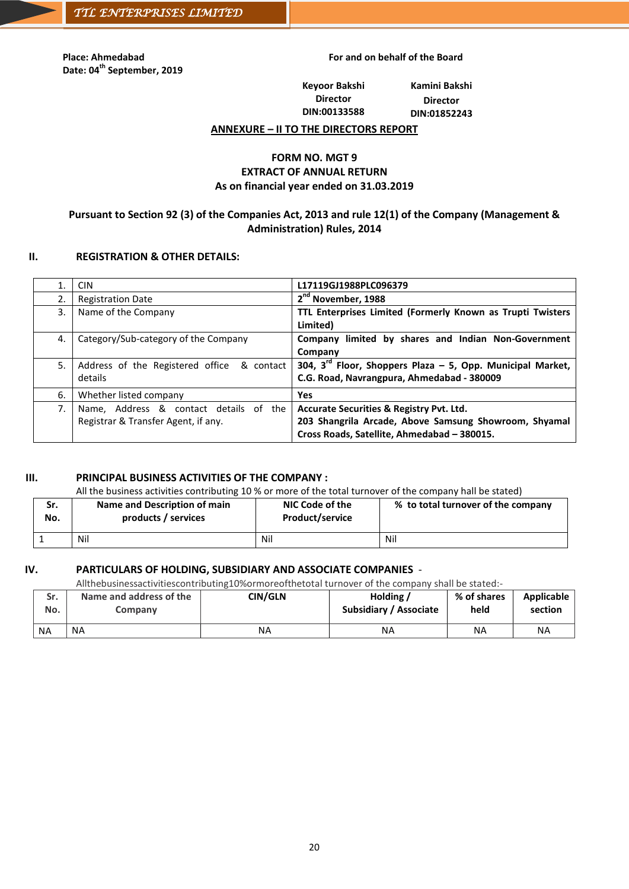Place: Ahmedabad
Date: 04th September, 2019

For and on behalf of the Board

Keyoor Bakshi
Director
DIN:00133588

Kamini Bakshi
Director
DIN:01852243

**ANNEXURE – II TO THE DIRECTORS REPORT**

**FORM NO. MGT 9**
**EXTRACT OF ANNUAL RETURN**
**As on financial year ended on 31.03.2019**

**Pursuant to Section 92 (3) of the Companies Act, 2013 and rule 12(1) of the Company (Management & Administration) Rules, 2014**

## II. REGISTRATION & OTHER DETAILS:

| | | |
|---|---|---|
| 1. | CIN | **L17119GJ1988PLC096379** |
| 2. | Registration Date | **2nd November, 1988** |
| 3. | Name of the Company | **TTL Enterprises Limited (Formerly Known as Trupti Twisters Limited)** |
| 4. | Category/Sub-category of the Company | **Company limited by shares and Indian Non-Government Company** |
| 5. | Address of the Registered office & contact details | **304, 3rd Floor, Shoppers Plaza – 5, Opp. Municipal Market, C.G. Road, Navrangpura, Ahmedabad - 380009** |
| 6. | Whether listed company | **Yes** |
| 7. | Name, Address & contact details of the Registrar & Transfer Agent, if any. | **Accurate Securities & Registry Pvt. Ltd. 203 Shangrila Arcade, Above Samsung Showroom, Shyamal Cross Roads, Satellite, Ahmedabad – 380015.** |

## III. PRINCIPAL BUSINESS ACTIVITIES OF THE COMPANY :

All the business activities contributing 10 % or more of the total turnover of the company hall be stated)

| Sr. No. | Name and Description of main products / services | NIC Code of the Product/service | % to total turnover of the company |
|---|---|---|---|
| 1 | Nil | Nil | Nil |

## IV. PARTICULARS OF HOLDING, SUBSIDIARY AND ASSOCIATE COMPANIES -

Allthebusinessactivitiescontributing10%ormoreofthetotal turnover of the company shall be stated:-

| Sr. No. | Name and address of the Company | CIN/GLN | Holding / Subsidiary / Associate | % of shares held | Applicable section |
|---|---|---|---|---|---|
| NA | NA | NA | NA | NA | NA |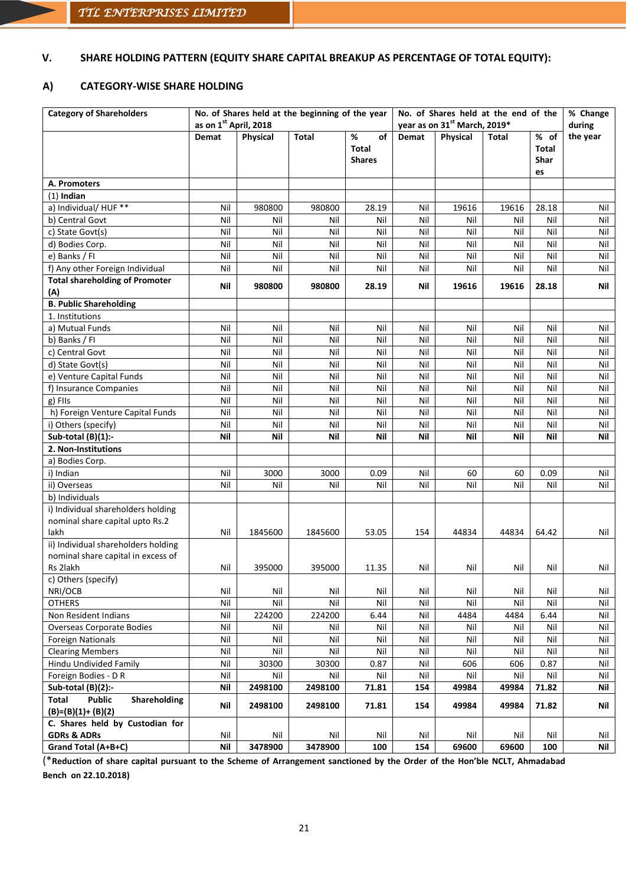## V. SHARE HOLDING PATTERN (EQUITY SHARE CAPITAL BREAKUP AS PERCENTAGE OF TOTAL EQUITY):

### A) CATEGORY-WISE SHARE HOLDING

| Category of Shareholders | No. of Shares held at the beginning of the year as on 1st April, 2018 | | | | No. of Shares held at the end of the year as on 31st March, 2019* | | | | % Change during the year |
|---|---|---|---|---|---|---|---|---|---|
| | Demat | Physical | Total | % of Total Shares | Demat | Physical | Total | % of Total Shares | |
| **A. Promoters** | | | | | | | | | |
| (1) **Indian** | | | | | | | | | |
| a) Individual/ HUF ** | Nil | 980800 | 980800 | 28.19 | Nil | 19616 | 19616 | 28.18 | Nil |
| b) Central Govt | Nil | Nil | Nil | Nil | Nil | Nil | Nil | Nil | Nil |
| c) State Govt(s) | Nil | Nil | Nil | Nil | Nil | Nil | Nil | Nil | Nil |
| d) Bodies Corp. | Nil | Nil | Nil | Nil | Nil | Nil | Nil | Nil | Nil |
| e) Banks / FI | Nil | Nil | Nil | Nil | Nil | Nil | Nil | Nil | Nil |
| f) Any other Foreign Individual | Nil | Nil | Nil | Nil | Nil | Nil | Nil | Nil | Nil |
| **Total shareholding of Promoter (A)** | **Nil** | **980800** | **980800** | **28.19** | **Nil** | **19616** | **19616** | **28.18** | **Nil** |
| **B. Public Shareholding** | | | | | | | | | |
| 1. Institutions | | | | | | | | | |
| a) Mutual Funds | Nil | Nil | Nil | Nil | Nil | Nil | Nil | Nil | Nil |
| b) Banks / FI | Nil | Nil | Nil | Nil | Nil | Nil | Nil | Nil | Nil |
| c) Central Govt | Nil | Nil | Nil | Nil | Nil | Nil | Nil | Nil | Nil |
| d) State Govt(s) | Nil | Nil | Nil | Nil | Nil | Nil | Nil | Nil | Nil |
| e) Venture Capital Funds | Nil | Nil | Nil | Nil | Nil | Nil | Nil | Nil | Nil |
| f) Insurance Companies | Nil | Nil | Nil | Nil | Nil | Nil | Nil | Nil | Nil |
| g) FIIs | Nil | Nil | Nil | Nil | Nil | Nil | Nil | Nil | Nil |
| h) Foreign Venture Capital Funds | Nil | Nil | Nil | Nil | Nil | Nil | Nil | Nil | Nil |
| i) Others (specify) | Nil | Nil | Nil | Nil | Nil | Nil | Nil | Nil | Nil |
| **Sub-total (B)(1):-** | **Nil** | **Nil** | **Nil** | **Nil** | **Nil** | **Nil** | **Nil** | **Nil** | **Nil** |
| **2. Non-Institutions** | | | | | | | | | |
| a) Bodies Corp. | | | | | | | | | |
| i) Indian | Nil | 3000 | 3000 | 0.09 | Nil | 60 | 60 | 0.09 | Nil |
| ii) Overseas | Nil | Nil | Nil | Nil | Nil | Nil | Nil | Nil | Nil |
| b) Individuals | | | | | | | | | |
| i) Individual shareholders holding nominal share capital upto Rs.2 lakh | Nil | 1845600 | 1845600 | 53.05 | 154 | 44834 | 44834 | 64.42 | Nil |
| ii) Individual shareholders holding nominal share capital in excess of Rs 2lakh | Nil | 395000 | 395000 | 11.35 | Nil | Nil | Nil | Nil | Nil |
| c) Others (specify) NRI/OCB | Nil | Nil | Nil | Nil | Nil | Nil | Nil | Nil | Nil |
| OTHERS | Nil | Nil | Nil | Nil | Nil | Nil | Nil | Nil | Nil |
| Non Resident Indians | Nil | 224200 | 224200 | 6.44 | Nil | 4484 | 4484 | 6.44 | Nil |
| Overseas Corporate Bodies | Nil | Nil | Nil | Nil | Nil | Nil | Nil | Nil | Nil |
| Foreign Nationals | Nil | Nil | Nil | Nil | Nil | Nil | Nil | Nil | Nil |
| Clearing Members | Nil | Nil | Nil | Nil | Nil | Nil | Nil | Nil | Nil |
| Hindu Undivided Family | Nil | 30300 | 30300 | 0.87 | Nil | 606 | 606 | 0.87 | Nil |
| Foreign Bodies - D R | Nil | Nil | Nil | Nil | Nil | Nil | Nil | Nil | Nil |
| **Sub-total (B)(2):-** | **Nil** | **2498100** | **2498100** | **71.81** | **154** | **49984** | **49984** | **71.82** | **Nil** |
| **Total Public Shareholding (B)=(B)(1)+ (B)(2)** | **Nil** | **2498100** | **2498100** | **71.81** | **154** | **49984** | **49984** | **71.82** | **Nil** |
| **C. Shares held by Custodian for GDRs & ADRs** | Nil | Nil | Nil | Nil | Nil | Nil | Nil | Nil | Nil |
| **Grand Total (A+B+C)** | **Nil** | **3478900** | **3478900** | **100** | **154** | **69600** | **69600** | **100** | **Nil** |

(***Reduction of share capital pursuant to the Scheme of Arrangement sanctioned by the Order of the Hon'ble NCLT, Ahmadabad Bench on 22.10.2018)**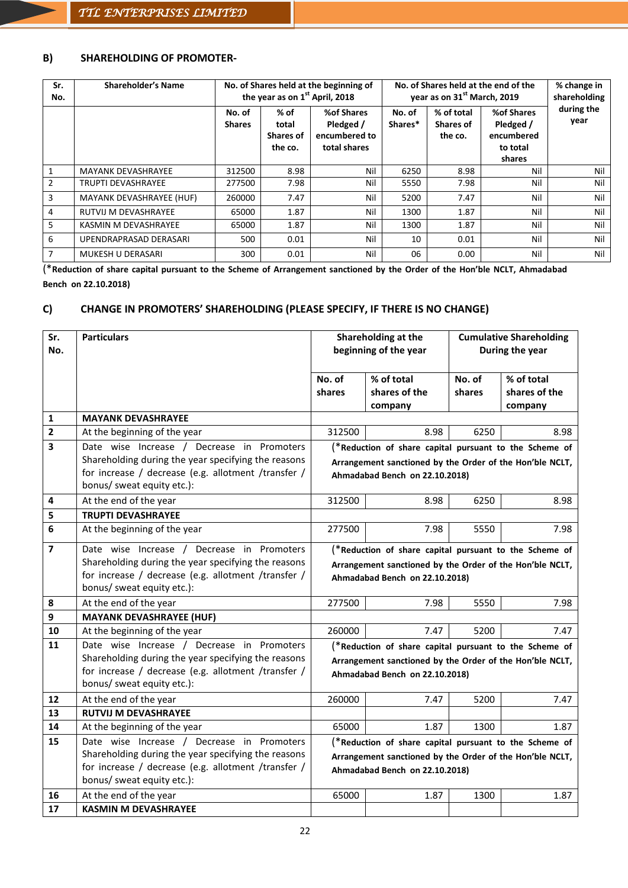### B) SHAREHOLDING OF PROMOTER-

| Sr. No. | Shareholder's Name | No. of Shares held at the beginning of the year as on 1st April, 2018 | | | No. of Shares held at the end of the year as on 31st March, 2019 | | | % change in shareholding during the year |
|---|---|---|---|---|---|---|---|---|
| | | No. of Shares | % of total Shares of the co. | %of Shares Pledged / encumbered to total shares | No. of Shares* | % of total Shares of the co. | %of Shares Pledged / encumbered to total shares | |
| 1 | MAYANK DEVASHRAYEE | 312500 | 8.98 | Nil | 6250 | 8.98 | Nil | Nil |
| 2 | TRUPTI DEVASHRAYEE | 277500 | 7.98 | Nil | 5550 | 7.98 | Nil | Nil |
| 3 | MAYANK DEVASHRAYEE (HUF) | 260000 | 7.47 | Nil | 5200 | 7.47 | Nil | Nil |
| 4 | RUTVIJ M DEVASHRAYEE | 65000 | 1.87 | Nil | 1300 | 1.87 | Nil | Nil |
| 5 | KASMIN M DEVASHRAYEE | 65000 | 1.87 | Nil | 1300 | 1.87 | Nil | Nil |
| 6 | UPENDRAPRASAD DERASARI | 500 | 0.01 | Nil | 10 | 0.01 | Nil | Nil |
| 7 | MUKESH U DERASARI | 300 | 0.01 | Nil | 06 | 0.00 | Nil | Nil |

(***Reduction of share capital pursuant to the Scheme of Arrangement sanctioned by the Order of the Hon'ble NCLT, Ahmadabad Bench on 22.10.2018**)

### C) CHANGE IN PROMOTERS' SHAREHOLDING (PLEASE SPECIFY, IF THERE IS NO CHANGE)

| Sr. No. | Particulars | Shareholding at the beginning of the year | | Cumulative Shareholding During the year | |
|---|---|---|---|---|---|
| | | No. of shares | % of total shares of the company | No. of shares | % of total shares of the company |
| **1** | **MAYANK DEVASHRAYEE** | | | | |
| **2** | At the beginning of the year | 312500 | 8.98 | 6250 | 8.98 |
| **3** | Date wise Increase / Decrease in Promoters Shareholding during the year specifying the reasons for increase / decrease (e.g. allotment /transfer / bonus/ sweat equity etc.): | (***Reduction of share capital pursuant to the Scheme of Arrangement sanctioned by the Order of the Hon'ble NCLT, Ahmadabad Bench on 22.10.2018**) | | | |
| **4** | At the end of the year | 312500 | 8.98 | 6250 | 8.98 |
| **5** | **TRUPTI DEVASHRAYEE** | | | | |
| **6** | At the beginning of the year | 277500 | 7.98 | 5550 | 7.98 |
| **7** | Date wise Increase / Decrease in Promoters Shareholding during the year specifying the reasons for increase / decrease (e.g. allotment /transfer / bonus/ sweat equity etc.): | (***Reduction of share capital pursuant to the Scheme of Arrangement sanctioned by the Order of the Hon'ble NCLT, Ahmadabad Bench on 22.10.2018**) | | | |
| **8** | At the end of the year | 277500 | 7.98 | 5550 | 7.98 |
| **9** | **MAYANK DEVASHRAYEE (HUF)** | | | | |
| **10** | At the beginning of the year | 260000 | 7.47 | 5200 | 7.47 |
| **11** | Date wise Increase / Decrease in Promoters Shareholding during the year specifying the reasons for increase / decrease (e.g. allotment /transfer / bonus/ sweat equity etc.): | (***Reduction of share capital pursuant to the Scheme of Arrangement sanctioned by the Order of the Hon'ble NCLT, Ahmadabad Bench on 22.10.2018**) | | | |
| **12** | At the end of the year | 260000 | 7.47 | 5200 | 7.47 |
| **13** | **RUTVIJ M DEVASHRAYEE** | | | | |
| **14** | At the beginning of the year | 65000 | 1.87 | 1300 | 1.87 |
| **15** | Date wise Increase / Decrease in Promoters Shareholding during the year specifying the reasons for increase / decrease (e.g. allotment /transfer / bonus/ sweat equity etc.): | (***Reduction of share capital pursuant to the Scheme of Arrangement sanctioned by the Order of the Hon'ble NCLT, Ahmadabad Bench on 22.10.2018**) | | | |
| **16** | At the end of the year | 65000 | 1.87 | 1300 | 1.87 |
| **17** | **KASMIN M DEVASHRAYEE** | | | | |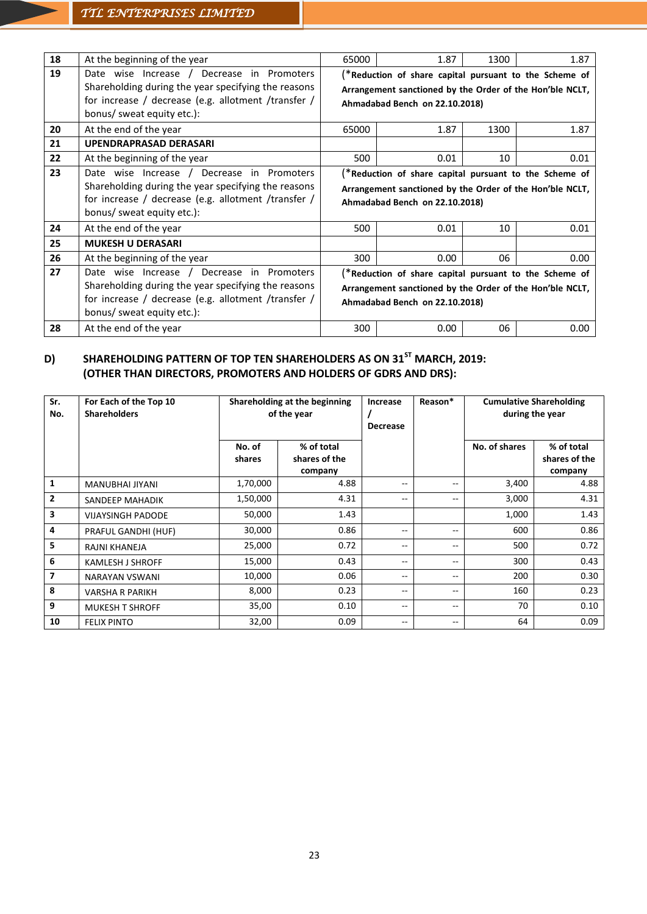| 18 | At the beginning of the year | 65000 | 1.87 | 1300 | 1.87 |
|---|---|---|---|---|---|
| 19 | Date wise Increase / Decrease in Promoters Shareholding during the year specifying the reasons for increase / decrease (e.g. allotment /transfer / bonus/ sweat equity etc.): | (***Reduction of share capital pursuant to the Scheme of Arrangement sanctioned by the Order of the Hon'ble NCLT, Ahmadabad Bench on 22.10.2018)** | | | |
| 20 | At the end of the year | 65000 | 1.87 | 1300 | 1.87 |
| 21 | **UPENDRAPRASAD DERASARI** | | | | |
| 22 | At the beginning of the year | 500 | 0.01 | 10 | 0.01 |
| 23 | Date wise Increase / Decrease in Promoters Shareholding during the year specifying the reasons for increase / decrease (e.g. allotment /transfer / bonus/ sweat equity etc.): | (***Reduction of share capital pursuant to the Scheme of Arrangement sanctioned by the Order of the Hon'ble NCLT, Ahmadabad Bench on 22.10.2018)** | | | |
| 24 | At the end of the year | 500 | 0.01 | 10 | 0.01 |
| 25 | **MUKESH U DERASARI** | | | | |
| 26 | At the beginning of the year | 300 | 0.00 | 06 | 0.00 |
| 27 | Date wise Increase / Decrease in Promoters Shareholding during the year specifying the reasons for increase / decrease (e.g. allotment /transfer / bonus/ sweat equity etc.): | (***Reduction of share capital pursuant to the Scheme of Arrangement sanctioned by the Order of the Hon'ble NCLT, Ahmadabad Bench on 22.10.2018)** | | | |
| 28 | At the end of the year | 300 | 0.00 | 06 | 0.00 |

## D) SHAREHOLDING PATTERN OF TOP TEN SHAREHOLDERS AS ON 31ST MARCH, 2019: (OTHER THAN DIRECTORS, PROMOTERS AND HOLDERS OF GDRS AND DRS):

| Sr. No. | For Each of the Top 10 Shareholders | Shareholding at the beginning of the year | | Increase / Decrease | Reason* | Cumulative Shareholding during the year | |
|---|---|---|---|---|---|---|---|
| | | No. of shares | % of total shares of the company | | | No. of shares | % of total shares of the company |
| 1 | MANUBHAI JIYANI | 1,70,000 | 4.88 | -- | -- | 3,400 | 4.88 |
| 2 | SANDEEP MAHADIK | 1,50,000 | 4.31 | -- | -- | 3,000 | 4.31 |
| 3 | VIJAYSINGH PADODE | 50,000 | 1.43 | | | 1,000 | 1.43 |
| 4 | PRAFUL GANDHI (HUF) | 30,000 | 0.86 | -- | -- | 600 | 0.86 |
| 5 | RAJNI KHANEJA | 25,000 | 0.72 | -- | -- | 500 | 0.72 |
| 6 | KAMLESH J SHROFF | 15,000 | 0.43 | -- | -- | 300 | 0.43 |
| 7 | NARAYAN VSWANI | 10,000 | 0.06 | -- | -- | 200 | 0.30 |
| 8 | VARSHA R PARIKH | 8,000 | 0.23 | -- | -- | 160 | 0.23 |
| 9 | MUKESH T SHROFF | 35,00 | 0.10 | -- | -- | 70 | 0.10 |
| 10 | FELIX PINTO | 32,00 | 0.09 | -- | -- | 64 | 0.09 |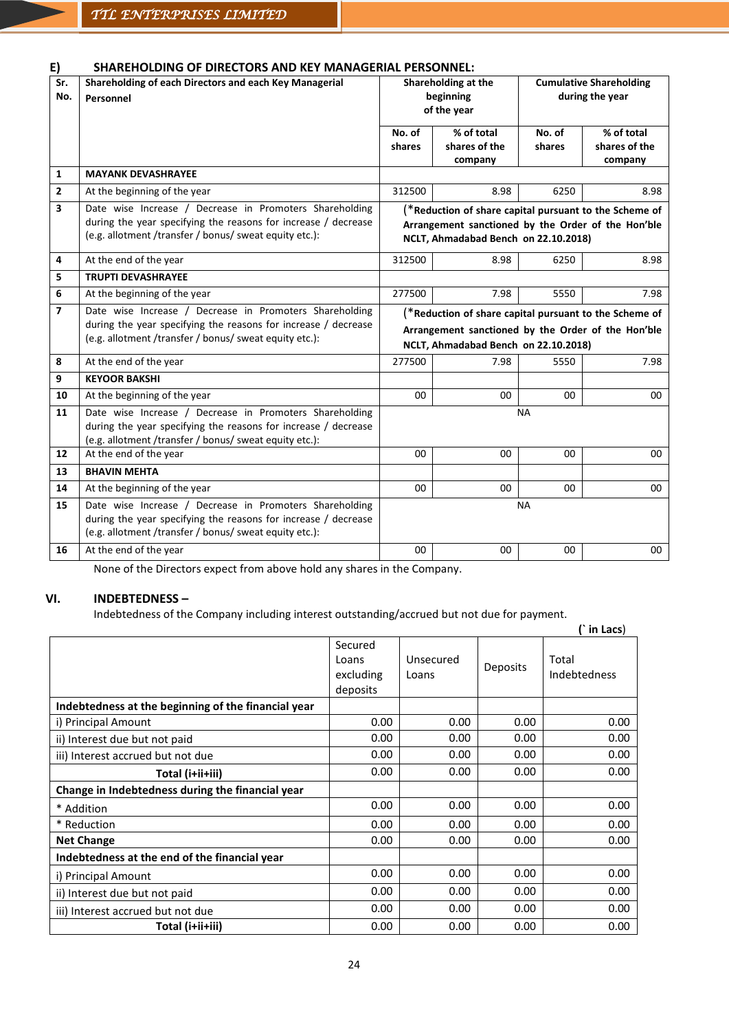### E) SHAREHOLDING OF DIRECTORS AND KEY MANAGERIAL PERSONNEL:

| Sr. No. | Shareholding of each Directors and each Key Managerial Personnel | Shareholding at the beginning of the year | | Cumulative Shareholding during the year | |
|---|---|---|---|---|---|
| | | No. of shares | % of total shares of the company | No. of shares | % of total shares of the company |
| 1 | **MAYANK DEVASHRAYEE** | | | | |
| 2 | At the beginning of the year | 312500 | 8.98 | 6250 | 8.98 |
| 3 | Date wise Increase / Decrease in Promoters Shareholding during the year specifying the reasons for increase / decrease (e.g. allotment /transfer / bonus/ sweat equity etc.): | (***Reduction of share capital pursuant to the Scheme of Arrangement sanctioned by the Order of the Hon'ble NCLT, Ahmadabad Bench on 22.10.2018)** | | | |
| 4 | At the end of the year | 312500 | 8.98 | 6250 | 8.98 |
| 5 | **TRUPTI DEVASHRAYEE** | | | | |
| 6 | At the beginning of the year | 277500 | 7.98 | 5550 | 7.98 |
| 7 | Date wise Increase / Decrease in Promoters Shareholding during the year specifying the reasons for increase / decrease (e.g. allotment /transfer / bonus/ sweat equity etc.): | (***Reduction of share capital pursuant to the Scheme of Arrangement sanctioned by the Order of the Hon'ble NCLT, Ahmadabad Bench on 22.10.2018)** | | | |
| 8 | At the end of the year | 277500 | 7.98 | 5550 | 7.98 |
| 9 | **KEYOOR BAKSHI** | | | | |
| 10 | At the beginning of the year | 00 | 00 | 00 | 00 |
| 11 | Date wise Increase / Decrease in Promoters Shareholding during the year specifying the reasons for increase / decrease (e.g. allotment /transfer / bonus/ sweat equity etc.): | NA | | | |
| 12 | At the end of the year | 00 | 00 | 00 | 00 |
| 13 | **BHAVIN MEHTA** | | | | |
| 14 | At the beginning of the year | 00 | 00 | 00 | 00 |
| 15 | Date wise Increase / Decrease in Promoters Shareholding during the year specifying the reasons for increase / decrease (e.g. allotment /transfer / bonus/ sweat equity etc.): | NA | | | |
| 16 | At the end of the year | 00 | 00 | 00 | 00 |

None of the Directors expect from above hold any shares in the Company.

### VI. INDEBTEDNESS –

Indebtedness of the Company including interest outstanding/accrued but not due for payment.

(` in Lacs)

| | Secured Loans excluding deposits | Unsecured Loans | Deposits | Total Indebtedness |
|---|---|---|---|---|
| **Indebtedness at the beginning of the financial year** | | | | |
| i) Principal Amount | 0.00 | 0.00 | 0.00 | 0.00 |
| ii) Interest due but not paid | 0.00 | 0.00 | 0.00 | 0.00 |
| iii) Interest accrued but not due | 0.00 | 0.00 | 0.00 | 0.00 |
| **Total (i+ii+iii)** | 0.00 | 0.00 | 0.00 | 0.00 |
| **Change in Indebtedness during the financial year** | | | | |
| * Addition | 0.00 | 0.00 | 0.00 | 0.00 |
| * Reduction | 0.00 | 0.00 | 0.00 | 0.00 |
| **Net Change** | 0.00 | 0.00 | 0.00 | 0.00 |
| **Indebtedness at the end of the financial year** | | | | |
| i) Principal Amount | 0.00 | 0.00 | 0.00 | 0.00 |
| ii) Interest due but not paid | 0.00 | 0.00 | 0.00 | 0.00 |
| iii) Interest accrued but not due | 0.00 | 0.00 | 0.00 | 0.00 |
| **Total (i+ii+iii)** | 0.00 | 0.00 | 0.00 | 0.00 |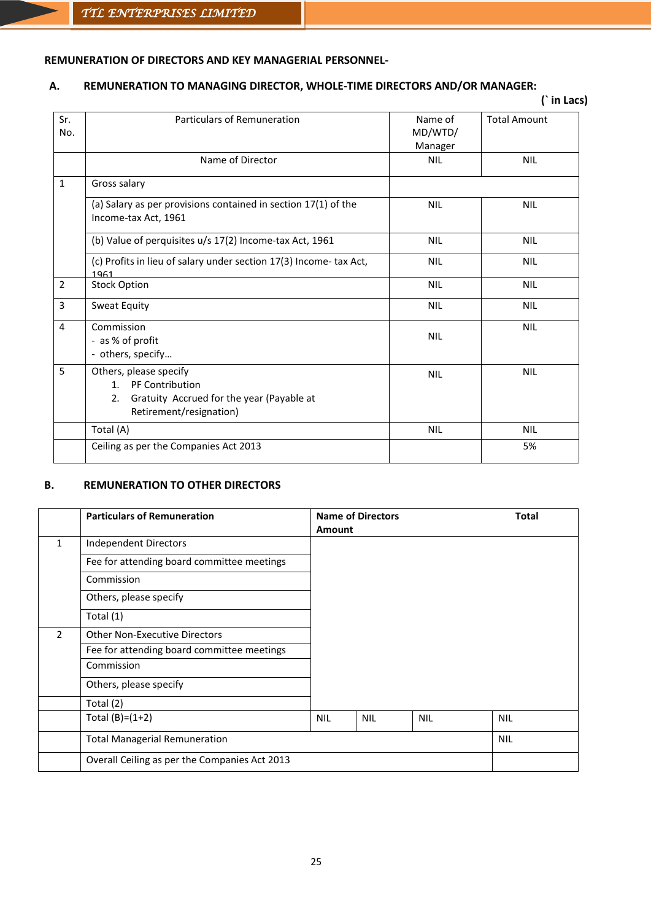**REMUNERATION OF DIRECTORS AND KEY MANAGERIAL PERSONNEL-**

**A. REMUNERATION TO MANAGING DIRECTOR, WHOLE-TIME DIRECTORS AND/OR MANAGER:**

**(` in Lacs)**

| Sr. No. | Particulars of Remuneration | Name of MD/WTD/ Manager | Total Amount |
|---|---|---|---|
| | Name of Director | NIL | NIL |
| 1 | Gross salary | | |
| | (a) Salary as per provisions contained in section 17(1) of the Income-tax Act, 1961 | NIL | NIL |
| | (b) Value of perquisites u/s 17(2) Income-tax Act, 1961 | NIL | NIL |
| | (c) Profits in lieu of salary under section 17(3) Income- tax Act, 1961 | NIL | NIL |
| 2 | Stock Option | NIL | NIL |
| 3 | Sweat Equity | NIL | NIL |
| 4 | Commission<br>- as % of profit<br>- others, specify… | NIL | NIL |
| 5 | Others, please specify<br>1. PF Contribution<br>2. Gratuity Accrued for the year (Payable at Retirement/resignation) | NIL | NIL |
| | Total (A) | NIL | NIL |
| | Ceiling as per the Companies Act 2013 | | 5% |

**B. REMUNERATION TO OTHER DIRECTORS**

| | **Particulars of Remuneration** | **Name of Directors Amount** | | | **Total** |
|---|---|---|---|---|---|
| 1 | Independent Directors | | | | |
| | Fee for attending board committee meetings | | | | |
| | Commission | | | | |
| | Others, please specify | | | | |
| | Total (1) | | | | |
| 2 | Other Non-Executive Directors | | | | |
| | Fee for attending board committee meetings | | | | |
| | Commission | | | | |
| | Others, please specify | | | | |
| | Total (2) | | | | |
| | Total (B)=(1+2) | NIL | NIL | NIL | NIL |
| | Total Managerial Remuneration | | | | NIL |
| | Overall Ceiling as per the Companies Act 2013 | | | | |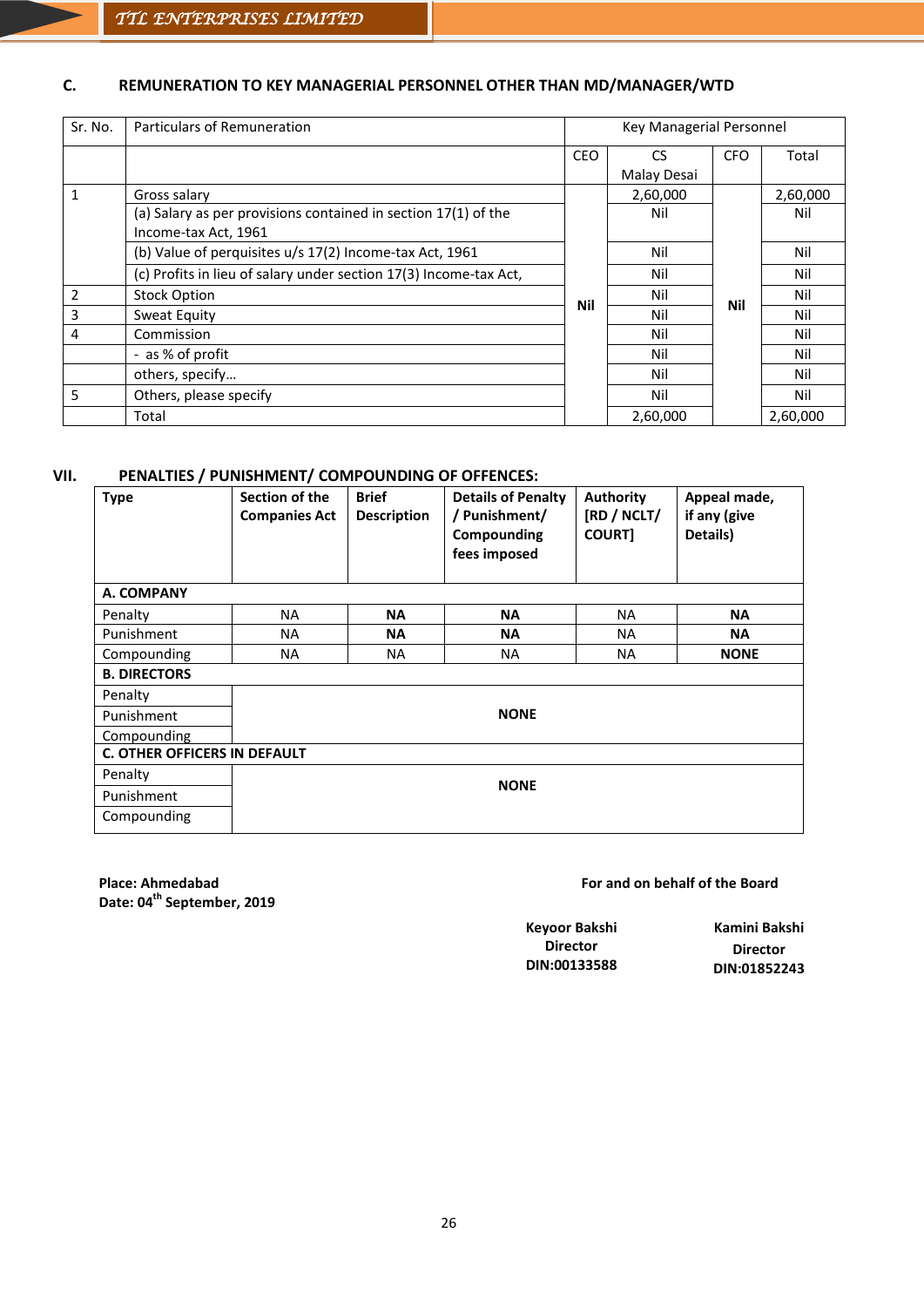### C. REMUNERATION TO KEY MANAGERIAL PERSONNEL OTHER THAN MD/MANAGER/WTD

| Sr. No. | Particulars of Remuneration | Key Managerial Personnel | | | |
|---|---|---|---|---|---|
| | | CEO | CS Malay Desai | CFO | Total |
| 1 | Gross salary | Nil | 2,60,000 | Nil | 2,60,000 |
| | (a) Salary as per provisions contained in section 17(1) of the Income-tax Act, 1961 | | Nil | | Nil |
| | (b) Value of perquisites u/s 17(2) Income-tax Act, 1961 | | Nil | | Nil |
| | (c) Profits in lieu of salary under section 17(3) Income-tax Act, | | Nil | | Nil |
| 2 | Stock Option | | Nil | | Nil |
| 3 | Sweat Equity | | Nil | | Nil |
| 4 | Commission | | Nil | | Nil |
| | - as % of profit | | Nil | | Nil |
| | others, specify… | | Nil | | Nil |
| 5 | Others, please specify | | Nil | | Nil |
| | Total | | 2,60,000 | | 2,60,000 |

### VII. PENALTIES / PUNISHMENT/ COMPOUNDING OF OFFENCES:

| Type | Section of the Companies Act | Brief Description | Details of Penalty / Punishment/ Compounding fees imposed | Authority [RD / NCLT/ COURT] | Appeal made, if any (give Details) |
|---|---|---|---|---|---|
| **A. COMPANY** | | | | | |
| Penalty | NA | **NA** | **NA** | NA | **NA** |
| Punishment | NA | **NA** | **NA** | NA | **NA** |
| Compounding | NA | NA | NA | NA | **NONE** |
| **B. DIRECTORS** | | | | | |
| Penalty | **NONE** | | | | |
| Punishment | | | | | |
| Compounding | | | | | |
| **C. OTHER OFFICERS IN DEFAULT** | | | | | |
| Penalty | **NONE** | | | | |
| Punishment | | | | | |
| Compounding | | | | | |

**Place: Ahmedabad**
**Date: 04th September, 2019**

**For and on behalf of the Board**

**Keyoor Bakshi**
**Director**
**DIN:00133588**

**Kamini Bakshi**
**Director**
**DIN:01852243**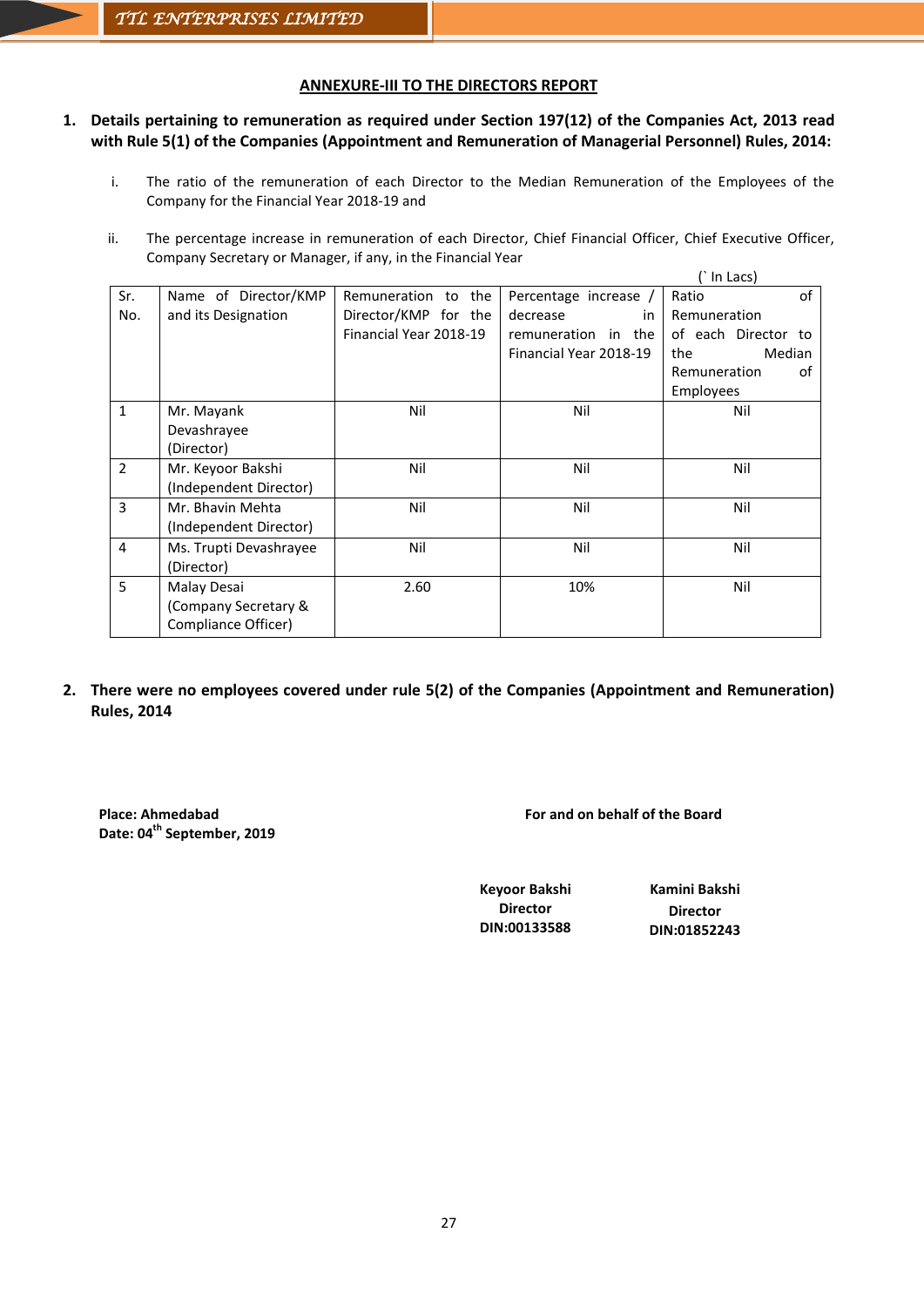## ANNEXURE-III TO THE DIRECTORS REPORT

1. **Details pertaining to remuneration as required under Section 197(12) of the Companies Act, 2013 read with Rule 5(1) of the Companies (Appointment and Remuneration of Managerial Personnel) Rules, 2014:**

    i. The ratio of the remuneration of each Director to the Median Remuneration of the Employees of the Company for the Financial Year 2018-19 and

    ii. The percentage increase in remuneration of each Director, Chief Financial Officer, Chief Executive Officer, Company Secretary or Manager, if any, in the Financial Year

(` In Lacs)

| Sr. No. | Name of Director/KMP and its Designation | Remuneration to the Director/KMP for the Financial Year 2018-19 | Percentage increase / decrease in remuneration in the Financial Year 2018-19 | Ratio of Remuneration of each Director to the Median Remuneration of Employees |
|---|---|---|---|---|
| 1 | Mr. Mayank Devashrayee (Director) | Nil | Nil | Nil |
| 2 | Mr. Keyoor Bakshi (Independent Director) | Nil | Nil | Nil |
| 3 | Mr. Bhavin Mehta (Independent Director) | Nil | Nil | Nil |
| 4 | Ms. Trupti Devashrayee (Director) | Nil | Nil | Nil |
| 5 | Malay Desai (Company Secretary & Compliance Officer) | 2.60 | 10% | Nil |

2. **There were no employees covered under rule 5(2) of the Companies (Appointment and Remuneration) Rules, 2014**

**Place: Ahmedabad**
**Date: 04th September, 2019**

**For and on behalf of the Board**

**Keyoor Bakshi**
**Director**
**DIN:00133588**

**Kamini Bakshi**
**Director**
**DIN:01852243**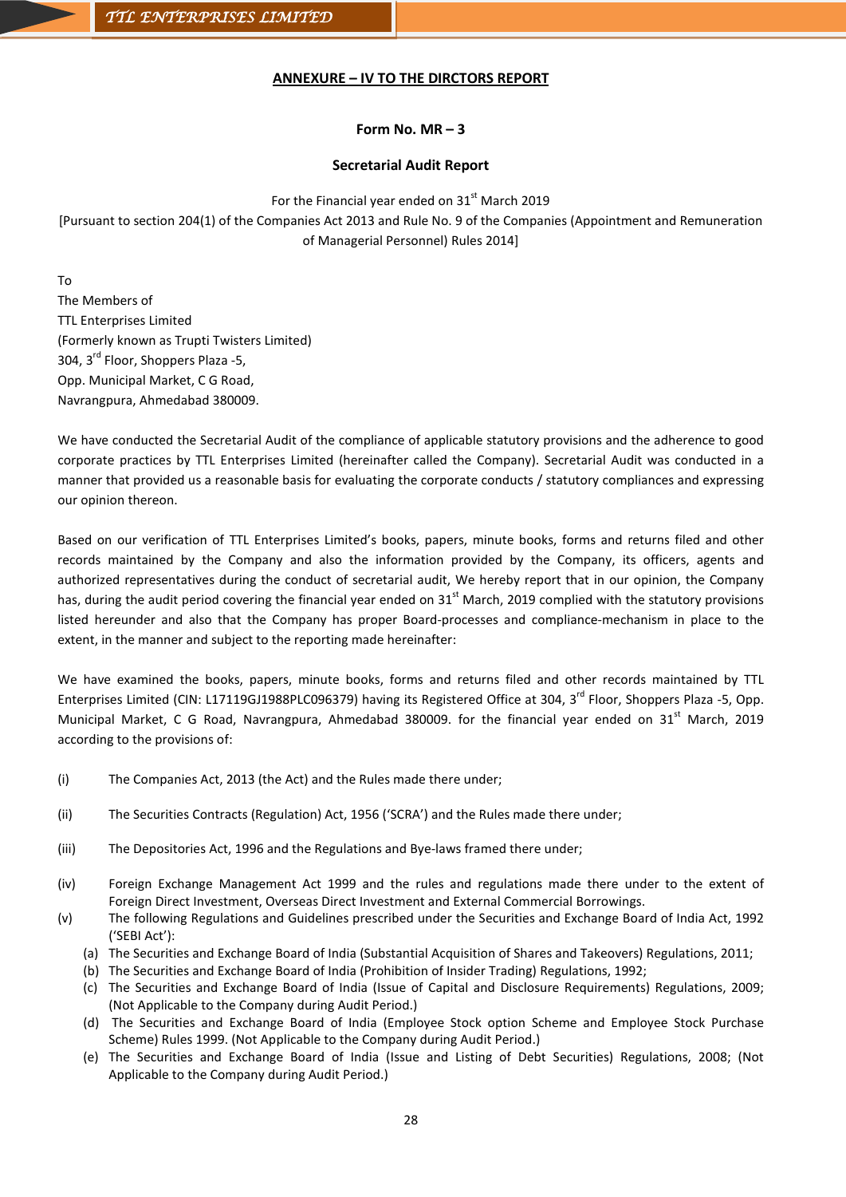## ANNEXURE – IV TO THE DIRCTORS REPORT

**Form No. MR – 3**

**Secretarial Audit Report**

For the Financial year ended on 31st March 2019
[Pursuant to section 204(1) of the Companies Act 2013 and Rule No. 9 of the Companies (Appointment and Remuneration of Managerial Personnel) Rules 2014]

To
The Members of
TTL Enterprises Limited
(Formerly known as Trupti Twisters Limited)
304, 3rd Floor, Shoppers Plaza -5,
Opp. Municipal Market, C G Road,
Navrangpura, Ahmedabad 380009.

We have conducted the Secretarial Audit of the compliance of applicable statutory provisions and the adherence to good corporate practices by TTL Enterprises Limited (hereinafter called the Company). Secretarial Audit was conducted in a manner that provided us a reasonable basis for evaluating the corporate conducts / statutory compliances and expressing our opinion thereon.

Based on our verification of TTL Enterprises Limited's books, papers, minute books, forms and returns filed and other records maintained by the Company and also the information provided by the Company, its officers, agents and authorized representatives during the conduct of secretarial audit, We hereby report that in our opinion, the Company has, during the audit period covering the financial year ended on 31st March, 2019 complied with the statutory provisions listed hereunder and also that the Company has proper Board-processes and compliance-mechanism in place to the extent, in the manner and subject to the reporting made hereinafter:

We have examined the books, papers, minute books, forms and returns filed and other records maintained by TTL Enterprises Limited (CIN: L17119GJ1988PLC096379) having its Registered Office at 304, 3rd Floor, Shoppers Plaza -5, Opp. Municipal Market, C G Road, Navrangpura, Ahmedabad 380009. for the financial year ended on 31st March, 2019 according to the provisions of:

(i) The Companies Act, 2013 (the Act) and the Rules made there under;

(ii) The Securities Contracts (Regulation) Act, 1956 ('SCRA') and the Rules made there under;

(iii) The Depositories Act, 1996 and the Regulations and Bye-laws framed there under;

(iv) Foreign Exchange Management Act 1999 and the rules and regulations made there under to the extent of Foreign Direct Investment, Overseas Direct Investment and External Commercial Borrowings.

(v) The following Regulations and Guidelines prescribed under the Securities and Exchange Board of India Act, 1992 ('SEBI Act'):
   - (a) The Securities and Exchange Board of India (Substantial Acquisition of Shares and Takeovers) Regulations, 2011;
   - (b) The Securities and Exchange Board of India (Prohibition of Insider Trading) Regulations, 1992;
   - (c) The Securities and Exchange Board of India (Issue of Capital and Disclosure Requirements) Regulations, 2009; (Not Applicable to the Company during Audit Period.)
   - (d) The Securities and Exchange Board of India (Employee Stock option Scheme and Employee Stock Purchase Scheme) Rules 1999. (Not Applicable to the Company during Audit Period.)
   - (e) The Securities and Exchange Board of India (Issue and Listing of Debt Securities) Regulations, 2008; (Not Applicable to the Company during Audit Period.)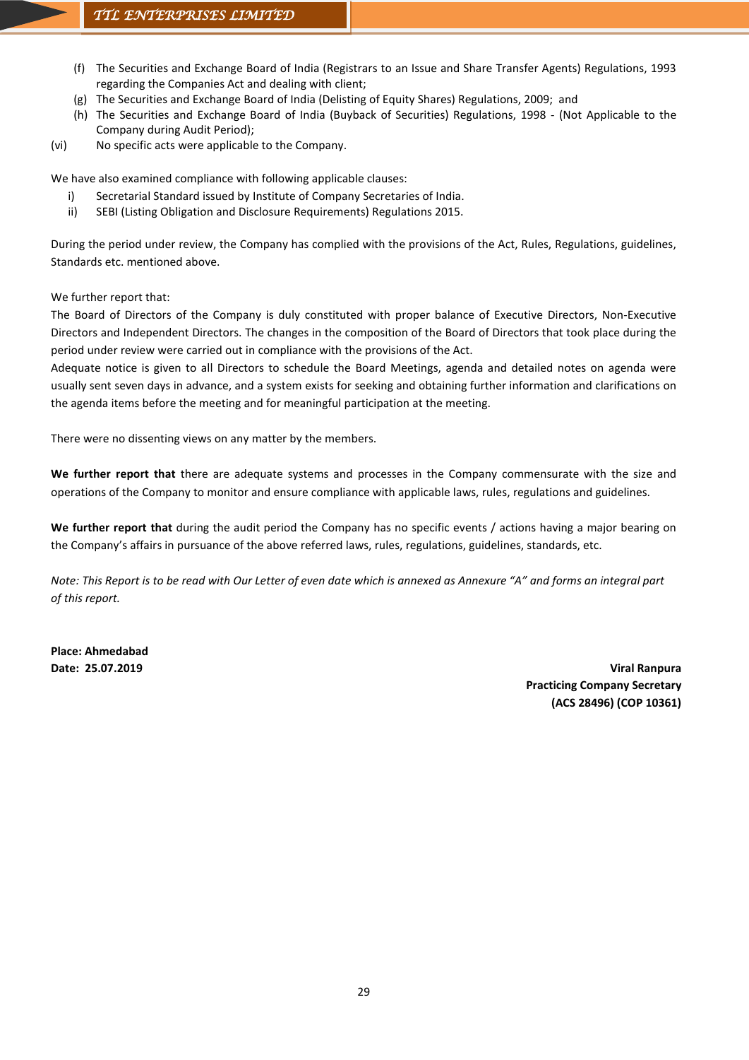(f) The Securities and Exchange Board of India (Registrars to an Issue and Share Transfer Agents) Regulations, 1993 regarding the Companies Act and dealing with client;

(g) The Securities and Exchange Board of India (Delisting of Equity Shares) Regulations, 2009; and

(h) The Securities and Exchange Board of India (Buyback of Securities) Regulations, 1998 - (Not Applicable to the Company during Audit Period);

(vi) No specific acts were applicable to the Company.

We have also examined compliance with following applicable clauses:

i) Secretarial Standard issued by Institute of Company Secretaries of India.

ii) SEBI (Listing Obligation and Disclosure Requirements) Regulations 2015.

During the period under review, the Company has complied with the provisions of the Act, Rules, Regulations, guidelines, Standards etc. mentioned above.

We further report that:

The Board of Directors of the Company is duly constituted with proper balance of Executive Directors, Non-Executive Directors and Independent Directors. The changes in the composition of the Board of Directors that took place during the period under review were carried out in compliance with the provisions of the Act.

Adequate notice is given to all Directors to schedule the Board Meetings, agenda and detailed notes on agenda were usually sent seven days in advance, and a system exists for seeking and obtaining further information and clarifications on the agenda items before the meeting and for meaningful participation at the meeting.

There were no dissenting views on any matter by the members.

**We further report that** there are adequate systems and processes in the Company commensurate with the size and operations of the Company to monitor and ensure compliance with applicable laws, rules, regulations and guidelines.

**We further report that** during the audit period the Company has no specific events / actions having a major bearing on the Company's affairs in pursuance of the above referred laws, rules, regulations, guidelines, standards, etc.

*Note: This Report is to be read with Our Letter of even date which is annexed as Annexure "A" and forms an integral part of this report.*

**Place: Ahmedabad**
**Date: 25.07.2019**

**Viral Ranpura**
**Practicing Company Secretary**
**(ACS 28496) (COP 10361)**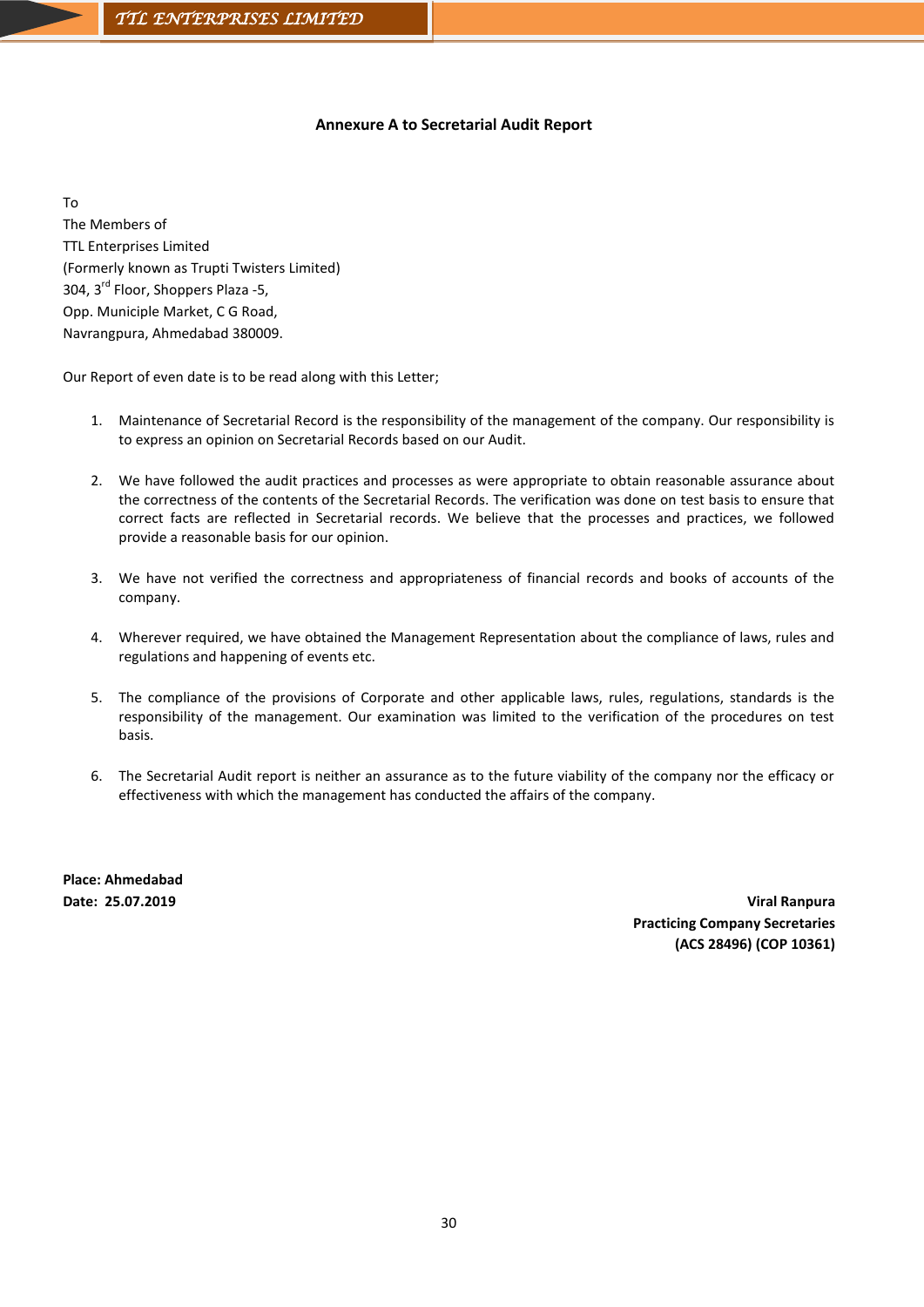## Annexure A to Secretarial Audit Report

To
The Members of
TTL Enterprises Limited
(Formerly known as Trupti Twisters Limited)
304, 3rd Floor, Shoppers Plaza -5,
Opp. Municiple Market, C G Road,
Navrangpura, Ahmedabad 380009.

Our Report of even date is to be read along with this Letter;

1. Maintenance of Secretarial Record is the responsibility of the management of the company. Our responsibility is to express an opinion on Secretarial Records based on our Audit.

2. We have followed the audit practices and processes as were appropriate to obtain reasonable assurance about the correctness of the contents of the Secretarial Records. The verification was done on test basis to ensure that correct facts are reflected in Secretarial records. We believe that the processes and practices, we followed provide a reasonable basis for our opinion.

3. We have not verified the correctness and appropriateness of financial records and books of accounts of the company.

4. Wherever required, we have obtained the Management Representation about the compliance of laws, rules and regulations and happening of events etc.

5. The compliance of the provisions of Corporate and other applicable laws, rules, regulations, standards is the responsibility of the management. Our examination was limited to the verification of the procedures on test basis.

6. The Secretarial Audit report is neither an assurance as to the future viability of the company nor the efficacy or effectiveness with which the management has conducted the affairs of the company.

**Place: Ahmedabad**
**Date: 25.07.2019**

**Viral Ranpura**
**Practicing Company Secretaries**
**(ACS 28496) (COP 10361)**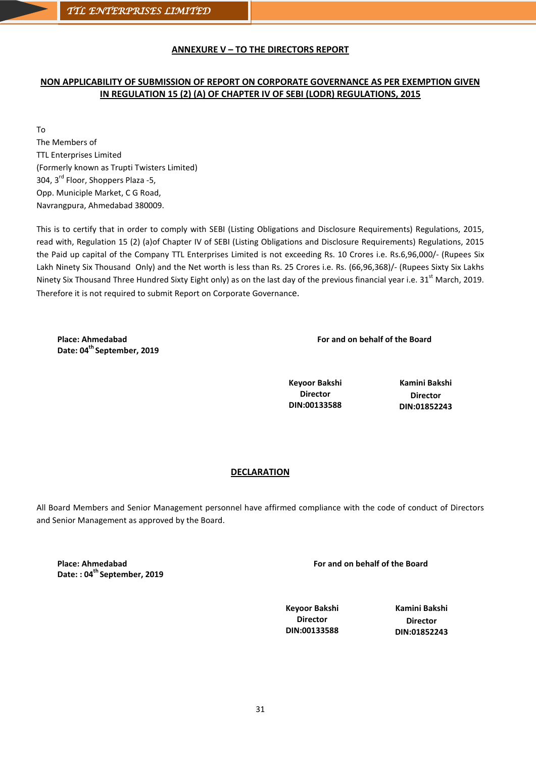## ANNEXURE V – TO THE DIRECTORS REPORT

## NON APPLICABILITY OF SUBMISSION OF REPORT ON CORPORATE GOVERNANCE AS PER EXEMPTION GIVEN IN REGULATION 15 (2) (A) OF CHAPTER IV OF SEBI (LODR) REGULATIONS, 2015

To
The Members of
TTL Enterprises Limited
(Formerly known as Trupti Twisters Limited)
304, 3rd Floor, Shoppers Plaza -5,
Opp. Municiple Market, C G Road,
Navrangpura, Ahmedabad 380009.

This is to certify that in order to comply with SEBI (Listing Obligations and Disclosure Requirements) Regulations, 2015, read with, Regulation 15 (2) (a)of Chapter IV of SEBI (Listing Obligations and Disclosure Requirements) Regulations, 2015 the Paid up capital of the Company TTL Enterprises Limited is not exceeding Rs. 10 Crores i.e. Rs.6,96,000/- (Rupees Six Lakh Ninety Six Thousand Only) and the Net worth is less than Rs. 25 Crores i.e. Rs. (66,96,368)/- (Rupees Sixty Six Lakhs Ninety Six Thousand Three Hundred Sixty Eight only) as on the last day of the previous financial year i.e. 31st March, 2019. Therefore it is not required to submit Report on Corporate Governance.

**Place: Ahmedabad**
**Date: 04th September, 2019**

**For and on behalf of the Board**

| **Keyoor Bakshi** | **Kamini Bakshi** |
|---|---|
| **Director** | **Director** |
| **DIN:00133588** | **DIN:01852243** |

## DECLARATION

All Board Members and Senior Management personnel have affirmed compliance with the code of conduct of Directors and Senior Management as approved by the Board.

**Place: Ahmedabad**
**Date: : 04th September, 2019**

**For and on behalf of the Board**

| **Keyoor Bakshi** | **Kamini Bakshi** |
|---|---|
| **Director** | **Director** |
| **DIN:00133588** | **DIN:01852243** |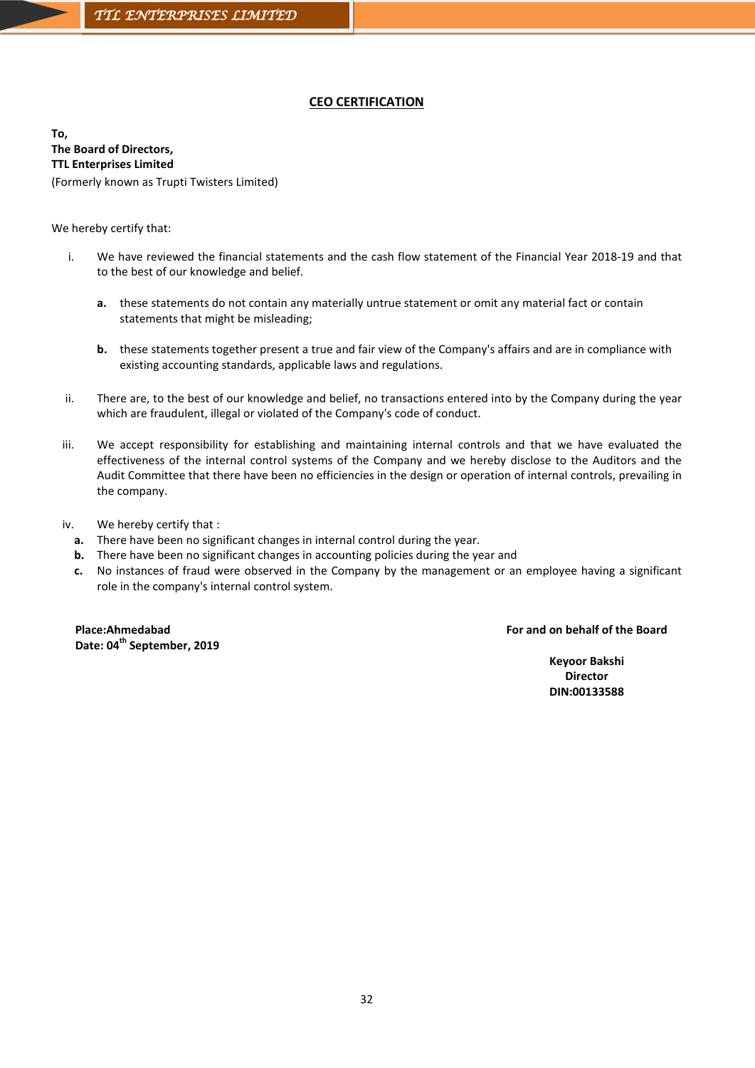## CEO CERTIFICATION

**To,**
**The Board of Directors,**
**TTL Enterprises Limited**
(Formerly known as Trupti Twisters Limited)

We hereby certify that:

i. We have reviewed the financial statements and the cash flow statement of the Financial Year 2018-19 and that to the best of our knowledge and belief.

   **a.** these statements do not contain any materially untrue statement or omit any material fact or contain statements that might be misleading;

   **b.** these statements together present a true and fair view of the Company's affairs and are in compliance with existing accounting standards, applicable laws and regulations.

ii. There are, to the best of our knowledge and belief, no transactions entered into by the Company during the year which are fraudulent, illegal or violated of the Company's code of conduct.

iii. We accept responsibility for establishing and maintaining internal controls and that we have evaluated the effectiveness of the internal control systems of the Company and we hereby disclose to the Auditors and the Audit Committee that there have been no efficiencies in the design or operation of internal controls, prevailing in the company.

iv. We hereby certify that :

**a.** There have been no significant changes in internal control during the year.
**b.** There have been no significant changes in accounting policies during the year and
**c.** No instances of fraud were observed in the Company by the management or an employee having a significant role in the company's internal control system.

**Place:Ahmedabad**
**Date: 04th September, 2019**

**For and on behalf of the Board**

**Keyoor Bakshi**
**Director**
**DIN:00133588**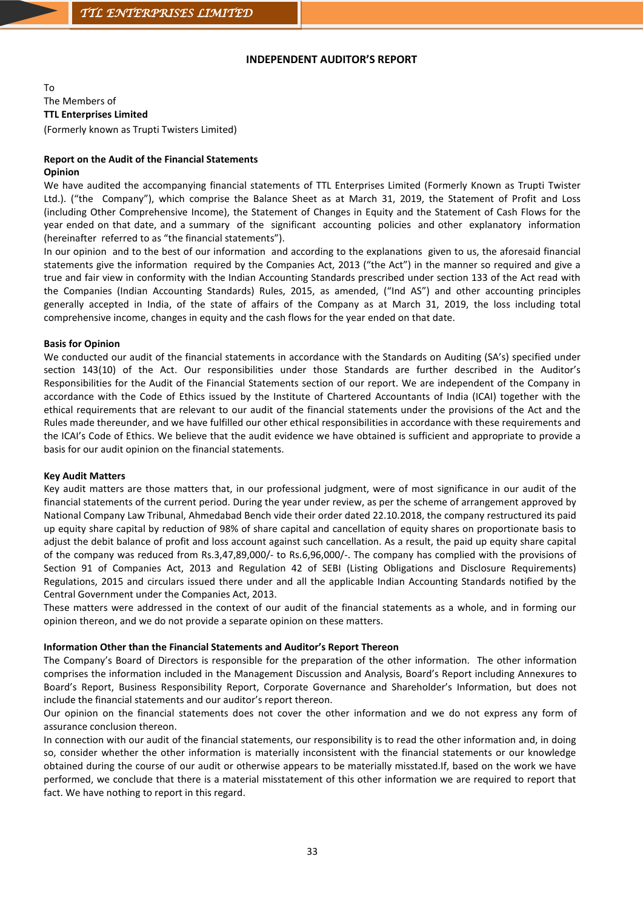## INDEPENDENT AUDITOR'S REPORT

To
The Members of
**TTL Enterprises Limited**
(Formerly known as Trupti Twisters Limited)

### Report on the Audit of the Financial Statements

**Opinion**

We have audited the accompanying financial statements of TTL Enterprises Limited (Formerly Known as Trupti Twister Ltd.). ("the Company"), which comprise the Balance Sheet as at March 31, 2019, the Statement of Profit and Loss (including Other Comprehensive Income), the Statement of Changes in Equity and the Statement of Cash Flows for the year ended on that date, and a summary of the significant accounting policies and other explanatory information (hereinafter referred to as "the financial statements").

In our opinion and to the best of our information and according to the explanations given to us, the aforesaid financial statements give the information required by the Companies Act, 2013 ("the Act") in the manner so required and give a true and fair view in conformity with the Indian Accounting Standards prescribed under section 133 of the Act read with the Companies (Indian Accounting Standards) Rules, 2015, as amended, ("Ind AS") and other accounting principles generally accepted in India, of the state of affairs of the Company as at March 31, 2019, the loss including total comprehensive income, changes in equity and the cash flows for the year ended on that date.

**Basis for Opinion**

We conducted our audit of the financial statements in accordance with the Standards on Auditing (SA's) specified under section 143(10) of the Act. Our responsibilities under those Standards are further described in the Auditor's Responsibilities for the Audit of the Financial Statements section of our report. We are independent of the Company in accordance with the Code of Ethics issued by the Institute of Chartered Accountants of India (ICAI) together with the ethical requirements that are relevant to our audit of the financial statements under the provisions of the Act and the Rules made thereunder, and we have fulfilled our other ethical responsibilities in accordance with these requirements and the ICAI's Code of Ethics. We believe that the audit evidence we have obtained is sufficient and appropriate to provide a basis for our audit opinion on the financial statements.

**Key Audit Matters**

Key audit matters are those matters that, in our professional judgment, were of most significance in our audit of the financial statements of the current period. During the year under review, as per the scheme of arrangement approved by National Company Law Tribunal, Ahmedabad Bench vide their order dated 22.10.2018, the company restructured its paid up equity share capital by reduction of 98% of share capital and cancellation of equity shares on proportionate basis to adjust the debit balance of profit and loss account against such cancellation. As a result, the paid up equity share capital of the company was reduced from Rs.3,47,89,000/- to Rs.6,96,000/-. The company has complied with the provisions of Section 91 of Companies Act, 2013 and Regulation 42 of SEBI (Listing Obligations and Disclosure Requirements) Regulations, 2015 and circulars issued there under and all the applicable Indian Accounting Standards notified by the Central Government under the Companies Act, 2013.

These matters were addressed in the context of our audit of the financial statements as a whole, and in forming our opinion thereon, and we do not provide a separate opinion on these matters.

**Information Other than the Financial Statements and Auditor's Report Thereon**

The Company's Board of Directors is responsible for the preparation of the other information. The other information comprises the information included in the Management Discussion and Analysis, Board's Report including Annexures to Board's Report, Business Responsibility Report, Corporate Governance and Shareholder's Information, but does not include the financial statements and our auditor's report thereon.

Our opinion on the financial statements does not cover the other information and we do not express any form of assurance conclusion thereon.

In connection with our audit of the financial statements, our responsibility is to read the other information and, in doing so, consider whether the other information is materially inconsistent with the financial statements or our knowledge obtained during the course of our audit or otherwise appears to be materially misstated.If, based on the work we have performed, we conclude that there is a material misstatement of this other information we are required to report that fact. We have nothing to report in this regard.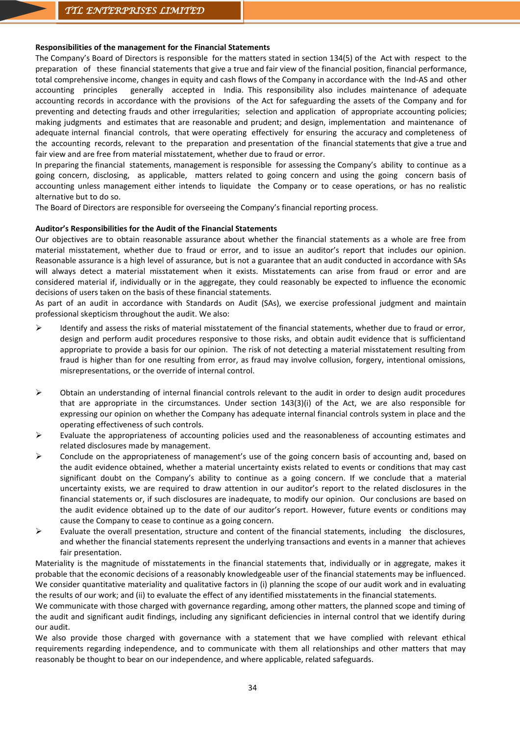**Responsibilities of the management for the Financial Statements**

The Company's Board of Directors is responsible for the matters stated in section 134(5) of the Act with respect to the preparation of these financial statements that give a true and fair view of the financial position, financial performance, total comprehensive income, changes in equity and cash flows of the Company in accordance with the Ind-AS and other accounting principles generally accepted in India. This responsibility also includes maintenance of adequate accounting records in accordance with the provisions of the Act for safeguarding the assets of the Company and for preventing and detecting frauds and other irregularities; selection and application of appropriate accounting policies; making judgments and estimates that are reasonable and prudent; and design, implementation and maintenance of adequate internal financial controls, that were operating effectively for ensuring the accuracy and completeness of the accounting records, relevant to the preparation and presentation of the financial statements that give a true and fair view and are free from material misstatement, whether due to fraud or error.

In preparing the financial statements, management is responsible for assessing the Company's ability to continue as a going concern, disclosing, as applicable, matters related to going concern and using the going concern basis of accounting unless management either intends to liquidate the Company or to cease operations, or has no realistic alternative but to do so.

The Board of Directors are responsible for overseeing the Company's financial reporting process.

**Auditor's Responsibilities for the Audit of the Financial Statements**

Our objectives are to obtain reasonable assurance about whether the financial statements as a whole are free from material misstatement, whether due to fraud or error, and to issue an auditor's report that includes our opinion. Reasonable assurance is a high level of assurance, but is not a guarantee that an audit conducted in accordance with SAs will always detect a material misstatement when it exists. Misstatements can arise from fraud or error and are considered material if, individually or in the aggregate, they could reasonably be expected to influence the economic decisions of users taken on the basis of these financial statements.

As part of an audit in accordance with Standards on Audit (SAs), we exercise professional judgment and maintain professional skepticism throughout the audit. We also:

- Identify and assess the risks of material misstatement of the financial statements, whether due to fraud or error, design and perform audit procedures responsive to those risks, and obtain audit evidence that is sufficientand appropriate to provide a basis for our opinion. The risk of not detecting a material misstatement resulting from fraud is higher than for one resulting from error, as fraud may involve collusion, forgery, intentional omissions, misrepresentations, or the override of internal control.
- Obtain an understanding of internal financial controls relevant to the audit in order to design audit procedures that are appropriate in the circumstances. Under section 143(3)(i) of the Act, we are also responsible for expressing our opinion on whether the Company has adequate internal financial controls system in place and the operating effectiveness of such controls.
- Evaluate the appropriateness of accounting policies used and the reasonableness of accounting estimates and related disclosures made by management.
- Conclude on the appropriateness of management's use of the going concern basis of accounting and, based on the audit evidence obtained, whether a material uncertainty exists related to events or conditions that may cast significant doubt on the Company's ability to continue as a going concern. If we conclude that a material uncertainty exists, we are required to draw attention in our auditor's report to the related disclosures in the financial statements or, if such disclosures are inadequate, to modify our opinion. Our conclusions are based on the audit evidence obtained up to the date of our auditor's report. However, future events or conditions may cause the Company to cease to continue as a going concern.
- Evaluate the overall presentation, structure and content of the financial statements, including the disclosures, and whether the financial statements represent the underlying transactions and events in a manner that achieves fair presentation.

Materiality is the magnitude of misstatements in the financial statements that, individually or in aggregate, makes it probable that the economic decisions of a reasonably knowledgeable user of the financial statements may be influenced. We consider quantitative materiality and qualitative factors in (i) planning the scope of our audit work and in evaluating the results of our work; and (ii) to evaluate the effect of any identified misstatements in the financial statements.

We communicate with those charged with governance regarding, among other matters, the planned scope and timing of the audit and significant audit findings, including any significant deficiencies in internal control that we identify during our audit.

We also provide those charged with governance with a statement that we have complied with relevant ethical requirements regarding independence, and to communicate with them all relationships and other matters that may reasonably be thought to bear on our independence, and where applicable, related safeguards.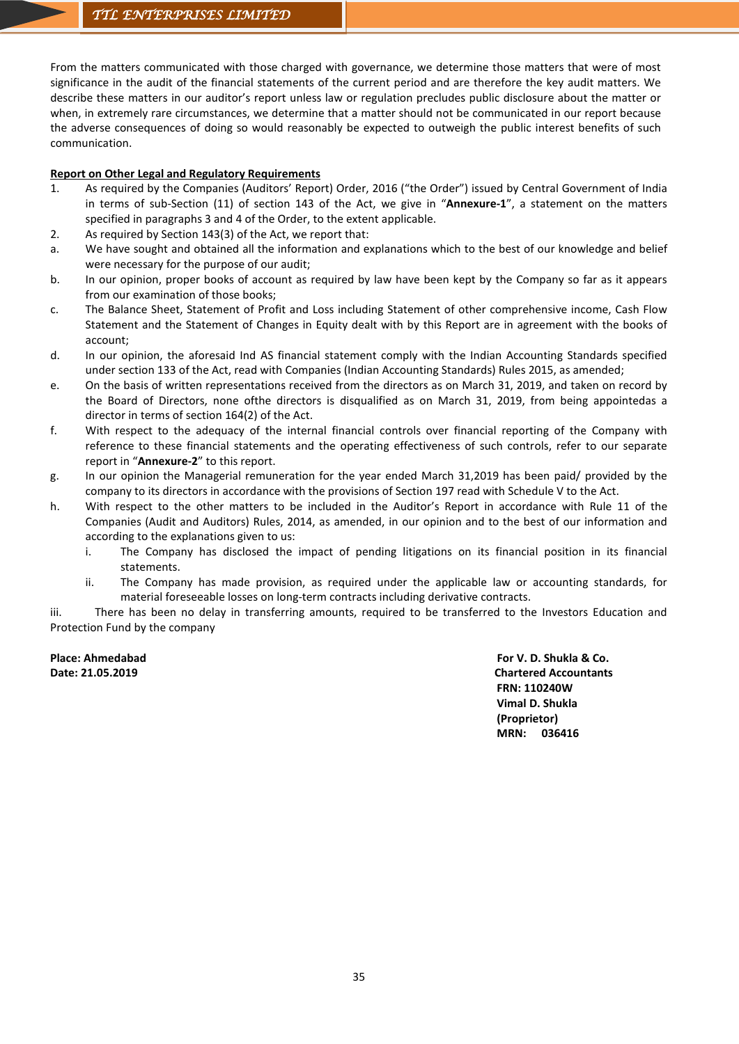From the matters communicated with those charged with governance, we determine those matters that were of most significance in the audit of the financial statements of the current period and are therefore the key audit matters. We describe these matters in our auditor's report unless law or regulation precludes public disclosure about the matter or when, in extremely rare circumstances, we determine that a matter should not be communicated in our report because the adverse consequences of doing so would reasonably be expected to outweigh the public interest benefits of such communication.

**Report on Other Legal and Regulatory Requirements**

1. As required by the Companies (Auditors' Report) Order, 2016 ("the Order") issued by Central Government of India in terms of sub-Section (11) of section 143 of the Act, we give in "**Annexure-1**", a statement on the matters specified in paragraphs 3 and 4 of the Order, to the extent applicable.
2. As required by Section 143(3) of the Act, we report that:

a. We have sought and obtained all the information and explanations which to the best of our knowledge and belief were necessary for the purpose of our audit;

b. In our opinion, proper books of account as required by law have been kept by the Company so far as it appears from our examination of those books;

c. The Balance Sheet, Statement of Profit and Loss including Statement of other comprehensive income, Cash Flow Statement and the Statement of Changes in Equity dealt with by this Report are in agreement with the books of account;

d. In our opinion, the aforesaid Ind AS financial statement comply with the Indian Accounting Standards specified under section 133 of the Act, read with Companies (Indian Accounting Standards) Rules 2015, as amended;

e. On the basis of written representations received from the directors as on March 31, 2019, and taken on record by the Board of Directors, none ofthe directors is disqualified as on March 31, 2019, from being appointedas a director in terms of section 164(2) of the Act.

f. With respect to the adequacy of the internal financial controls over financial reporting of the Company with reference to these financial statements and the operating effectiveness of such controls, refer to our separate report in "**Annexure-2**" to this report.

g. In our opinion the Managerial remuneration for the year ended March 31,2019 has been paid/ provided by the company to its directors in accordance with the provisions of Section 197 read with Schedule V to the Act.

h. With respect to the other matters to be included in the Auditor's Report in accordance with Rule 11 of the Companies (Audit and Auditors) Rules, 2014, as amended, in our opinion and to the best of our information and according to the explanations given to us:

   i. The Company has disclosed the impact of pending litigations on its financial position in its financial statements.

   ii. The Company has made provision, as required under the applicable law or accounting standards, for material foreseeable losses on long-term contracts including derivative contracts.

iii. There has been no delay in transferring amounts, required to be transferred to the Investors Education and Protection Fund by the company

**Place: Ahmedabad**
**Date: 21.05.2019**

**For V. D. Shukla & Co.**
**Chartered Accountants**
**FRN: 110240W**
**Vimal D. Shukla**
**(Proprietor)**
**MRN: 036416**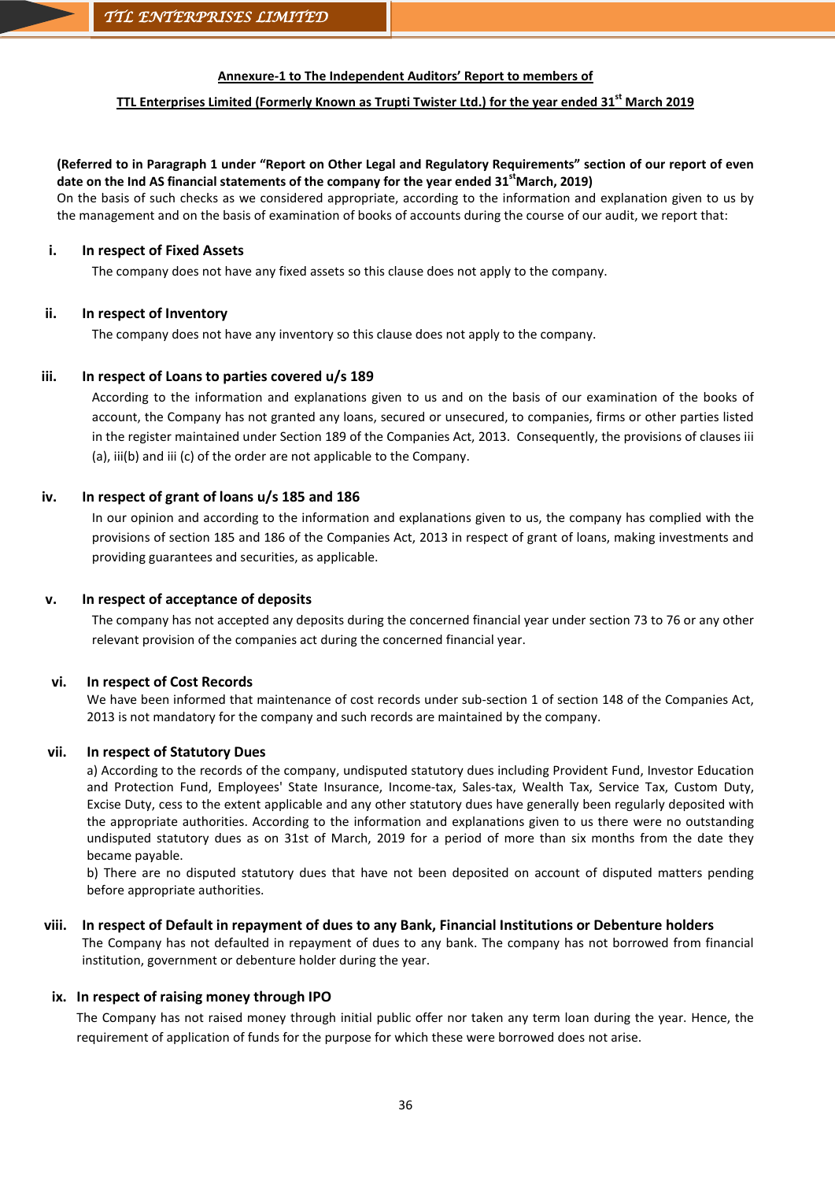**Annexure-1 to The Independent Auditors' Report to members of**

**TTL Enterprises Limited (Formerly Known as Trupti Twister Ltd.) for the year ended 31st March 2019**

**(Referred to in Paragraph 1 under "Report on Other Legal and Regulatory Requirements" section of our report of even date on the Ind AS financial statements of the company for the year ended 31stMarch, 2019)**

On the basis of such checks as we considered appropriate, according to the information and explanation given to us by the management and on the basis of examination of books of accounts during the course of our audit, we report that:

**i. In respect of Fixed Assets**

The company does not have any fixed assets so this clause does not apply to the company.

**ii. In respect of Inventory**

The company does not have any inventory so this clause does not apply to the company.

**iii. In respect of Loans to parties covered u/s 189**

According to the information and explanations given to us and on the basis of our examination of the books of account, the Company has not granted any loans, secured or unsecured, to companies, firms or other parties listed in the register maintained under Section 189 of the Companies Act, 2013. Consequently, the provisions of clauses iii (a), iii(b) and iii (c) of the order are not applicable to the Company.

**iv. In respect of grant of loans u/s 185 and 186**

In our opinion and according to the information and explanations given to us, the company has complied with the provisions of section 185 and 186 of the Companies Act, 2013 in respect of grant of loans, making investments and providing guarantees and securities, as applicable.

**v. In respect of acceptance of deposits**

The company has not accepted any deposits during the concerned financial year under section 73 to 76 or any other relevant provision of the companies act during the concerned financial year.

**vi. In respect of Cost Records**

We have been informed that maintenance of cost records under sub-section 1 of section 148 of the Companies Act, 2013 is not mandatory for the company and such records are maintained by the company.

**vii. In respect of Statutory Dues**

a) According to the records of the company, undisputed statutory dues including Provident Fund, Investor Education and Protection Fund, Employees' State Insurance, Income-tax, Sales-tax, Wealth Tax, Service Tax, Custom Duty, Excise Duty, cess to the extent applicable and any other statutory dues have generally been regularly deposited with the appropriate authorities. According to the information and explanations given to us there were no outstanding undisputed statutory dues as on 31st of March, 2019 for a period of more than six months from the date they became payable.

b) There are no disputed statutory dues that have not been deposited on account of disputed matters pending before appropriate authorities.

**viii. In respect of Default in repayment of dues to any Bank, Financial Institutions or Debenture holders**

The Company has not defaulted in repayment of dues to any bank. The company has not borrowed from financial institution, government or debenture holder during the year.

**ix. In respect of raising money through IPO**

The Company has not raised money through initial public offer nor taken any term loan during the year. Hence, the requirement of application of funds for the purpose for which these were borrowed does not arise.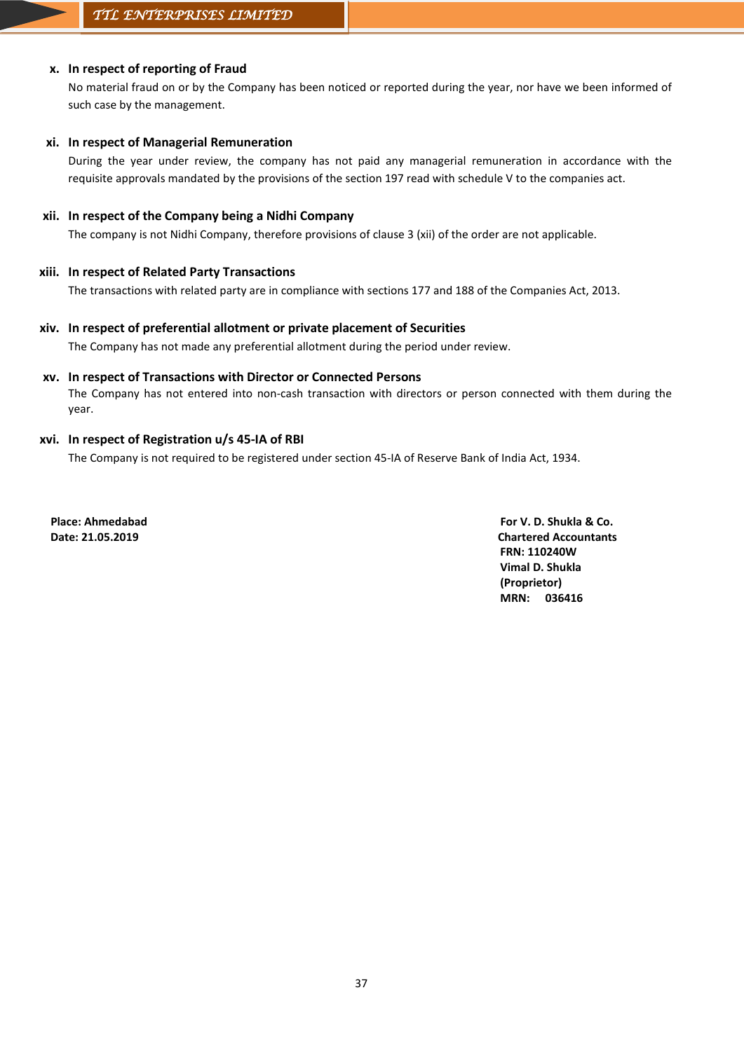**x. In respect of reporting of Fraud**

No material fraud on or by the Company has been noticed or reported during the year, nor have we been informed of such case by the management.

**xi. In respect of Managerial Remuneration**

During the year under review, the company has not paid any managerial remuneration in accordance with the requisite approvals mandated by the provisions of the section 197 read with schedule V to the companies act.

**xii. In respect of the Company being a Nidhi Company**

The company is not Nidhi Company, therefore provisions of clause 3 (xii) of the order are not applicable.

**xiii. In respect of Related Party Transactions**

The transactions with related party are in compliance with sections 177 and 188 of the Companies Act, 2013.

**xiv. In respect of preferential allotment or private placement of Securities**

The Company has not made any preferential allotment during the period under review.

**xv. In respect of Transactions with Director or Connected Persons**

The Company has not entered into non-cash transaction with directors or person connected with them during the year.

**xvi. In respect of Registration u/s 45-IA of RBI**

The Company is not required to be registered under section 45-IA of Reserve Bank of India Act, 1934.

**Place: Ahmedabad**
**Date: 21.05.2019**

**For V. D. Shukla & Co.**
**Chartered Accountants**
**FRN: 110240W**
**Vimal D. Shukla**
**(Proprietor)**
**MRN: 036416**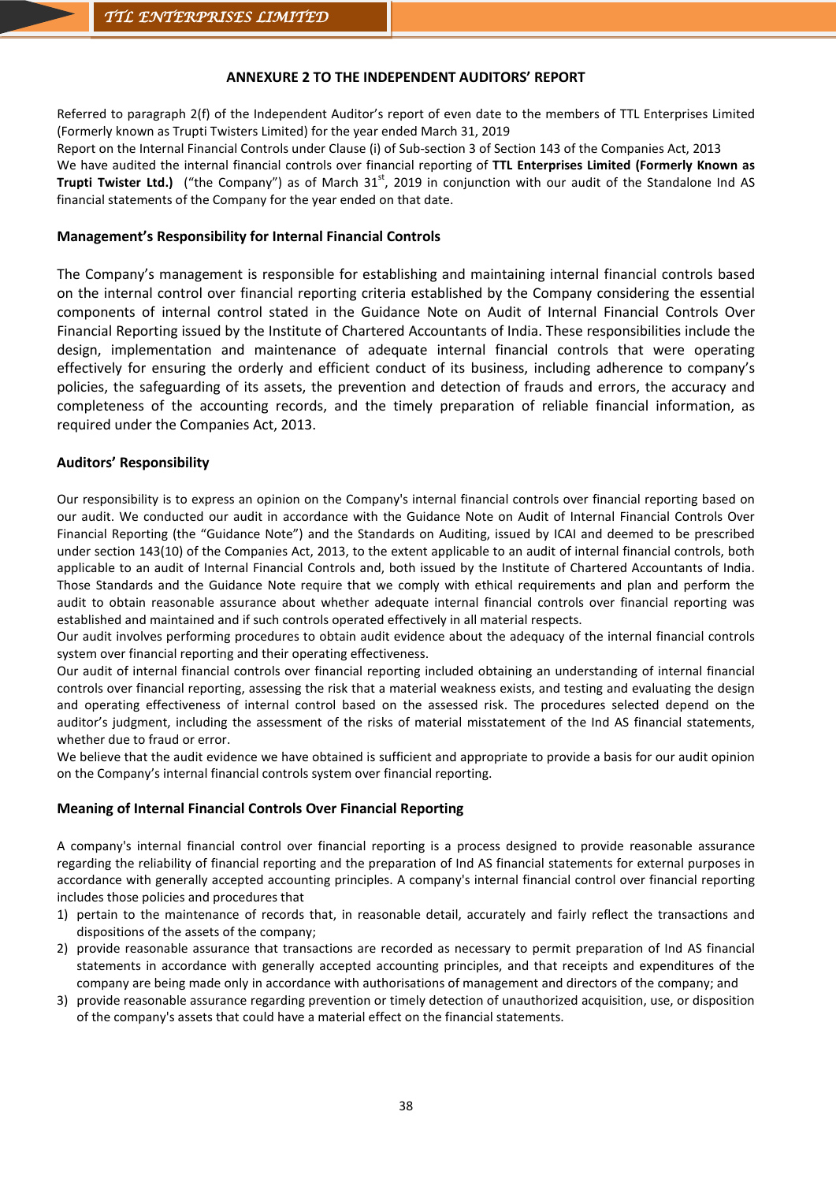## ANNEXURE 2 TO THE INDEPENDENT AUDITORS' REPORT

Referred to paragraph 2(f) of the Independent Auditor's report of even date to the members of TTL Enterprises Limited (Formerly known as Trupti Twisters Limited) for the year ended March 31, 2019

Report on the Internal Financial Controls under Clause (i) of Sub-section 3 of Section 143 of the Companies Act, 2013

We have audited the internal financial controls over financial reporting of **TTL Enterprises Limited (Formerly Known as Trupti Twister Ltd.)** ("the Company") as of March 31st, 2019 in conjunction with our audit of the Standalone Ind AS financial statements of the Company for the year ended on that date.

### Management's Responsibility for Internal Financial Controls

The Company's management is responsible for establishing and maintaining internal financial controls based on the internal control over financial reporting criteria established by the Company considering the essential components of internal control stated in the Guidance Note on Audit of Internal Financial Controls Over Financial Reporting issued by the Institute of Chartered Accountants of India. These responsibilities include the design, implementation and maintenance of adequate internal financial controls that were operating effectively for ensuring the orderly and efficient conduct of its business, including adherence to company's policies, the safeguarding of its assets, the prevention and detection of frauds and errors, the accuracy and completeness of the accounting records, and the timely preparation of reliable financial information, as required under the Companies Act, 2013.

### Auditors' Responsibility

Our responsibility is to express an opinion on the Company's internal financial controls over financial reporting based on our audit. We conducted our audit in accordance with the Guidance Note on Audit of Internal Financial Controls Over Financial Reporting (the "Guidance Note") and the Standards on Auditing, issued by ICAI and deemed to be prescribed under section 143(10) of the Companies Act, 2013, to the extent applicable to an audit of internal financial controls, both applicable to an audit of Internal Financial Controls and, both issued by the Institute of Chartered Accountants of India. Those Standards and the Guidance Note require that we comply with ethical requirements and plan and perform the audit to obtain reasonable assurance about whether adequate internal financial controls over financial reporting was established and maintained and if such controls operated effectively in all material respects.

Our audit involves performing procedures to obtain audit evidence about the adequacy of the internal financial controls system over financial reporting and their operating effectiveness.

Our audit of internal financial controls over financial reporting included obtaining an understanding of internal financial controls over financial reporting, assessing the risk that a material weakness exists, and testing and evaluating the design and operating effectiveness of internal control based on the assessed risk. The procedures selected depend on the auditor's judgment, including the assessment of the risks of material misstatement of the Ind AS financial statements, whether due to fraud or error.

We believe that the audit evidence we have obtained is sufficient and appropriate to provide a basis for our audit opinion on the Company's internal financial controls system over financial reporting.

### Meaning of Internal Financial Controls Over Financial Reporting

A company's internal financial control over financial reporting is a process designed to provide reasonable assurance regarding the reliability of financial reporting and the preparation of Ind AS financial statements for external purposes in accordance with generally accepted accounting principles. A company's internal financial control over financial reporting includes those policies and procedures that

1) pertain to the maintenance of records that, in reasonable detail, accurately and fairly reflect the transactions and dispositions of the assets of the company;
2) provide reasonable assurance that transactions are recorded as necessary to permit preparation of Ind AS financial statements in accordance with generally accepted accounting principles, and that receipts and expenditures of the company are being made only in accordance with authorisations of management and directors of the company; and
3) provide reasonable assurance regarding prevention or timely detection of unauthorized acquisition, use, or disposition of the company's assets that could have a material effect on the financial statements.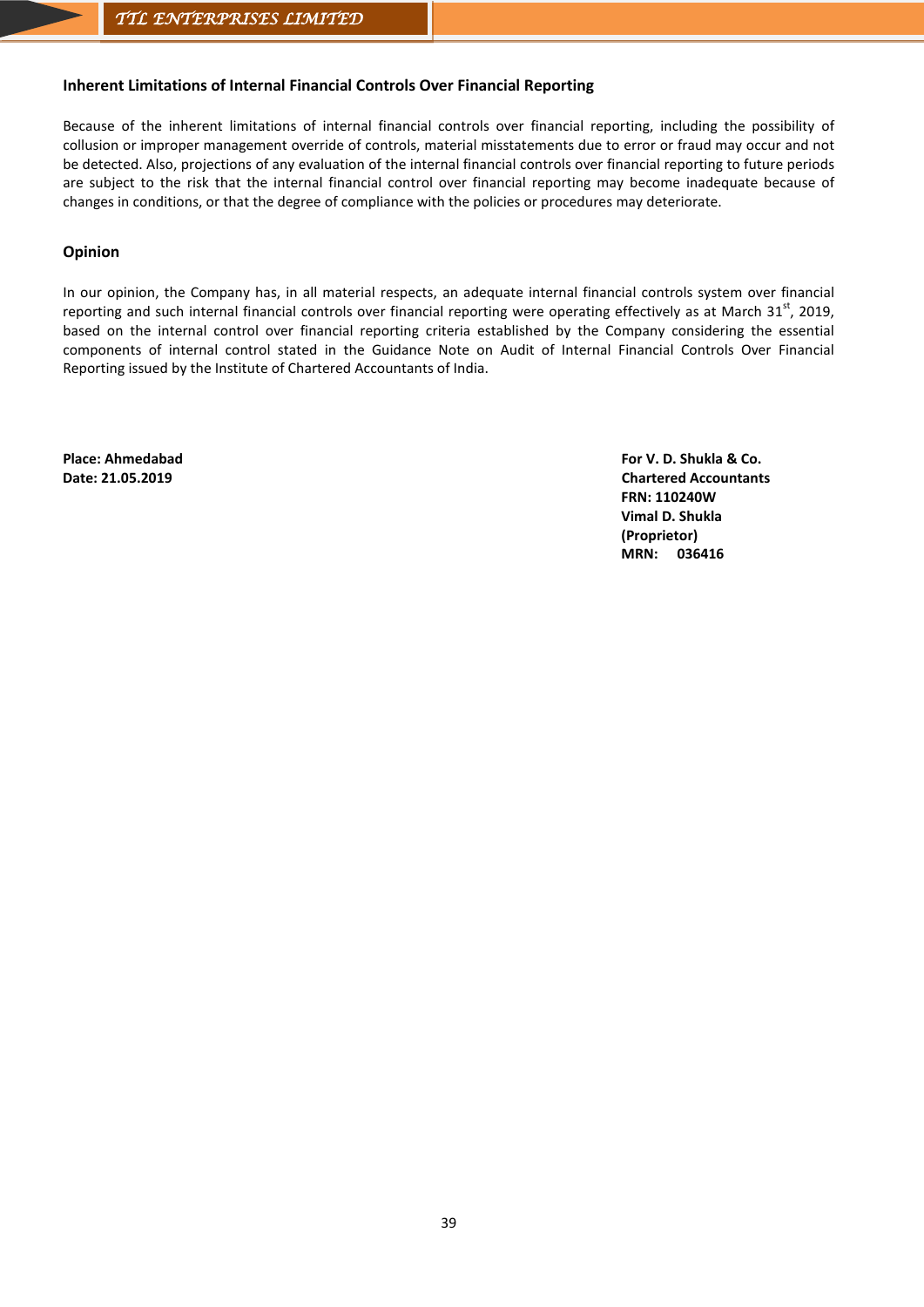### Inherent Limitations of Internal Financial Controls Over Financial Reporting

Because of the inherent limitations of internal financial controls over financial reporting, including the possibility of collusion or improper management override of controls, material misstatements due to error or fraud may occur and not be detected. Also, projections of any evaluation of the internal financial controls over financial reporting to future periods are subject to the risk that the internal financial control over financial reporting may become inadequate because of changes in conditions, or that the degree of compliance with the policies or procedures may deteriorate.

### Opinion

In our opinion, the Company has, in all material respects, an adequate internal financial controls system over financial reporting and such internal financial controls over financial reporting were operating effectively as at March 31st, 2019, based on the internal control over financial reporting criteria established by the Company considering the essential components of internal control stated in the Guidance Note on Audit of Internal Financial Controls Over Financial Reporting issued by the Institute of Chartered Accountants of India.

**Place: Ahmedabad**
**Date: 21.05.2019**

**For V. D. Shukla & Co.**
**Chartered Accountants**
**FRN: 110240W**
**Vimal D. Shukla**
**(Proprietor)**
**MRN: 036416**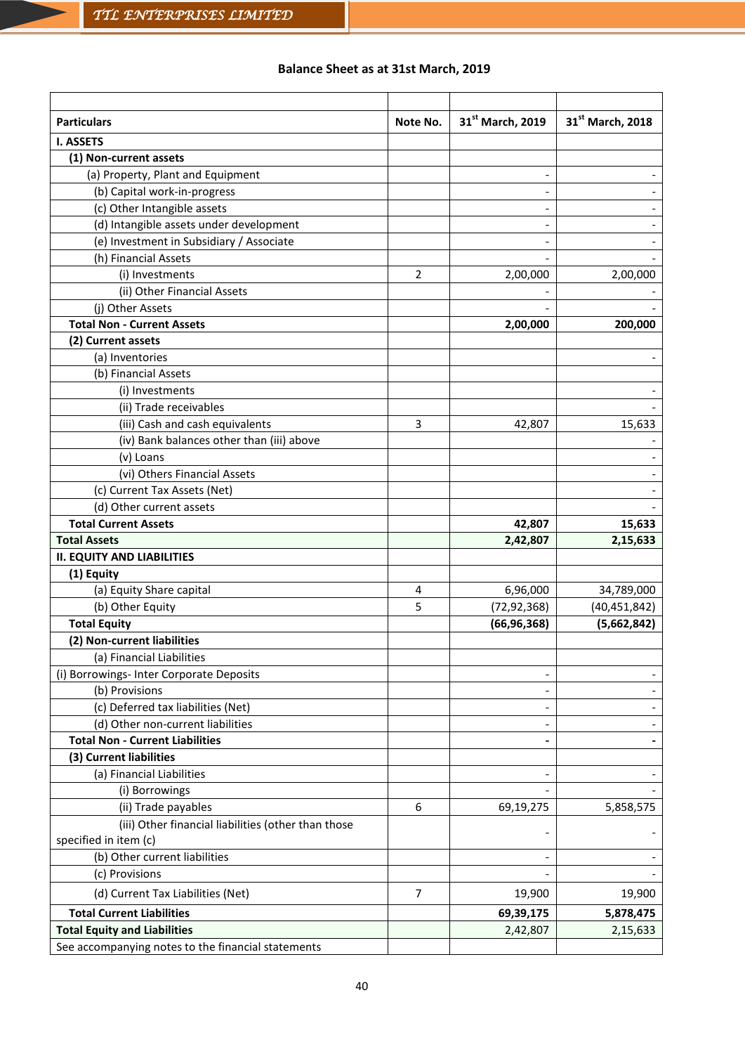## Balance Sheet as at 31st March, 2019

| Particulars | Note No. | 31st March, 2019 | 31st March, 2018 |
|---|---|---|---|
| **I. ASSETS** | | | |
| **(1) Non-current assets** | | | |
| (a) Property, Plant and Equipment | | - | - |
| (b) Capital work-in-progress | | - | - |
| (c) Other Intangible assets | | - | - |
| (d) Intangible assets under development | | - | - |
| (e) Investment in Subsidiary / Associate | | - | - |
| (h) Financial Assets | | - | - |
| (i) Investments | 2 | 2,00,000 | 2,00,000 |
| (ii) Other Financial Assets | | - | - |
| (j) Other Assets | | - | - |
| **Total Non - Current Assets** | | **2,00,000** | **200,000** |
| **(2) Current assets** | | | |
| (a) Inventories | | | - |
| (b) Financial Assets | | | |
| (i) Investments | | | - |
| (ii) Trade receivables | | | - |
| (iii) Cash and cash equivalents | 3 | 42,807 | 15,633 |
| (iv) Bank balances other than (iii) above | | | - |
| (v) Loans | | | - |
| (vi) Others Financial Assets | | | - |
| (c) Current Tax Assets (Net) | | | - |
| (d) Other current assets | | | - |
| **Total Current Assets** | | **42,807** | **15,633** |
| **Total Assets** | | **2,42,807** | **2,15,633** |
| **II. EQUITY AND LIABILITIES** | | | |
| **(1) Equity** | | | |
| (a) Equity Share capital | 4 | 6,96,000 | 34,789,000 |
| (b) Other Equity | 5 | (72,92,368) | (40,451,842) |
| **Total Equity** | | **(66,96,368)** | **(5,662,842)** |
| **(2) Non-current liabilities** | | | |
| (a) Financial Liabilities | | | |
| (i) Borrowings- Inter Corporate Deposits | | - | - |
| (b) Provisions | | - | - |
| (c) Deferred tax liabilities (Net) | | - | - |
| (d) Other non-current liabilities | | - | - |
| **Total Non - Current Liabilities** | | **-** | **-** |
| **(3) Current liabilities** | | | |
| (a) Financial Liabilities | | - | - |
| (i) Borrowings | | - | - |
| (ii) Trade payables | 6 | 69,19,275 | 5,858,575 |
| (iii) Other financial liabilities (other than those specified in item (c) | | - | - |
| (b) Other current liabilities | | - | - |
| (c) Provisions | | - | - |
| (d) Current Tax Liabilities (Net) | 7 | 19,900 | 19,900 |
| **Total Current Liabilities** | | **69,39,175** | **5,878,475** |
| **Total Equity and Liabilities** | | 2,42,807 | 2,15,633 |
| See accompanying notes to the financial statements | | | |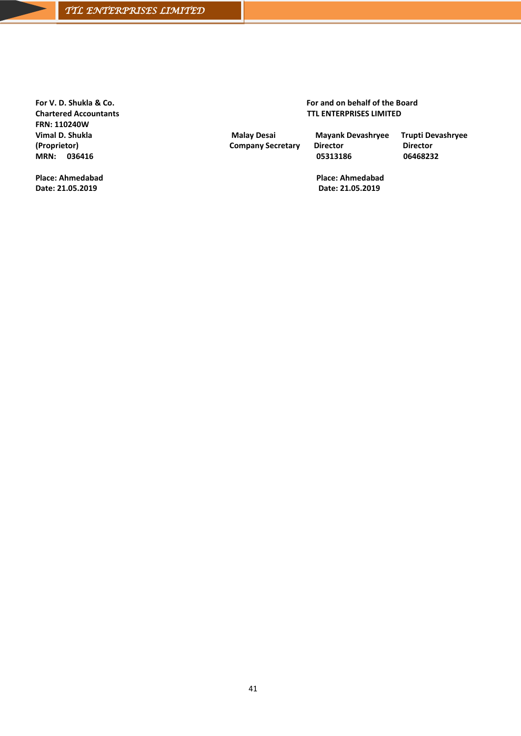**For V. D. Shukla & Co.**
**Chartered Accountants**
**FRN: 110240W**
**Vimal D. Shukla**
**(Proprietor)**
**MRN: 036416**

**Place: Ahmedabad**
**Date: 21.05.2019**

**For and on behalf of the Board**
**TTL ENTERPRISES LIMITED**

| **Malay Desai** | **Mayank Devashryee** | **Trupti Devashryee** |
|---|---|---|
| **Company Secretary** | **Director** | **Director** |
| | **05313186** | **06468232** |

**Place: Ahmedabad**
**Date: 21.05.2019**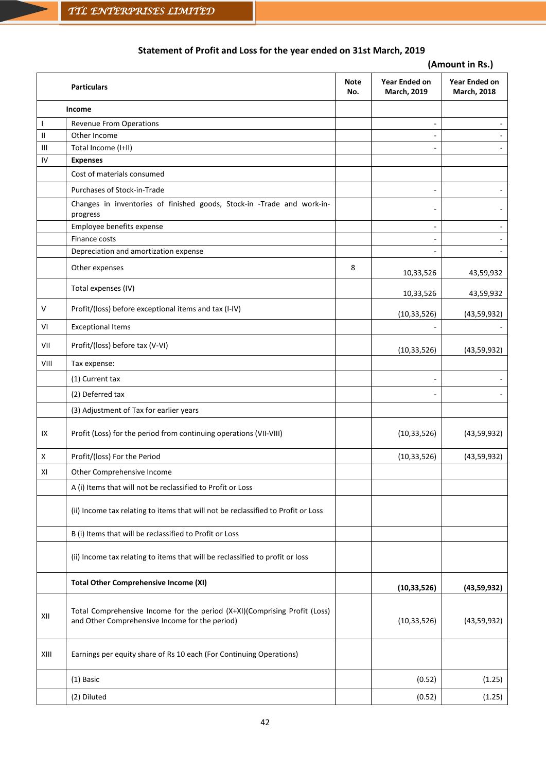## Statement of Profit and Loss for the year ended on 31st March, 2019

**(Amount in Rs.)**

| | Particulars | Note No. | Year Ended on March, 2019 | Year Ended on March, 2018 |
|---|---|---|---|---|
| | **Income** | | | |
| I | Revenue From Operations | | - | - |
| II | Other Income | | - | - |
| III | Total Income (I+II) | | - | - |
| IV | **Expenses** | | | |
| | Cost of materials consumed | | | |
| | Purchases of Stock-in-Trade | | - | - |
| | Changes in inventories of finished goods, Stock-in -Trade and work-in-progress | | - | - |
| | Employee benefits expense | | - | - |
| | Finance costs | | - | - |
| | Depreciation and amortization expense | | - | - |
| | Other expenses | 8 | 10,33,526 | 43,59,932 |
| | Total expenses (IV) | | 10,33,526 | 43,59,932 |
| V | Profit/(loss) before exceptional items and tax (I-IV) | | (10,33,526) | (43,59,932) |
| VI | Exceptional Items | | - | - |
| VII | Profit/(loss) before tax (V-VI) | | (10,33,526) | (43,59,932) |
| VIII | Tax expense: | | | |
| | (1) Current tax | | - | - |
| | (2) Deferred tax | | - | - |
| | (3) Adjustment of Tax for earlier years | | | |
| IX | Profit (Loss) for the period from continuing operations (VII-VIII) | | (10,33,526) | (43,59,932) |
| X | Profit/(loss) For the Period | | (10,33,526) | (43,59,932) |
| XI | Other Comprehensive Income | | | |
| | A (i) Items that will not be reclassified to Profit or Loss | | | |
| | (ii) Income tax relating to items that will not be reclassified to Profit or Loss | | | |
| | B (i) Items that will be reclassified to Profit or Loss | | | |
| | (ii) Income tax relating to items that will be reclassified to profit or loss | | | |
| | **Total Other Comprehensive Income (XI)** | | **(10,33,526)** | **(43,59,932)** |
| XII | Total Comprehensive Income for the period (X+XI)(Comprising Profit (Loss) and Other Comprehensive Income for the period) | | (10,33,526) | (43,59,932) |
| XIII | Earnings per equity share of Rs 10 each (For Continuing Operations) | | | |
| | (1) Basic | | (0.52) | (1.25) |
| | (2) Diluted | | (0.52) | (1.25) |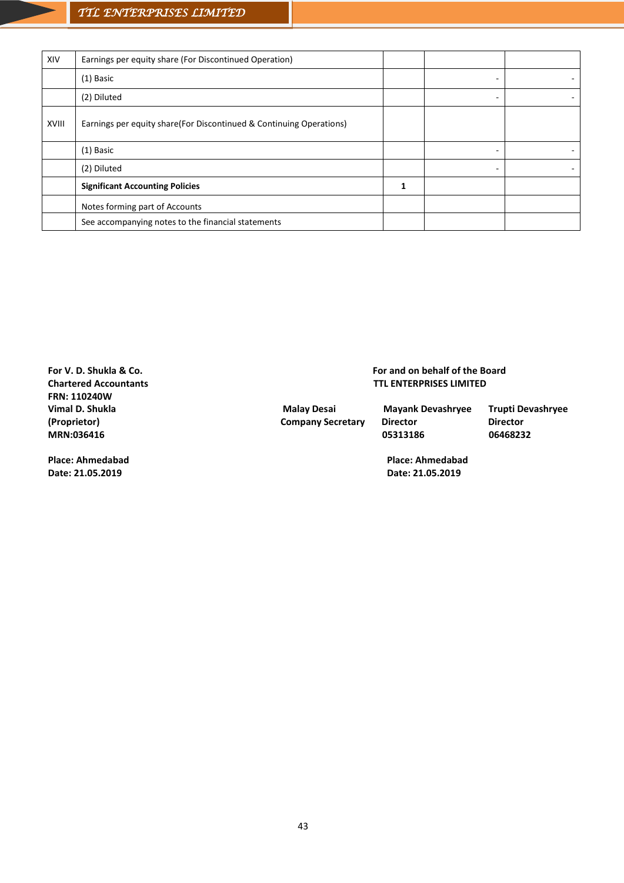| | | | | |
|---|---|---|---|---|
| XIV | Earnings per equity share (For Discontinued Operation) | | | |
| | (1) Basic | | - | - |
| | (2) Diluted | | - | - |
| XVIII | Earnings per equity share(For Discontinued & Continuing Operations) | | | |
| | (1) Basic | | - | - |
| | (2) Diluted | | - | - |
| | **Significant Accounting Policies** | **1** | | |
| | Notes forming part of Accounts | | | |
| | See accompanying notes to the financial statements | | | |

**For V. D. Shukla & Co.**
**Chartered Accountants**
**FRN: 110240W**
**Vimal D. Shukla**
**(Proprietor)**
**MRN:036416**

**Place: Ahmedabad**
**Date: 21.05.2019**

**For and on behalf of the Board**
**TTL ENTERPRISES LIMITED**

**Malay Desai**
**Company Secretary**

**Mayank Devashryee**
**Director**
**05313186**

**Trupti Devashryee**
**Director**
**06468232**

**Place: Ahmedabad**
**Date: 21.05.2019**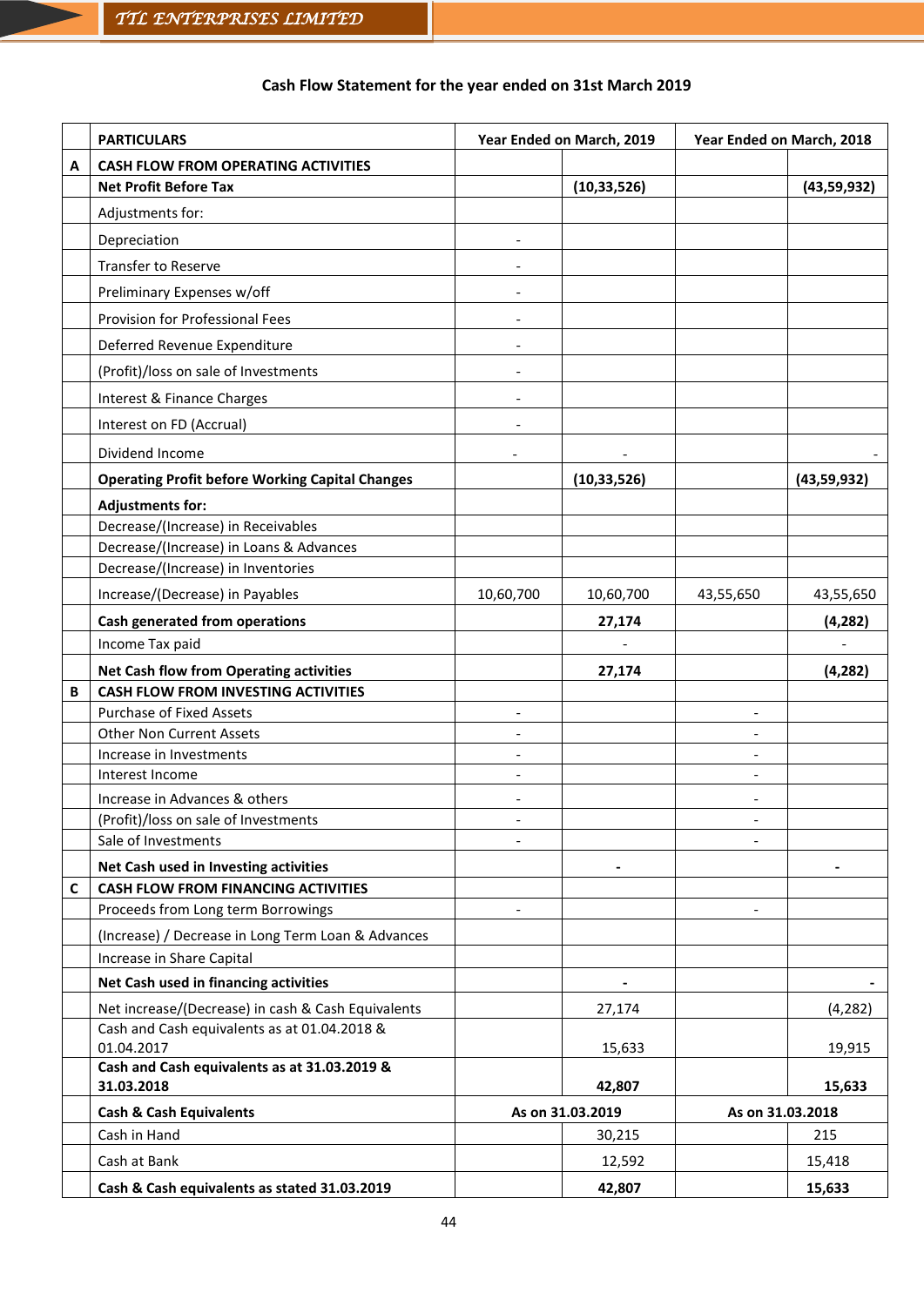### Cash Flow Statement for the year ended on 31st March 2019

| | PARTICULARS | Year Ended on March, 2019 | | Year Ended on March, 2018 | |
|---|---|---|---|---|---|
| A | **CASH FLOW FROM OPERATING ACTIVITIES** | | | | |
| | **Net Profit Before Tax** | | **(10,33,526)** | | **(43,59,932)** |
| | Adjustments for: | | | | |
| | Depreciation | - | | | |
| | Transfer to Reserve | - | | | |
| | Preliminary Expenses w/off | - | | | |
| | Provision for Professional Fees | - | | | |
| | Deferred Revenue Expenditure | - | | | |
| | (Profit)/loss on sale of Investments | - | | | |
| | Interest & Finance Charges | - | | | |
| | Interest on FD (Accrual) | - | | | |
| | Dividend Income | - | - | | - |
| | **Operating Profit before Working Capital Changes** | | **(10,33,526)** | | **(43,59,932)** |
| | **Adjustments for:** | | | | |
| | Decrease/(Increase) in Receivables | | | | |
| | Decrease/(Increase) in Loans & Advances | | | | |
| | Decrease/(Increase) in Inventories | | | | |
| | Increase/(Decrease) in Payables | 10,60,700 | 10,60,700 | 43,55,650 | 43,55,650 |
| | **Cash generated from operations** | | **27,174** | | **(4,282)** |
| | Income Tax paid | | - | | - |
| | **Net Cash flow from Operating activities** | | **27,174** | | **(4,282)** |
| B | **CASH FLOW FROM INVESTING ACTIVITIES** | | | | |
| | Purchase of Fixed Assets | - | | - | |
| | Other Non Current Assets | - | | - | |
| | Increase in Investments | - | | - | |
| | Interest Income | - | | - | |
| | Increase in Advances & others | - | | - | |
| | (Profit)/loss on sale of Investments | - | | - | |
| | Sale of Investments | - | | - | |
| | **Net Cash used in Investing activities** | | **-** | | **-** |
| C | **CASH FLOW FROM FINANCING ACTIVITIES** | | | | |
| | Proceeds from Long term Borrowings | - | | - | |
| | (Increase) / Decrease in Long Term Loan & Advances | | | | |
| | Increase in Share Capital | | | | |
| | **Net Cash used in financing activities** | | **-** | | **-** |
| | Net increase/(Decrease) in cash & Cash Equivalents | | 27,174 | | (4,282) |
| | Cash and Cash equivalents as at 01.04.2018 & 01.04.2017 | | 15,633 | | 19,915 |
| | **Cash and Cash equivalents as at 31.03.2019 & 31.03.2018** | | **42,807** | | **15,633** |
| | **Cash & Cash Equivalents** | **As on 31.03.2019** | | **As on 31.03.2018** | |
| | Cash in Hand | | 30,215 | | 215 |
| | Cash at Bank | | 12,592 | | 15,418 |
| | **Cash & Cash equivalents as stated 31.03.2019** | | **42,807** | | **15,633** |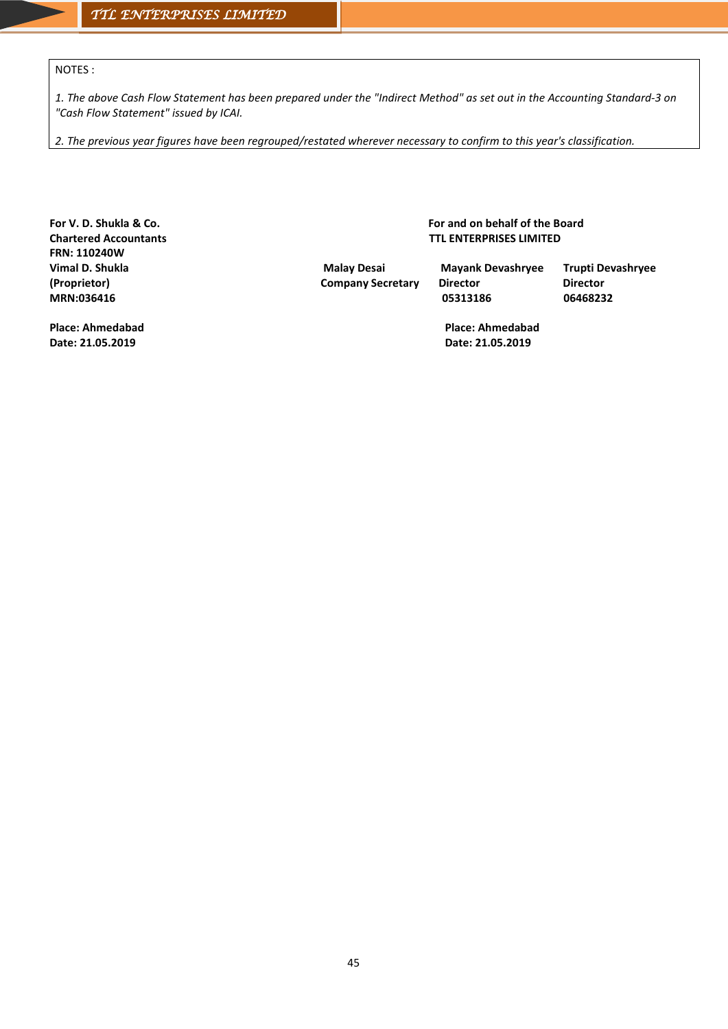NOTES :

*1. The above Cash Flow Statement has been prepared under the "Indirect Method" as set out in the Accounting Standard-3 on "Cash Flow Statement" issued by ICAI.*

*2. The previous year figures have been regrouped/restated wherever necessary to confirm to this year's classification.*

**For V. D. Shukla & Co.**
**Chartered Accountants**
**FRN: 110240W**
**Vimal D. Shukla**
**(Proprietor)**
**MRN:036416**

**Place: Ahmedabad**
**Date: 21.05.2019**

**For and on behalf of the Board**
**TTL ENTERPRISES LIMITED**

| Malay Desai | Mayank Devashryee | Trupti Devashryee |
|---|---|---|
| Company Secretary | Director | Director |
| | 05313186 | 06468232 |

**Place: Ahmedabad**
**Date: 21.05.2019**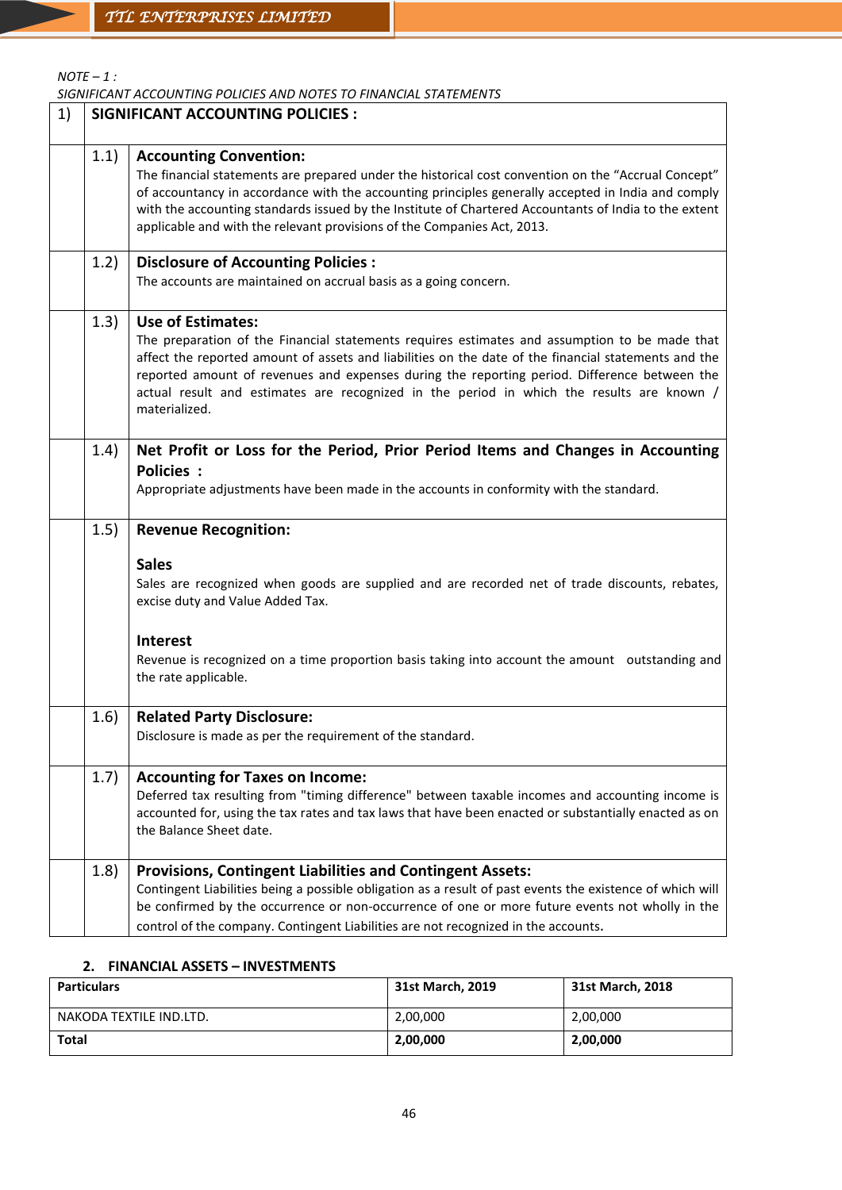*NOTE – 1 :*

*SIGNIFICANT ACCOUNTING POLICIES AND NOTES TO FINANCIAL STATEMENTS*

| 1) | **SIGNIFICANT ACCOUNTING POLICIES :** |
|---|---|
| 1.1) | **Accounting Convention:** The financial statements are prepared under the historical cost convention on the "Accrual Concept" of accountancy in accordance with the accounting principles generally accepted in India and comply with the accounting standards issued by the Institute of Chartered Accountants of India to the extent applicable and with the relevant provisions of the Companies Act, 2013. |
| 1.2) | **Disclosure of Accounting Policies :** The accounts are maintained on accrual basis as a going concern. |
| 1.3) | **Use of Estimates:** The preparation of the Financial statements requires estimates and assumption to be made that affect the reported amount of assets and liabilities on the date of the financial statements and the reported amount of revenues and expenses during the reporting period. Difference between the actual result and estimates are recognized in the period in which the results are known / materialized. |
| 1.4) | **Net Profit or Loss for the Period, Prior Period Items and Changes in Accounting Policies :** Appropriate adjustments have been made in the accounts in conformity with the standard. |
| 1.5) | **Revenue Recognition:** **Sales** Sales are recognized when goods are supplied and are recorded net of trade discounts, rebates, excise duty and Value Added Tax. **Interest** Revenue is recognized on a time proportion basis taking into account the amount outstanding and the rate applicable. |
| 1.6) | **Related Party Disclosure:** Disclosure is made as per the requirement of the standard. |
| 1.7) | **Accounting for Taxes on Income:** Deferred tax resulting from "timing difference" between taxable incomes and accounting income is accounted for, using the tax rates and tax laws that have been enacted or substantially enacted as on the Balance Sheet date. |
| 1.8) | **Provisions, Contingent Liabilities and Contingent Assets:** Contingent Liabilities being a possible obligation as a result of past events the existence of which will be confirmed by the occurrence or non-occurrence of one or more future events not wholly in the control of the company. Contingent Liabilities are not recognized in the accounts. |

**2. FINANCIAL ASSETS – INVESTMENTS**

| Particulars | 31st March, 2019 | 31st March, 2018 |
|---|---|---|
| NAKODA TEXTILE IND.LTD. | 2,00,000 | 2,00,000 |
| **Total** | **2,00,000** | **2,00,000** |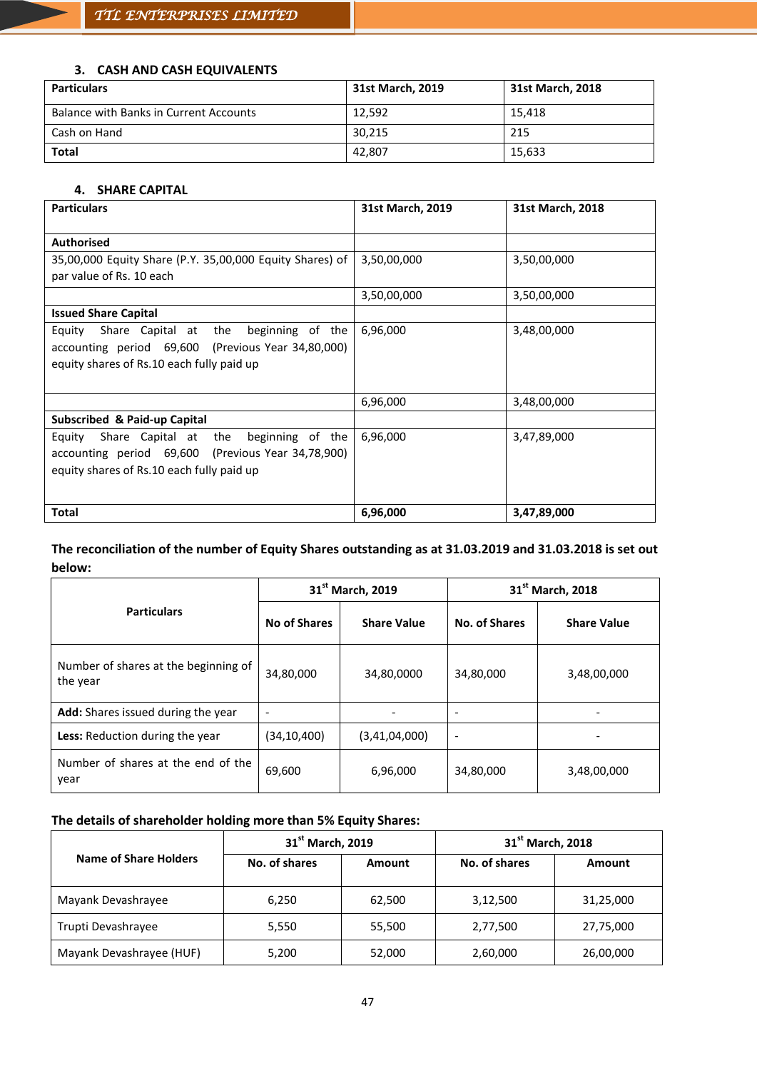### 3. CASH AND CASH EQUIVALENTS

| Particulars | 31st March, 2019 | 31st March, 2018 |
|---|---|---|
| Balance with Banks in Current Accounts | 12,592 | 15,418 |
| Cash on Hand | 30,215 | 215 |
| **Total** | 42,807 | 15,633 |

### 4. SHARE CAPITAL

| Particulars | 31st March, 2019 | 31st March, 2018 |
|---|---|---|
| **Authorised** | | |
| 35,00,000 Equity Share (P.Y. 35,00,000 Equity Shares) of par value of Rs. 10 each | 3,50,00,000 | 3,50,00,000 |
| | 3,50,00,000 | 3,50,00,000 |
| **Issued Share Capital** | | |
| Equity Share Capital at the beginning of the accounting period 69,600 (Previous Year 34,80,000) equity shares of Rs.10 each fully paid up | 6,96,000 | 3,48,00,000 |
| | 6,96,000 | 3,48,00,000 |
| **Subscribed & Paid-up Capital** | | |
| Equity Share Capital at the beginning of the accounting period 69,600 (Previous Year 34,78,900) equity shares of Rs.10 each fully paid up | 6,96,000 | 3,47,89,000 |
| **Total** | **6,96,000** | **3,47,89,000** |

**The reconciliation of the number of Equity Shares outstanding as at 31.03.2019 and 31.03.2018 is set out below:**

| Particulars | 31st March, 2019 | | 31st March, 2018 | |
|---|---|---|---|---|
| | No of Shares | Share Value | No. of Shares | Share Value |
| Number of shares at the beginning of the year | 34,80,000 | 34,80,0000 | 34,80,000 | 3,48,00,000 |
| **Add:** Shares issued during the year | - | - | - | - |
| **Less:** Reduction during the year | (34,10,400) | (3,41,04,000) | - | - |
| Number of shares at the end of the year | 69,600 | 6,96,000 | 34,80,000 | 3,48,00,000 |

**The details of shareholder holding more than 5% Equity Shares:**

| Name of Share Holders | 31st March, 2019 | | 31st March, 2018 | |
|---|---|---|---|---|
| | No. of shares | Amount | No. of shares | Amount |
| Mayank Devashrayee | 6,250 | 62,500 | 3,12,500 | 31,25,000 |
| Trupti Devashrayee | 5,550 | 55,500 | 2,77,500 | 27,75,000 |
| Mayank Devashrayee (HUF) | 5,200 | 52,000 | 2,60,000 | 26,00,000 |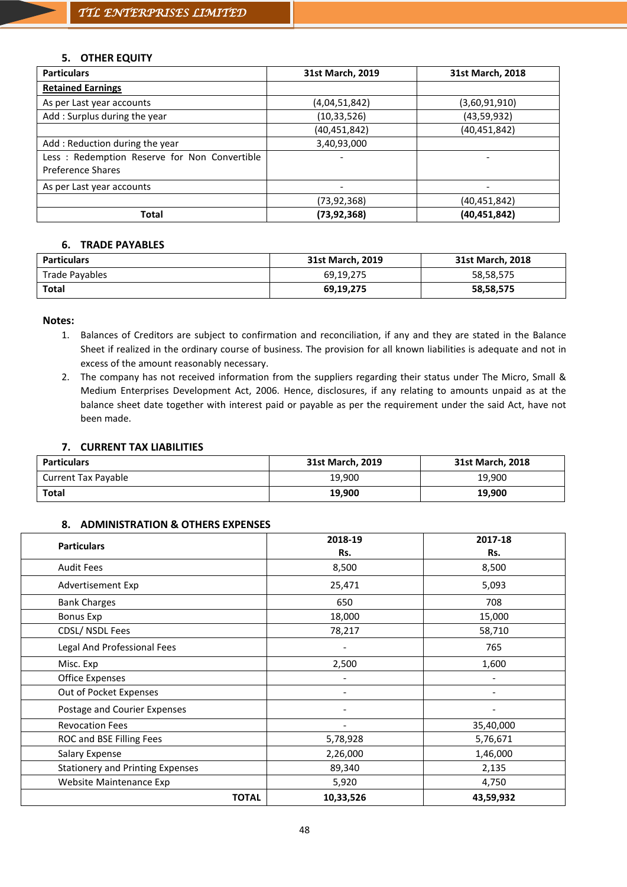### 5. OTHER EQUITY

| Particulars | 31st March, 2019 | 31st March, 2018 |
|---|---|---|
| **Retained Earnings** | | |
| As per Last year accounts | (4,04,51,842) | (3,60,91,910) |
| Add : Surplus during the year | (10,33,526) | (43,59,932) |
| | (40,451,842) | (40,451,842) |
| Add : Reduction during the year | 3,40,93,000 | |
| Less : Redemption Reserve for Non Convertible Preference Shares | - | - |
| As per Last year accounts | - | - |
| | (73,92,368) | (40,451,842) |
| **Total** | **(73,92,368)** | **(40,451,842)** |

### 6. TRADE PAYABLES

| Particulars | 31st March, 2019 | 31st March, 2018 |
|---|---|---|
| Trade Payables | 69,19,275 | 58,58,575 |
| **Total** | **69,19,275** | **58,58,575** |

**Notes:**

1. Balances of Creditors are subject to confirmation and reconciliation, if any and they are stated in the Balance Sheet if realized in the ordinary course of business. The provision for all known liabilities is adequate and not in excess of the amount reasonably necessary.
2. The company has not received information from the suppliers regarding their status under The Micro, Small & Medium Enterprises Development Act, 2006. Hence, disclosures, if any relating to amounts unpaid as at the balance sheet date together with interest paid or payable as per the requirement under the said Act, have not been made.

### 7. CURRENT TAX LIABILITIES

| Particulars | 31st March, 2019 | 31st March, 2018 |
|---|---|---|
| Current Tax Payable | 19,900 | 19,900 |
| **Total** | **19,900** | **19,900** |

### 8. ADMINISTRATION & OTHERS EXPENSES

| Particulars | 2018-19 Rs. | 2017-18 Rs. |
|---|---|---|
| Audit Fees | 8,500 | 8,500 |
| Advertisement Exp | 25,471 | 5,093 |
| Bank Charges | 650 | 708 |
| Bonus Exp | 18,000 | 15,000 |
| CDSL/ NSDL Fees | 78,217 | 58,710 |
| Legal And Professional Fees | - | 765 |
| Misc. Exp | 2,500 | 1,600 |
| Office Expenses | - | - |
| Out of Pocket Expenses | - | - |
| Postage and Courier Expenses | - | - |
| Revocation Fees | - | 35,40,000 |
| ROC and BSE Filling Fees | 5,78,928 | 5,76,671 |
| Salary Expense | 2,26,000 | 1,46,000 |
| Stationery and Printing Expenses | 89,340 | 2,135 |
| Website Maintenance Exp | 5,920 | 4,750 |
| **TOTAL** | **10,33,526** | **43,59,932** |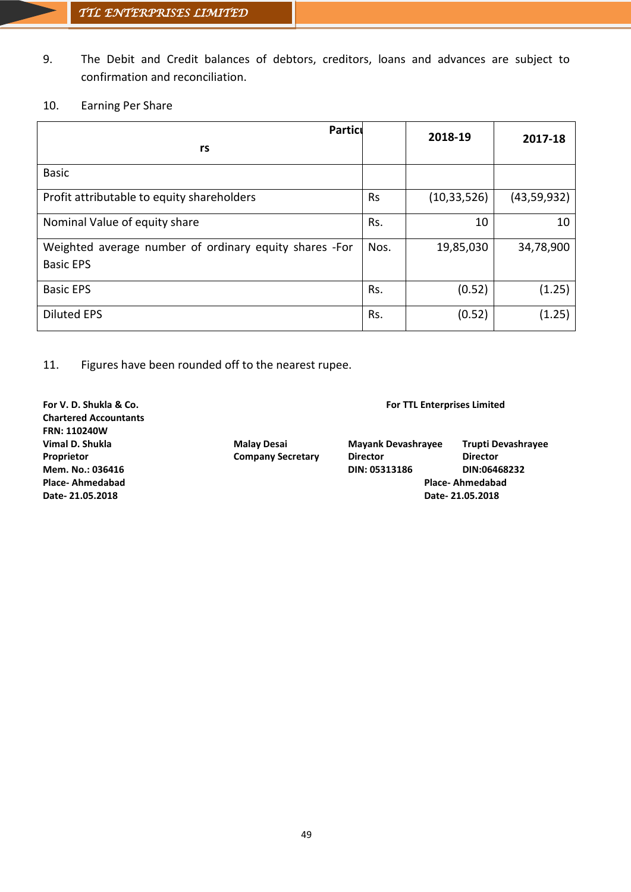9. The Debit and Credit balances of debtors, creditors, loans and advances are subject to confirmation and reconciliation.

10. Earning Per Share

| Particulars | | 2018-19 | 2017-18 |
|---|---|---|---|
| Basic | | | |
| Profit attributable to equity shareholders | Rs | (10,33,526) | (43,59,932) |
| Nominal Value of equity share | Rs. | 10 | 10 |
| Weighted average number of ordinary equity shares -For Basic EPS | Nos. | 19,85,030 | 34,78,900 |
| Basic EPS | Rs. | (0.52) | (1.25) |
| Diluted EPS | Rs. | (0.52) | (1.25) |

11. Figures have been rounded off to the nearest rupee.

**For V. D. Shukla & Co.**
**Chartered Accountants**
**FRN: 110240W**
**Vimal D. Shukla**
**Proprietor**
**Mem. No.: 036416**
**Place- Ahmedabad**
**Date- 21.05.2018**

**For TTL Enterprises Limited**

**Malay Desai**
**Company Secretary**

**Mayank Devashrayee**
**Director**
**DIN: 05313186**

**Trupti Devashrayee**
**Director**
**DIN:06468232**

**Place- Ahmedabad**
**Date- 21.05.2018**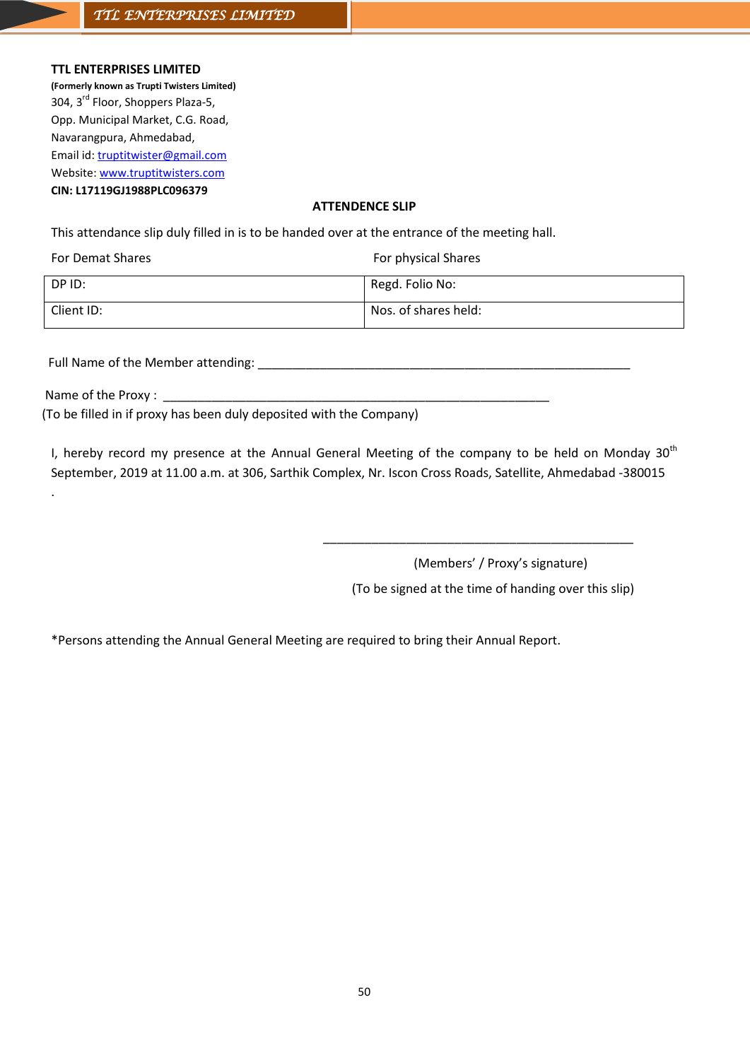**TTL ENTERPRISES LIMITED**

**(Formerly known as Trupti Twisters Limited)**

304, 3rd Floor, Shoppers Plaza-5,
Opp. Municipal Market, C.G. Road,
Navarangpura, Ahmedabad,
Email id: truptitwister@gmail.com
Website: www.truptitwisters.com
**CIN: L17119GJ1988PLC096379**

## ATTENDENCE SLIP

This attendance slip duly filled in is to be handed over at the entrance of the meeting hall.

| For Demat Shares | For physical Shares |
|---|---|
| DP ID: | Regd. Folio No: |
| Client ID: | Nos. of shares held: |

Full Name of the Member attending: ________________________________________________________

Name of the Proxy : ___________________________________________________________
(To be filled in if proxy has been duly deposited with the Company)

I, hereby record my presence at the Annual General Meeting of the company to be held on Monday 30th September, 2019 at 11.00 a.m. at 306, Sarthik Complex, Nr. Iscon Cross Roads, Satellite, Ahmedabad -380015
.

_______________________________________________

(Members' / Proxy's signature)

(To be signed at the time of handing over this slip)

*Persons attending the Annual General Meeting are required to bring their Annual Report.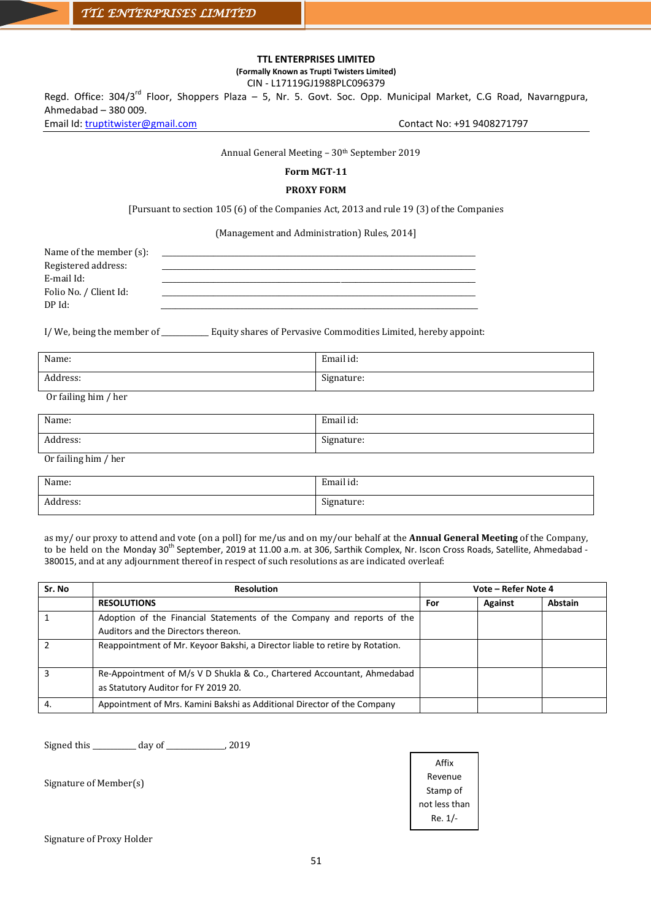**TTL ENTERPRISES LIMITED**

**(Formally Known as Trupti Twisters Limited)**

CIN - L17119GJ1988PLC096379

Regd. Office: 304/3rd Floor, Shoppers Plaza – 5, Nr. 5. Govt. Soc. Opp. Municipal Market, C.G Road, Navarngpura, Ahmedabad – 380 009.

Email Id: truptitwister@gmail.com Contact No: +91 9408271797

Annual General Meeting – 30th September 2019

**Form MGT-11**

**PROXY FORM**

[Pursuant to section 105 (6) of the Companies Act, 2013 and rule 19 (3) of the Companies

(Management and Administration) Rules, 2014]

Name of the member (s): ______________________________

Registered address: ______________________________

E-mail Id: ______________________________

Folio No. / Client Id: ______________________________

DP Id: ______________________________

I/ We, being the member of __________ Equity shares of Pervasive Commodities Limited, hereby appoint:

| Name: | Email id: |
|---|---|
| Address: | Signature: |

Or failing him / her

| Name: | Email id: |
|---|---|
| Address: | Signature: |

Or failing him / her

| Name: | Email id: |
|---|---|
| Address: | Signature: |

as my/ our proxy to attend and vote (on a poll) for me/us and on my/our behalf at the **Annual General Meeting** of the Company, to be held on the Monday 30th September, 2019 at 11.00 a.m. at 306, Sarthik Complex, Nr. Iscon Cross Roads, Satellite, Ahmedabad - 380015, and at any adjournment thereof in respect of such resolutions as are indicated overleaf:

| Sr. No | Resolution | Vote – Refer Note 4 | | |
|---|---|---|---|---|
| | **RESOLUTIONS** | **For** | **Against** | **Abstain** |
| 1 | Adoption of the Financial Statements of the Company and reports of the Auditors and the Directors thereon. | | | |
| 2 | Reappointment of Mr. Keyoor Bakshi, a Director liable to retire by Rotation. | | | |
| 3 | Re-Appointment of M/s V D Shukla & Co., Chartered Accountant, Ahmedabad as Statutory Auditor for FY 2019 20. | | | |
| 4. | Appointment of Mrs. Kamini Bakshi as Additional Director of the Company | | | |

Signed this _________ day of ____________, 2019

Signature of Member(s)

Affix Revenue Stamp of not less than Re. 1/-

Signature of Proxy Holder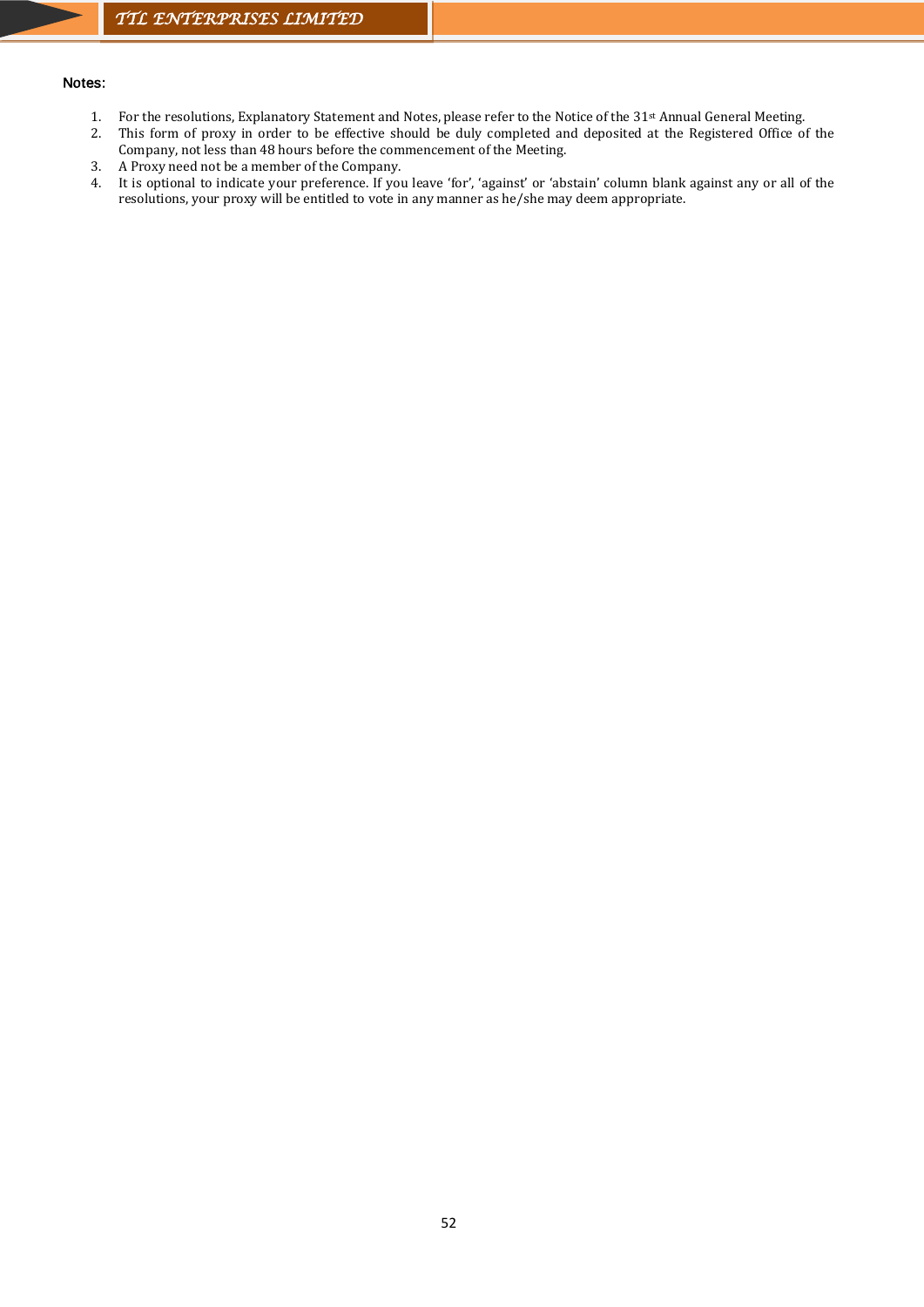**Notes:**

1. For the resolutions, Explanatory Statement and Notes, please refer to the Notice of the 31st Annual General Meeting.
2. This form of proxy in order to be effective should be duly completed and deposited at the Registered Office of the Company, not less than 48 hours before the commencement of the Meeting.
3. A Proxy need not be a member of the Company.
4. It is optional to indicate your preference. If you leave 'for', 'against' or 'abstain' column blank against any or all of the resolutions, your proxy will be entitled to vote in any manner as he/she may deem appropriate.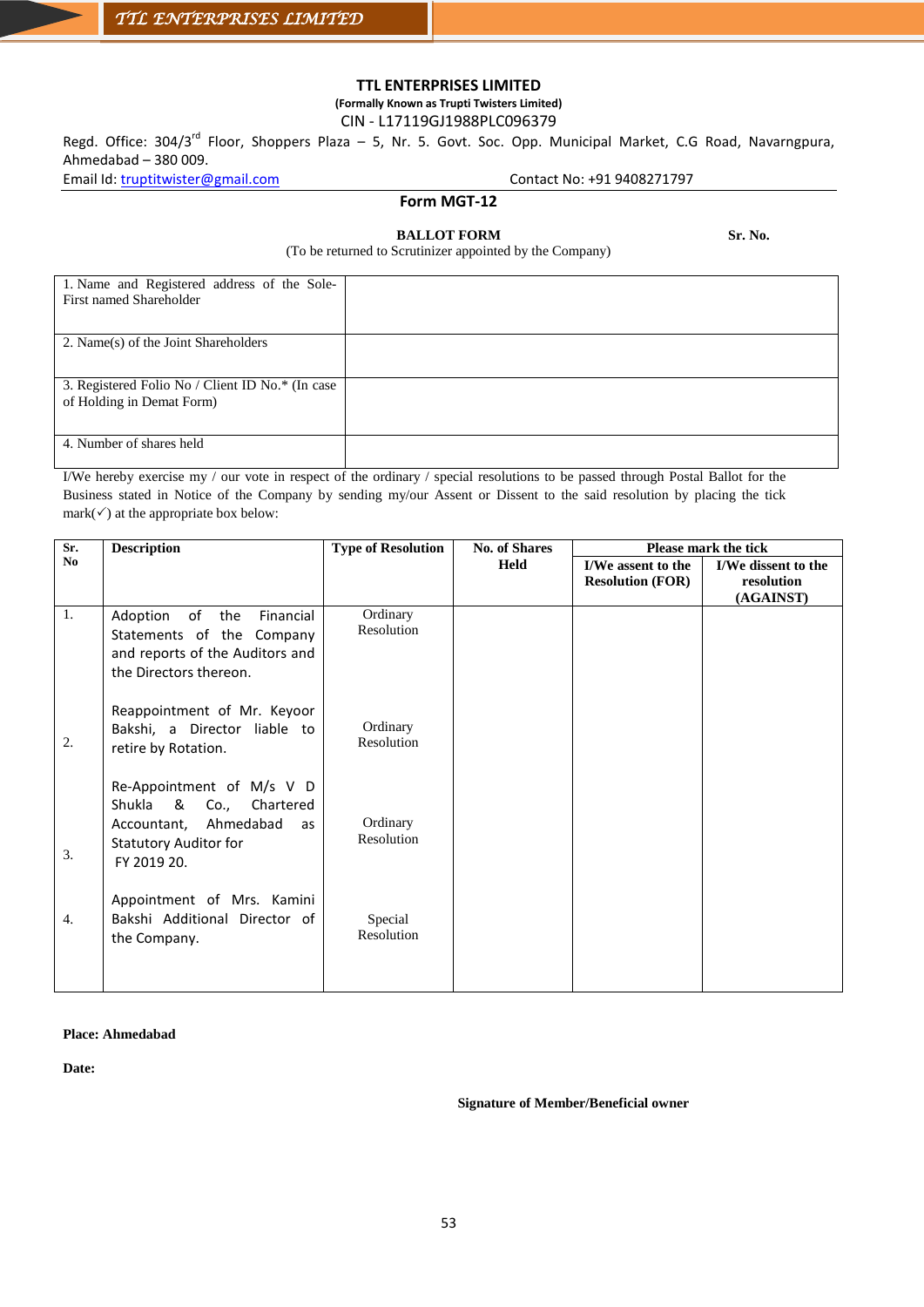# TTL ENTERPRISES LIMITED

**(Formally Known as Trupti Twisters Limited)**

CIN - L17119GJ1988PLC096379

Regd. Office: 304/3rd Floor, Shoppers Plaza – 5, Nr. 5. Govt. Soc. Opp. Municipal Market, C.G Road, Navarngpura, Ahmedabad – 380 009.

Email Id: truptitwister@gmail.com Contact No: +91 9408271797

## Form MGT-12

**BALLOT FORM** **Sr. No.**

(To be returned to Scrutinizer appointed by the Company)

| | |
|---|---|
| 1. Name and Registered address of the Sole-First named Shareholder | |
| 2. Name(s) of the Joint Shareholders | |
| 3. Registered Folio No / Client ID No.* (In case of Holding in Demat Form) | |
| 4. Number of shares held | |

I/We hereby exercise my / our vote in respect of the ordinary / special resolutions to be passed through Postal Ballot for the Business stated in Notice of the Company by sending my/our Assent or Dissent to the said resolution by placing the tick mark(✓) at the appropriate box below:

| Sr. No | Description | Type of Resolution | No. of Shares Held | Please mark the tick | |
|---|---|---|---|---|---|
| | | | | I/We assent to the Resolution (FOR) | I/We dissent to the resolution (AGAINST) |
| 1. | Adoption of the Financial Statements of the Company and reports of the Auditors and the Directors thereon. | Ordinary Resolution | | | |
| 2. | Reappointment of Mr. Keyoor Bakshi, a Director liable to retire by Rotation. | Ordinary Resolution | | | |
| 3. | Re-Appointment of M/s V D Shukla & Co., Chartered Accountant, Ahmedabad as Statutory Auditor for FY 2019 20. | Ordinary Resolution | | | |
| 4. | Appointment of Mrs. Kamini Bakshi Additional Director of the Company. | Special Resolution | | | |

**Place: Ahmedabad**

**Date:**

**Signature of Member/Beneficial owner**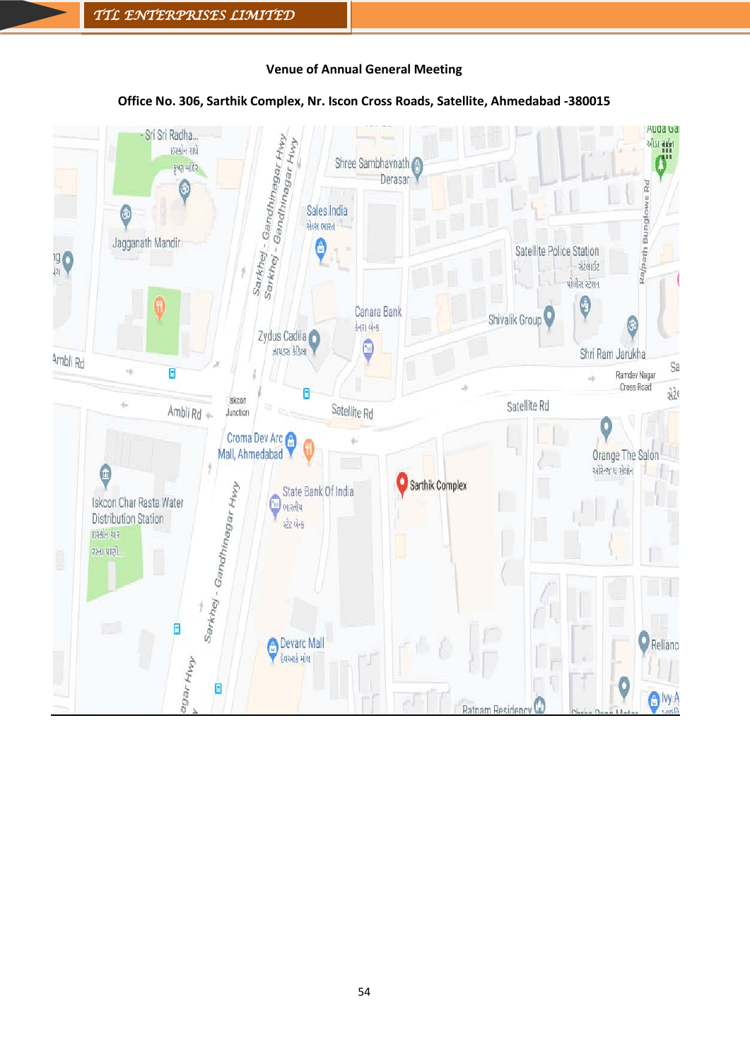**Venue of Annual General Meeting**

**Office No. 306, Sarthik Complex, Nr. Iscon Cross Roads, Satellite, Ahmedabad -380015**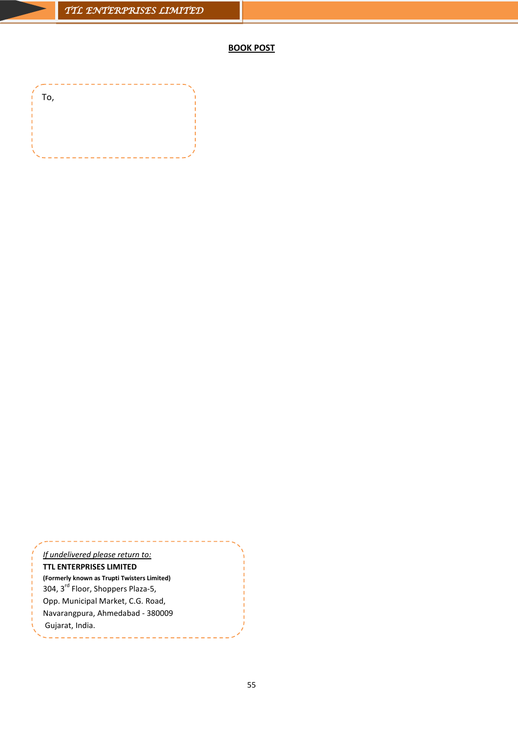**BOOK POST**

To,

*If undelivered please return to:*

**TTL ENTERPRISES LIMITED**

**(Formerly known as Trupti Twisters Limited)**

304, 3rd Floor, Shoppers Plaza-5,

Opp. Municipal Market, C.G. Road,

Navarangpura, Ahmedabad - 380009

Gujarat, India.